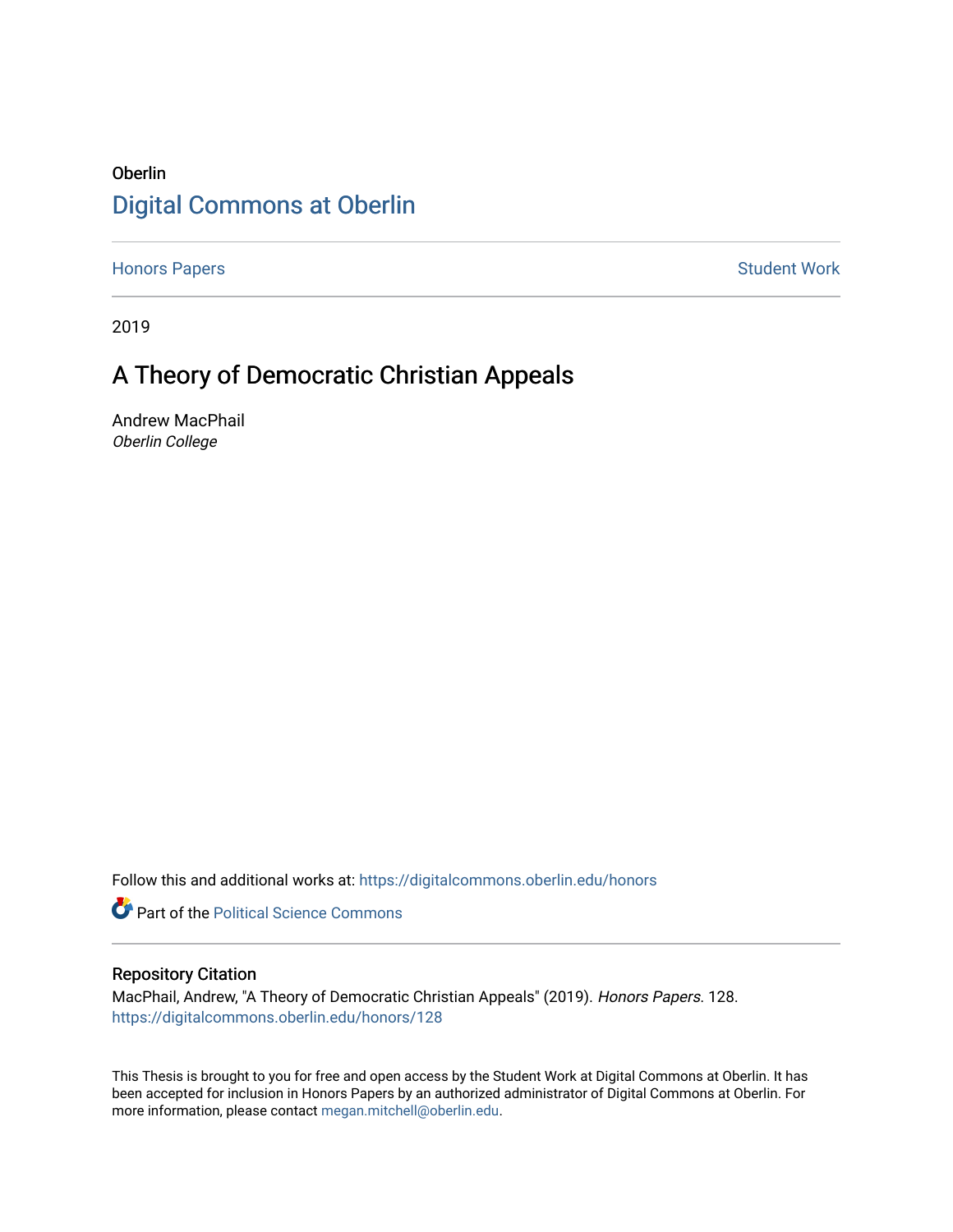Oberlin

# Digital Commons at Oberlin

Honors Papers | Student Work

2019

## A Theory of Democratic Christian Appeals

Andrew MacPhail
*Oberlin College*

Follow this and additional works at: https://digitalcommons.oberlin.edu/honors

Part of the Political Science Commons

### Repository Citation

MacPhail, Andrew, "A Theory of Democratic Christian Appeals" (2019). *Honors Papers*. 128.
https://digitalcommons.oberlin.edu/honors/128

This Thesis is brought to you for free and open access by the Student Work at Digital Commons at Oberlin. It has been accepted for inclusion in Honors Papers by an authorized administrator of Digital Commons at Oberlin. For more information, please contact megan.mitchell@oberlin.edu.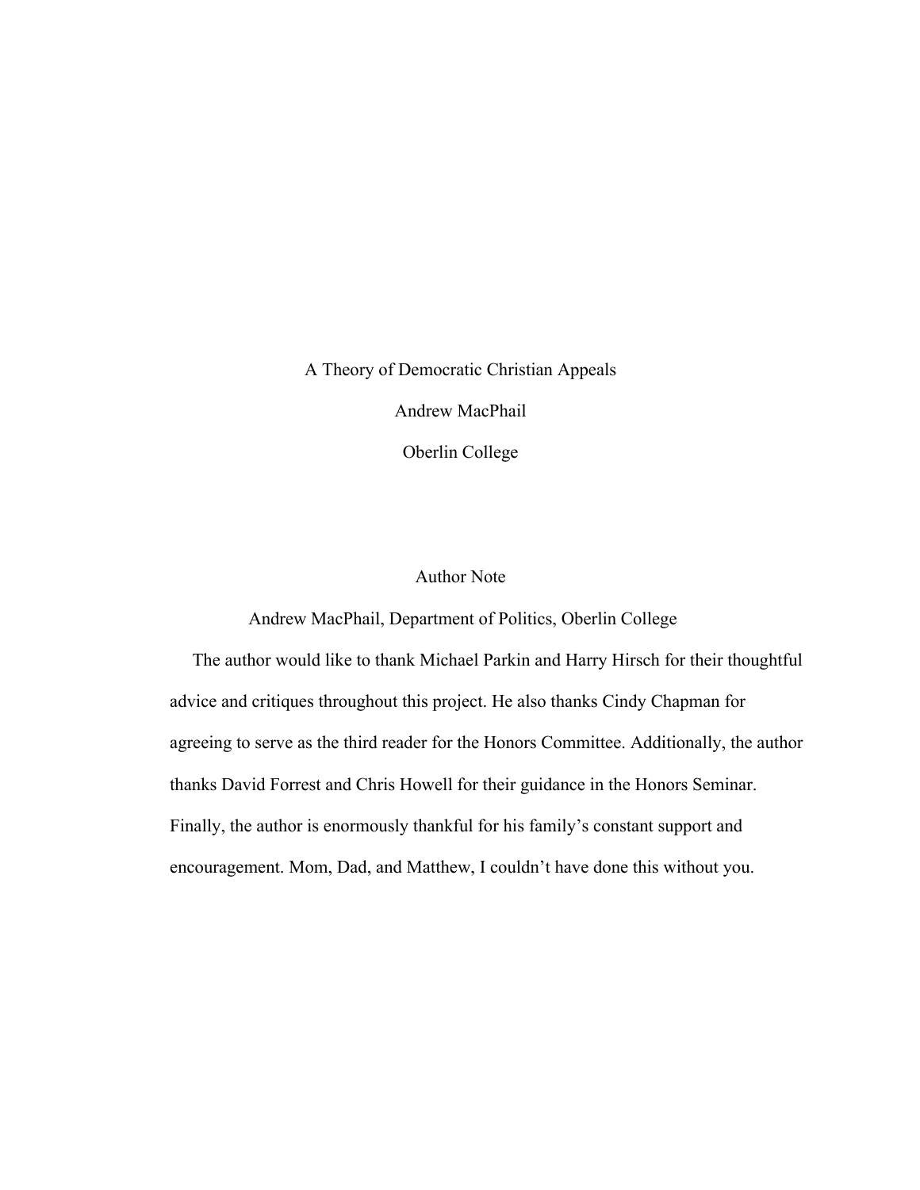A Theory of Democratic Christian Appeals

Andrew MacPhail

Oberlin College

## Author Note

Andrew MacPhail, Department of Politics, Oberlin College

The author would like to thank Michael Parkin and Harry Hirsch for their thoughtful advice and critiques throughout this project. He also thanks Cindy Chapman for agreeing to serve as the third reader for the Honors Committee. Additionally, the author thanks David Forrest and Chris Howell for their guidance in the Honors Seminar. Finally, the author is enormously thankful for his family's constant support and encouragement. Mom, Dad, and Matthew, I couldn't have done this without you.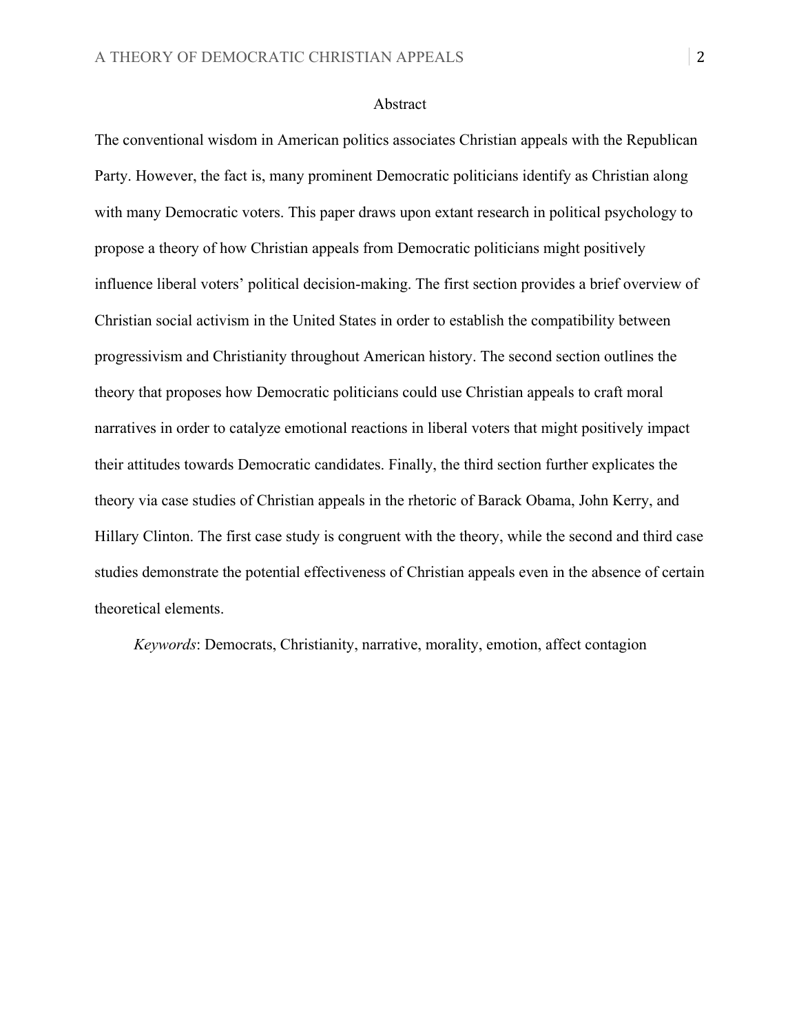## Abstract

The conventional wisdom in American politics associates Christian appeals with the Republican Party. However, the fact is, many prominent Democratic politicians identify as Christian along with many Democratic voters. This paper draws upon extant research in political psychology to propose a theory of how Christian appeals from Democratic politicians might positively influence liberal voters' political decision-making. The first section provides a brief overview of Christian social activism in the United States in order to establish the compatibility between progressivism and Christianity throughout American history. The second section outlines the theory that proposes how Democratic politicians could use Christian appeals to craft moral narratives in order to catalyze emotional reactions in liberal voters that might positively impact their attitudes towards Democratic candidates. Finally, the third section further explicates the theory via case studies of Christian appeals in the rhetoric of Barack Obama, John Kerry, and Hillary Clinton. The first case study is congruent with the theory, while the second and third case studies demonstrate the potential effectiveness of Christian appeals even in the absence of certain theoretical elements.

*Keywords*: Democrats, Christianity, narrative, morality, emotion, affect contagion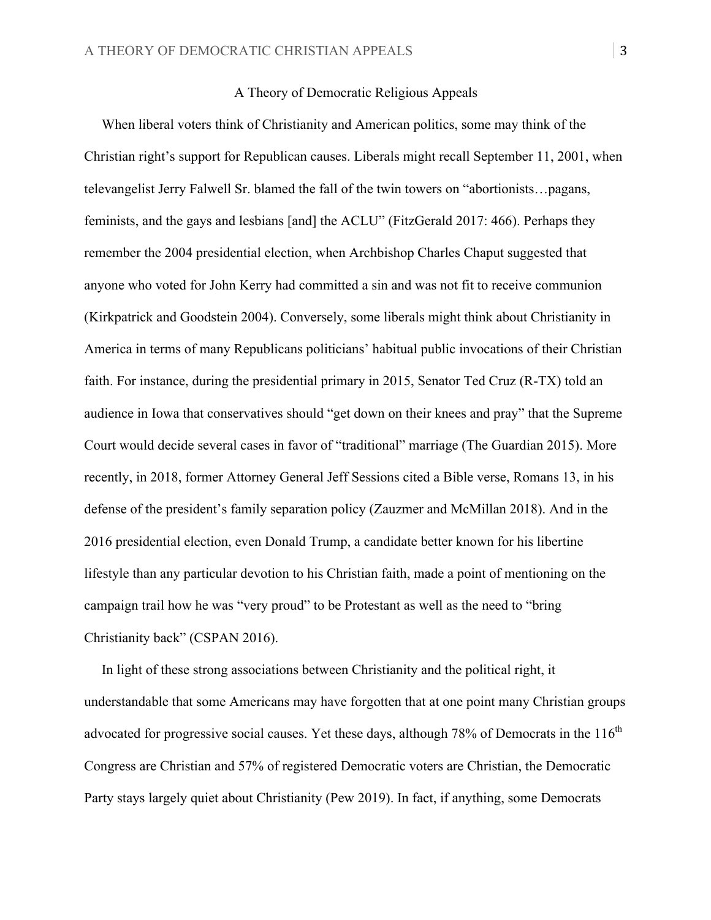## A Theory of Democratic Religious Appeals

When liberal voters think of Christianity and American politics, some may think of the Christian right's support for Republican causes. Liberals might recall September 11, 2001, when televangelist Jerry Falwell Sr. blamed the fall of the twin towers on "abortionists…pagans, feminists, and the gays and lesbians [and] the ACLU" (FitzGerald 2017: 466). Perhaps they remember the 2004 presidential election, when Archbishop Charles Chaput suggested that anyone who voted for John Kerry had committed a sin and was not fit to receive communion (Kirkpatrick and Goodstein 2004). Conversely, some liberals might think about Christianity in America in terms of many Republicans politicians' habitual public invocations of their Christian faith. For instance, during the presidential primary in 2015, Senator Ted Cruz (R-TX) told an audience in Iowa that conservatives should "get down on their knees and pray" that the Supreme Court would decide several cases in favor of "traditional" marriage (The Guardian 2015). More recently, in 2018, former Attorney General Jeff Sessions cited a Bible verse, Romans 13, in his defense of the president's family separation policy (Zauzmer and McMillan 2018). And in the 2016 presidential election, even Donald Trump, a candidate better known for his libertine lifestyle than any particular devotion to his Christian faith, made a point of mentioning on the campaign trail how he was "very proud" to be Protestant as well as the need to "bring Christianity back" (CSPAN 2016).

In light of these strong associations between Christianity and the political right, it understandable that some Americans may have forgotten that at one point many Christian groups advocated for progressive social causes. Yet these days, although 78% of Democrats in the 116th Congress are Christian and 57% of registered Democratic voters are Christian, the Democratic Party stays largely quiet about Christianity (Pew 2019). In fact, if anything, some Democrats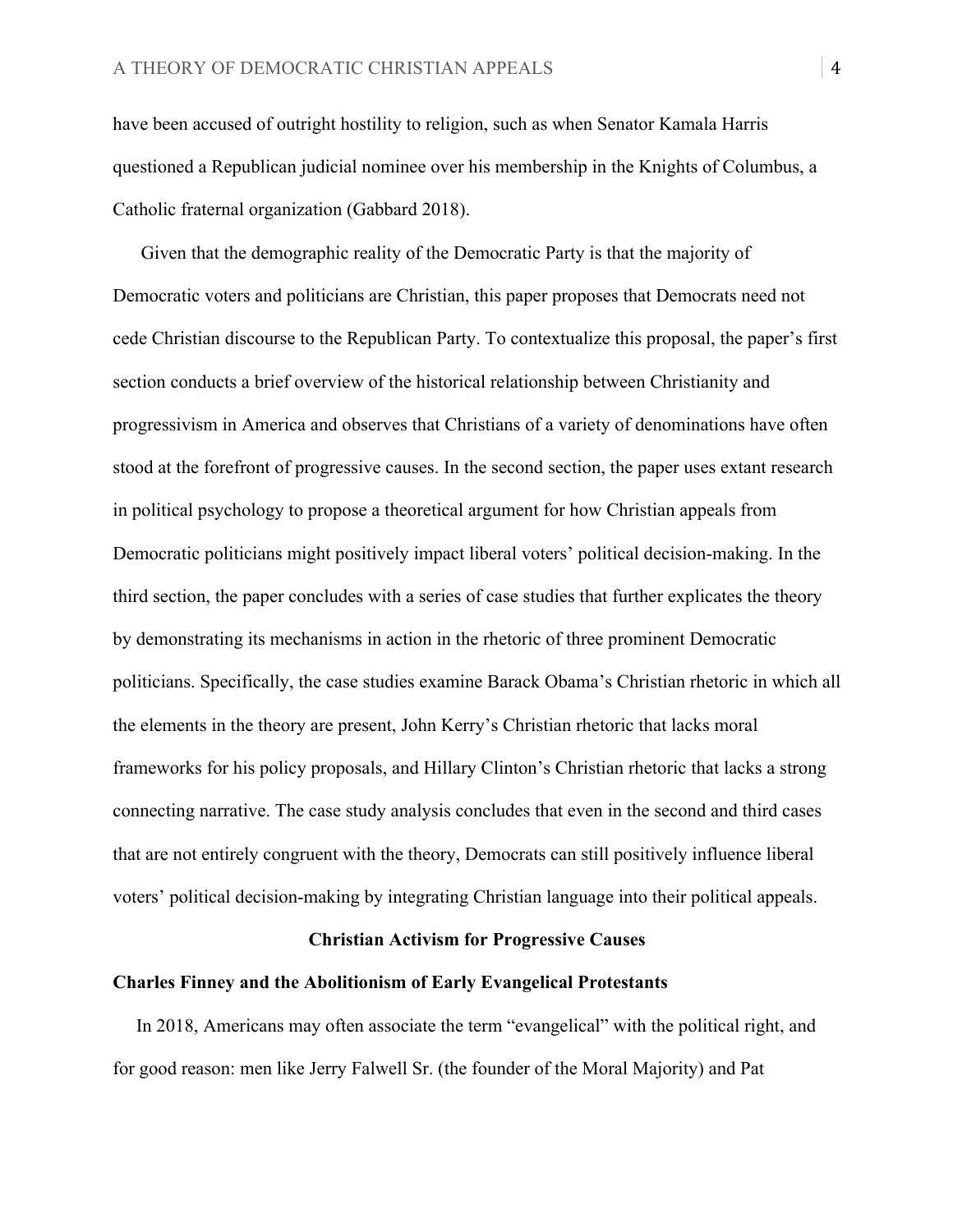have been accused of outright hostility to religion, such as when Senator Kamala Harris questioned a Republican judicial nominee over his membership in the Knights of Columbus, a Catholic fraternal organization (Gabbard 2018).

Given that the demographic reality of the Democratic Party is that the majority of Democratic voters and politicians are Christian, this paper proposes that Democrats need not cede Christian discourse to the Republican Party. To contextualize this proposal, the paper's first section conducts a brief overview of the historical relationship between Christianity and progressivism in America and observes that Christians of a variety of denominations have often stood at the forefront of progressive causes. In the second section, the paper uses extant research in political psychology to propose a theoretical argument for how Christian appeals from Democratic politicians might positively impact liberal voters' political decision-making. In the third section, the paper concludes with a series of case studies that further explicates the theory by demonstrating its mechanisms in action in the rhetoric of three prominent Democratic politicians. Specifically, the case studies examine Barack Obama's Christian rhetoric in which all the elements in the theory are present, John Kerry's Christian rhetoric that lacks moral frameworks for his policy proposals, and Hillary Clinton's Christian rhetoric that lacks a strong connecting narrative. The case study analysis concludes that even in the second and third cases that are not entirely congruent with the theory, Democrats can still positively influence liberal voters' political decision-making by integrating Christian language into their political appeals.

## Christian Activism for Progressive Causes

### Charles Finney and the Abolitionism of Early Evangelical Protestants

In 2018, Americans may often associate the term "evangelical" with the political right, and for good reason: men like Jerry Falwell Sr. (the founder of the Moral Majority) and Pat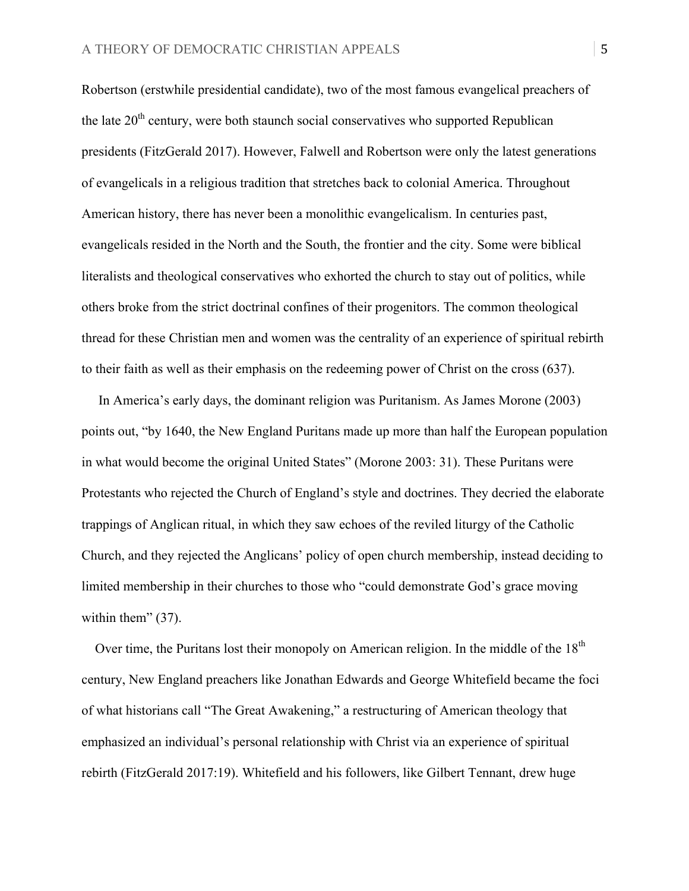Robertson (erstwhile presidential candidate), two of the most famous evangelical preachers of the late 20th century, were both staunch social conservatives who supported Republican presidents (FitzGerald 2017). However, Falwell and Robertson were only the latest generations of evangelicals in a religious tradition that stretches back to colonial America. Throughout American history, there has never been a monolithic evangelicalism. In centuries past, evangelicals resided in the North and the South, the frontier and the city. Some were biblical literalists and theological conservatives who exhorted the church to stay out of politics, while others broke from the strict doctrinal confines of their progenitors. The common theological thread for these Christian men and women was the centrality of an experience of spiritual rebirth to their faith as well as their emphasis on the redeeming power of Christ on the cross (637).

In America's early days, the dominant religion was Puritanism. As James Morone (2003) points out, "by 1640, the New England Puritans made up more than half the European population in what would become the original United States" (Morone 2003: 31). These Puritans were Protestants who rejected the Church of England's style and doctrines. They decried the elaborate trappings of Anglican ritual, in which they saw echoes of the reviled liturgy of the Catholic Church, and they rejected the Anglicans' policy of open church membership, instead deciding to limited membership in their churches to those who "could demonstrate God's grace moving within them" (37).

Over time, the Puritans lost their monopoly on American religion. In the middle of the 18th century, New England preachers like Jonathan Edwards and George Whitefield became the foci of what historians call "The Great Awakening," a restructuring of American theology that emphasized an individual's personal relationship with Christ via an experience of spiritual rebirth (FitzGerald 2017:19). Whitefield and his followers, like Gilbert Tennant, drew huge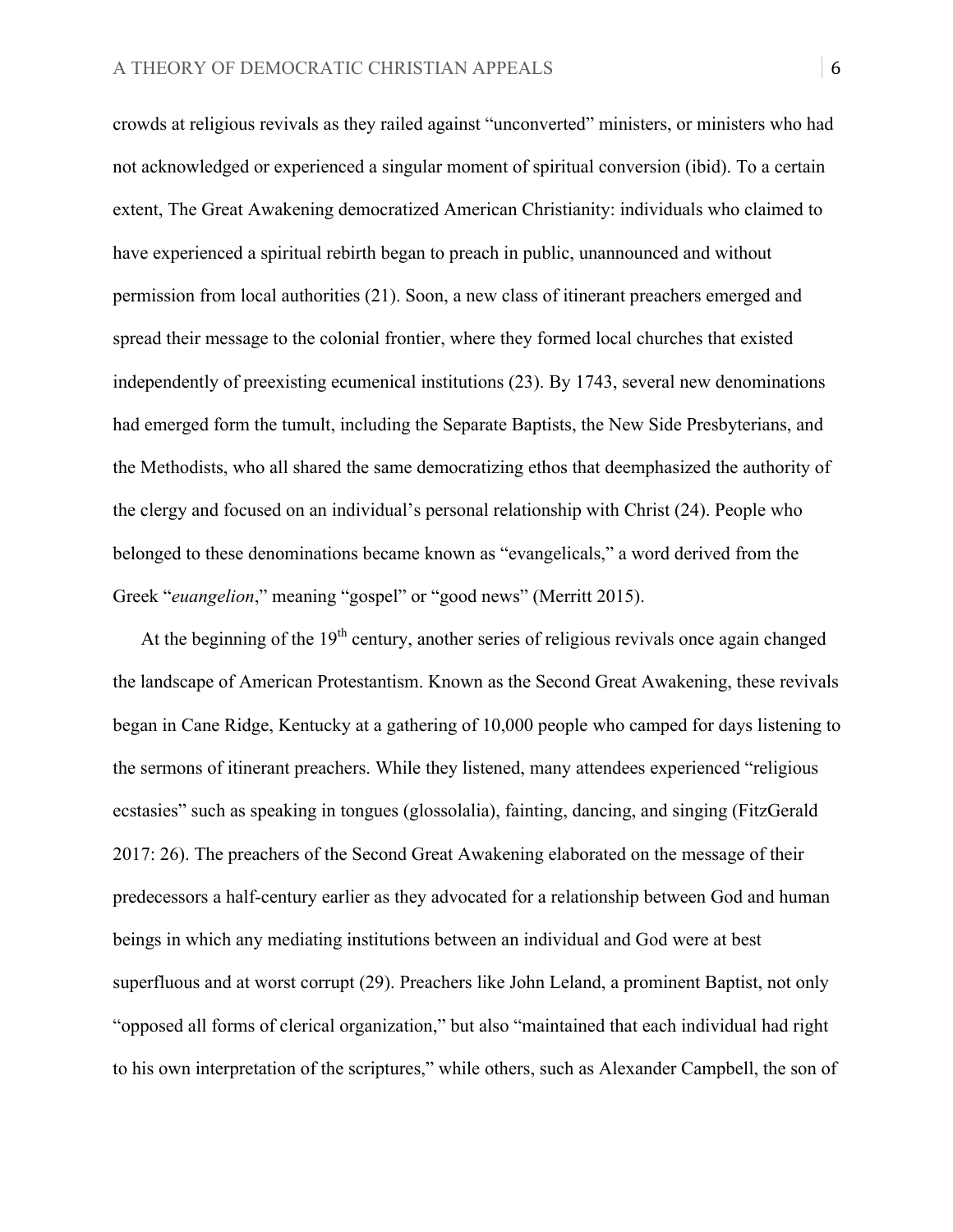crowds at religious revivals as they railed against "unconverted" ministers, or ministers who had not acknowledged or experienced a singular moment of spiritual conversion (ibid). To a certain extent, The Great Awakening democratized American Christianity: individuals who claimed to have experienced a spiritual rebirth began to preach in public, unannounced and without permission from local authorities (21). Soon, a new class of itinerant preachers emerged and spread their message to the colonial frontier, where they formed local churches that existed independently of preexisting ecumenical institutions (23). By 1743, several new denominations had emerged form the tumult, including the Separate Baptists, the New Side Presbyterians, and the Methodists, who all shared the same democratizing ethos that deemphasized the authority of the clergy and focused on an individual's personal relationship with Christ (24). People who belonged to these denominations became known as "evangelicals," a word derived from the Greek "*euangelion*," meaning "gospel" or "good news" (Merritt 2015).

At the beginning of the 19th century, another series of religious revivals once again changed the landscape of American Protestantism. Known as the Second Great Awakening, these revivals began in Cane Ridge, Kentucky at a gathering of 10,000 people who camped for days listening to the sermons of itinerant preachers. While they listened, many attendees experienced "religious ecstasies" such as speaking in tongues (glossolalia), fainting, dancing, and singing (FitzGerald 2017: 26). The preachers of the Second Great Awakening elaborated on the message of their predecessors a half-century earlier as they advocated for a relationship between God and human beings in which any mediating institutions between an individual and God were at best superfluous and at worst corrupt (29). Preachers like John Leland, a prominent Baptist, not only "opposed all forms of clerical organization," but also "maintained that each individual had right to his own interpretation of the scriptures," while others, such as Alexander Campbell, the son of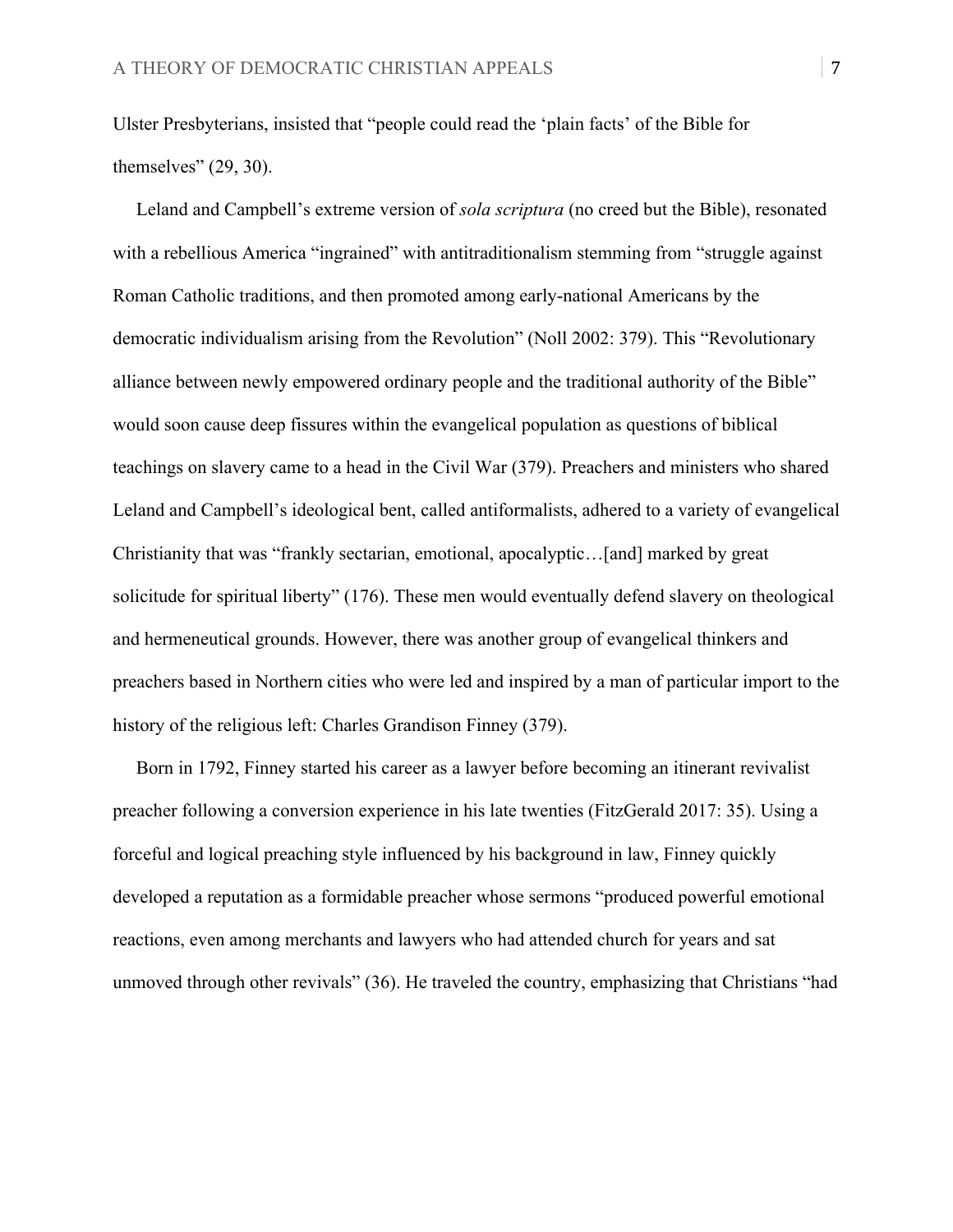Ulster Presbyterians, insisted that "people could read the 'plain facts' of the Bible for themselves" (29, 30).

Leland and Campbell's extreme version of *sola scriptura* (no creed but the Bible), resonated with a rebellious America "ingrained" with antitraditionalism stemming from "struggle against Roman Catholic traditions, and then promoted among early-national Americans by the democratic individualism arising from the Revolution" (Noll 2002: 379). This "Revolutionary alliance between newly empowered ordinary people and the traditional authority of the Bible" would soon cause deep fissures within the evangelical population as questions of biblical teachings on slavery came to a head in the Civil War (379). Preachers and ministers who shared Leland and Campbell's ideological bent, called antiformalists, adhered to a variety of evangelical Christianity that was "frankly sectarian, emotional, apocalyptic…[and] marked by great solicitude for spiritual liberty" (176). These men would eventually defend slavery on theological and hermeneutical grounds. However, there was another group of evangelical thinkers and preachers based in Northern cities who were led and inspired by a man of particular import to the history of the religious left: Charles Grandison Finney (379).

Born in 1792, Finney started his career as a lawyer before becoming an itinerant revivalist preacher following a conversion experience in his late twenties (FitzGerald 2017: 35). Using a forceful and logical preaching style influenced by his background in law, Finney quickly developed a reputation as a formidable preacher whose sermons "produced powerful emotional reactions, even among merchants and lawyers who had attended church for years and sat unmoved through other revivals" (36). He traveled the country, emphasizing that Christians "had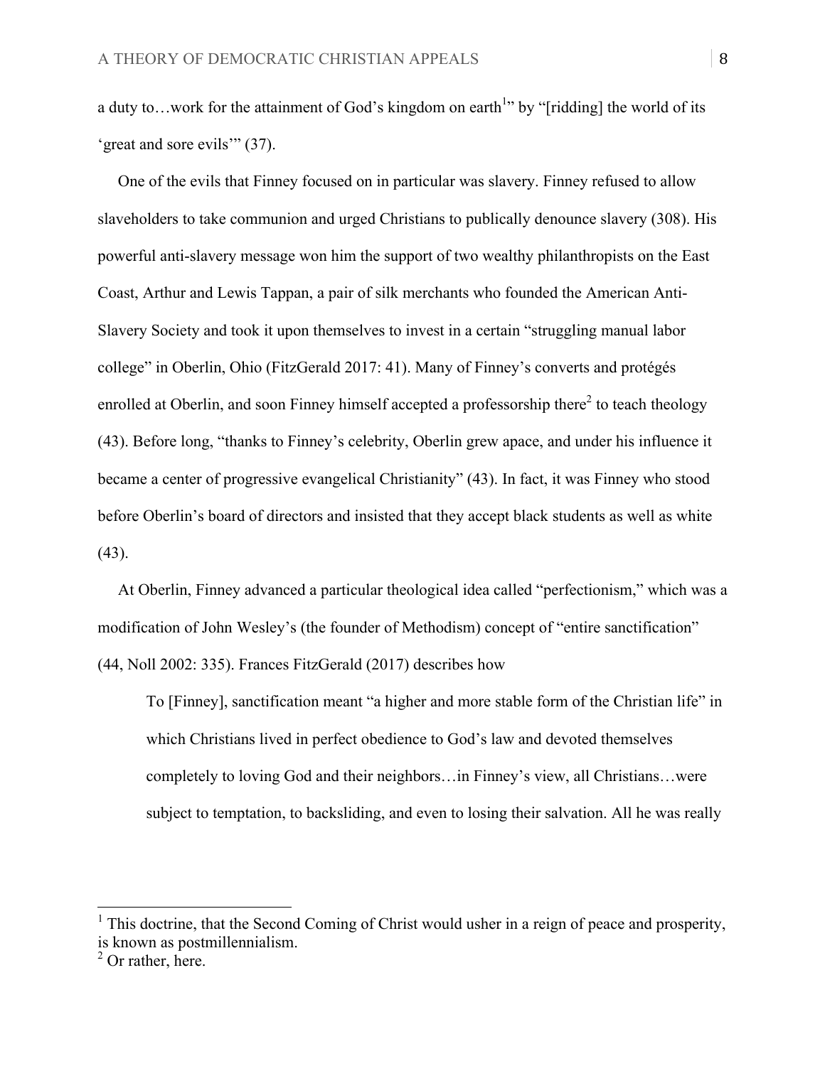a duty to…work for the attainment of God's kingdom on earth[1]" by "[ridding] the world of its 'great and sore evils'" (37).

One of the evils that Finney focused on in particular was slavery. Finney refused to allow slaveholders to take communion and urged Christians to publically denounce slavery (308). His powerful anti-slavery message won him the support of two wealthy philanthropists on the East Coast, Arthur and Lewis Tappan, a pair of silk merchants who founded the American Anti-Slavery Society and took it upon themselves to invest in a certain "struggling manual labor college" in Oberlin, Ohio (FitzGerald 2017: 41). Many of Finney's converts and protégés enrolled at Oberlin, and soon Finney himself accepted a professorship there[2] to teach theology (43). Before long, "thanks to Finney's celebrity, Oberlin grew apace, and under his influence it became a center of progressive evangelical Christianity" (43). In fact, it was Finney who stood before Oberlin's board of directors and insisted that they accept black students as well as white (43).

At Oberlin, Finney advanced a particular theological idea called "perfectionism," which was a modification of John Wesley's (the founder of Methodism) concept of "entire sanctification" (44, Noll 2002: 335). Frances FitzGerald (2017) describes how

> To [Finney], sanctification meant "a higher and more stable form of the Christian life" in which Christians lived in perfect obedience to God's law and devoted themselves completely to loving God and their neighbors…in Finney's view, all Christians…were subject to temptation, to backsliding, and even to losing their salvation. All he was really

[1] This doctrine, that the Second Coming of Christ would usher in a reign of peace and prosperity, is known as postmillennialism.

[2] Or rather, here.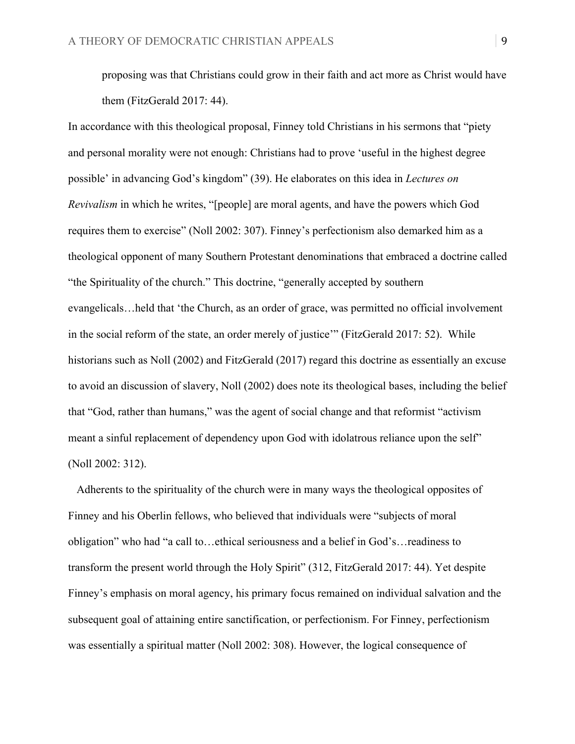proposing was that Christians could grow in their faith and act more as Christ would have them (FitzGerald 2017: 44).

In accordance with this theological proposal, Finney told Christians in his sermons that "piety and personal morality were not enough: Christians had to prove 'useful in the highest degree possible' in advancing God's kingdom" (39). He elaborates on this idea in *Lectures on Revivalism* in which he writes, "[people] are moral agents, and have the powers which God requires them to exercise" (Noll 2002: 307). Finney's perfectionism also demarked him as a theological opponent of many Southern Protestant denominations that embraced a doctrine called "the Spirituality of the church." This doctrine, "generally accepted by southern evangelicals…held that 'the Church, as an order of grace, was permitted no official involvement in the social reform of the state, an order merely of justice'" (FitzGerald 2017: 52). While historians such as Noll (2002) and FitzGerald (2017) regard this doctrine as essentially an excuse to avoid an discussion of slavery, Noll (2002) does note its theological bases, including the belief that "God, rather than humans," was the agent of social change and that reformist "activism meant a sinful replacement of dependency upon God with idolatrous reliance upon the self" (Noll 2002: 312).

Adherents to the spirituality of the church were in many ways the theological opposites of Finney and his Oberlin fellows, who believed that individuals were "subjects of moral obligation" who had "a call to…ethical seriousness and a belief in God's…readiness to transform the present world through the Holy Spirit" (312, FitzGerald 2017: 44). Yet despite Finney's emphasis on moral agency, his primary focus remained on individual salvation and the subsequent goal of attaining entire sanctification, or perfectionism. For Finney, perfectionism was essentially a spiritual matter (Noll 2002: 308). However, the logical consequence of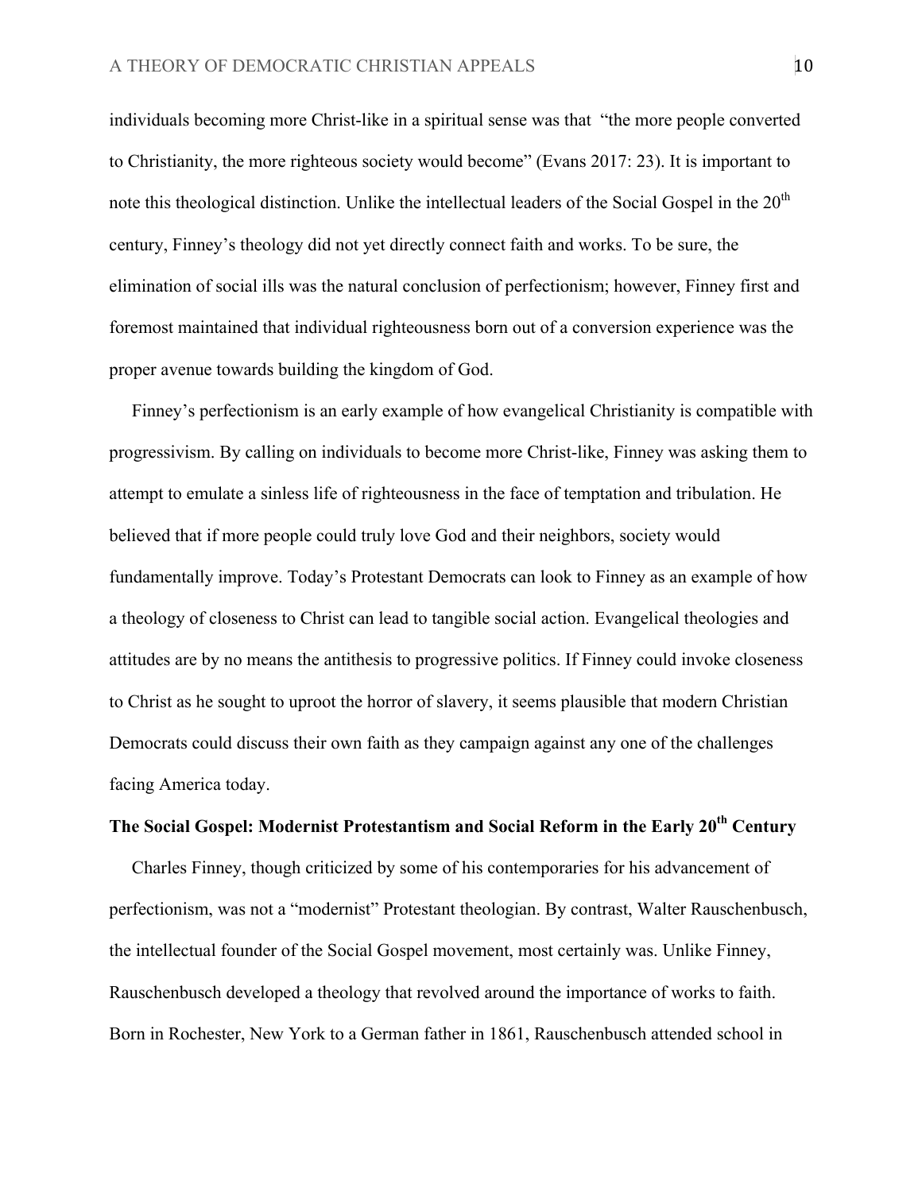individuals becoming more Christ-like in a spiritual sense was that "the more people converted to Christianity, the more righteous society would become" (Evans 2017: 23). It is important to note this theological distinction. Unlike the intellectual leaders of the Social Gospel in the 20th century, Finney's theology did not yet directly connect faith and works. To be sure, the elimination of social ills was the natural conclusion of perfectionism; however, Finney first and foremost maintained that individual righteousness born out of a conversion experience was the proper avenue towards building the kingdom of God.

Finney's perfectionism is an early example of how evangelical Christianity is compatible with progressivism. By calling on individuals to become more Christ-like, Finney was asking them to attempt to emulate a sinless life of righteousness in the face of temptation and tribulation. He believed that if more people could truly love God and their neighbors, society would fundamentally improve. Today's Protestant Democrats can look to Finney as an example of how a theology of closeness to Christ can lead to tangible social action. Evangelical theologies and attitudes are by no means the antithesis to progressive politics. If Finney could invoke closeness to Christ as he sought to uproot the horror of slavery, it seems plausible that modern Christian Democrats could discuss their own faith as they campaign against any one of the challenges facing America today.

**The Social Gospel: Modernist Protestantism and Social Reform in the Early 20th Century**

Charles Finney, though criticized by some of his contemporaries for his advancement of perfectionism, was not a "modernist" Protestant theologian. By contrast, Walter Rauschenbusch, the intellectual founder of the Social Gospel movement, most certainly was. Unlike Finney, Rauschenbusch developed a theology that revolved around the importance of works to faith. Born in Rochester, New York to a German father in 1861, Rauschenbusch attended school in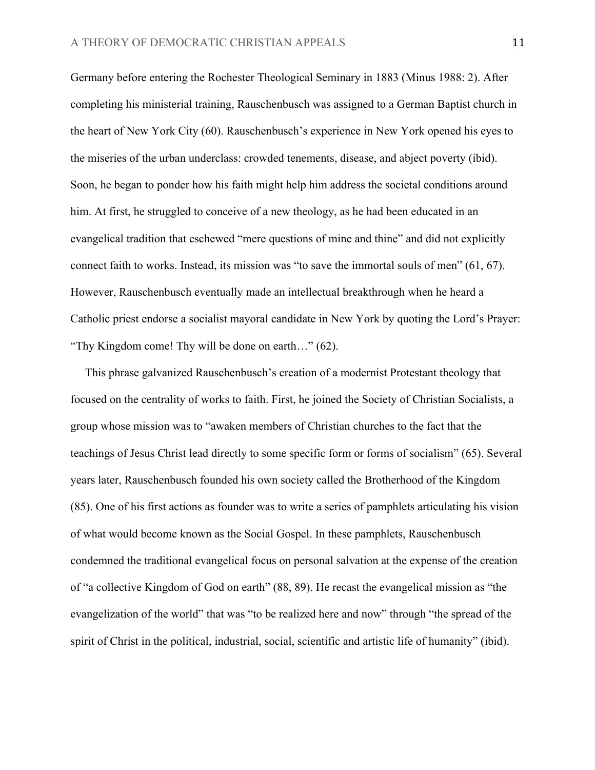Germany before entering the Rochester Theological Seminary in 1883 (Minus 1988: 2). After completing his ministerial training, Rauschenbusch was assigned to a German Baptist church in the heart of New York City (60). Rauschenbusch's experience in New York opened his eyes to the miseries of the urban underclass: crowded tenements, disease, and abject poverty (ibid). Soon, he began to ponder how his faith might help him address the societal conditions around him. At first, he struggled to conceive of a new theology, as he had been educated in an evangelical tradition that eschewed "mere questions of mine and thine" and did not explicitly connect faith to works. Instead, its mission was "to save the immortal souls of men" (61, 67). However, Rauschenbusch eventually made an intellectual breakthrough when he heard a Catholic priest endorse a socialist mayoral candidate in New York by quoting the Lord's Prayer: "Thy Kingdom come! Thy will be done on earth…" (62).

This phrase galvanized Rauschenbusch's creation of a modernist Protestant theology that focused on the centrality of works to faith. First, he joined the Society of Christian Socialists, a group whose mission was to "awaken members of Christian churches to the fact that the teachings of Jesus Christ lead directly to some specific form or forms of socialism" (65). Several years later, Rauschenbusch founded his own society called the Brotherhood of the Kingdom (85). One of his first actions as founder was to write a series of pamphlets articulating his vision of what would become known as the Social Gospel. In these pamphlets, Rauschenbusch condemned the traditional evangelical focus on personal salvation at the expense of the creation of "a collective Kingdom of God on earth" (88, 89). He recast the evangelical mission as "the evangelization of the world" that was "to be realized here and now" through "the spread of the spirit of Christ in the political, industrial, social, scientific and artistic life of humanity" (ibid).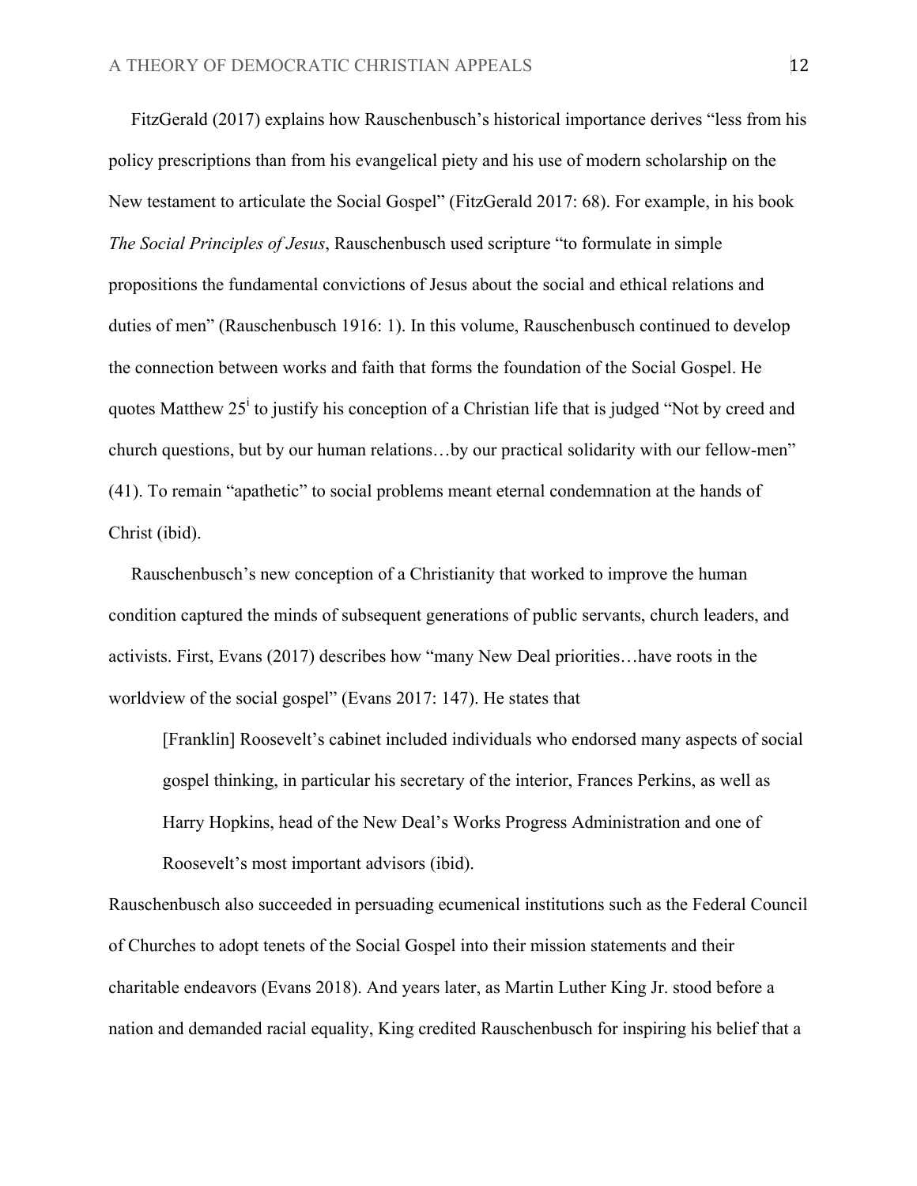FitzGerald (2017) explains how Rauschenbusch's historical importance derives "less from his policy prescriptions than from his evangelical piety and his use of modern scholarship on the New testament to articulate the Social Gospel" (FitzGerald 2017: 68). For example, in his book *The Social Principles of Jesus*, Rauschenbusch used scripture "to formulate in simple propositions the fundamental convictions of Jesus about the social and ethical relations and duties of men" (Rauschenbusch 1916: 1). In this volume, Rauschenbusch continued to develop the connection between works and faith that forms the foundation of the Social Gospel. He quotes Matthew 25[i] to justify his conception of a Christian life that is judged "Not by creed and church questions, but by our human relations…by our practical solidarity with our fellow-men" (41). To remain "apathetic" to social problems meant eternal condemnation at the hands of Christ (ibid).

Rauschenbusch's new conception of a Christianity that worked to improve the human condition captured the minds of subsequent generations of public servants, church leaders, and activists. First, Evans (2017) describes how "many New Deal priorities…have roots in the worldview of the social gospel" (Evans 2017: 147). He states that

> [Franklin] Roosevelt's cabinet included individuals who endorsed many aspects of social gospel thinking, in particular his secretary of the interior, Frances Perkins, as well as Harry Hopkins, head of the New Deal's Works Progress Administration and one of Roosevelt's most important advisors (ibid).

Rauschenbusch also succeeded in persuading ecumenical institutions such as the Federal Council of Churches to adopt tenets of the Social Gospel into their mission statements and their charitable endeavors (Evans 2018). And years later, as Martin Luther King Jr. stood before a nation and demanded racial equality, King credited Rauschenbusch for inspiring his belief that a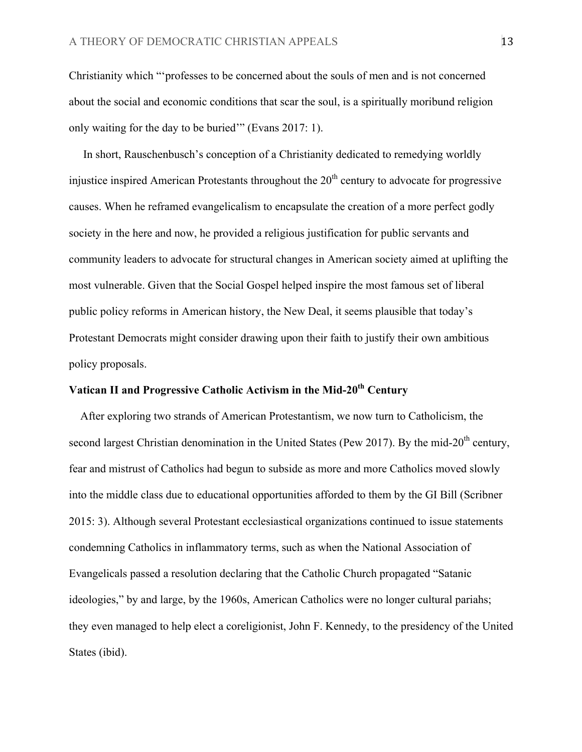Christianity which "'professes to be concerned about the souls of men and is not concerned about the social and economic conditions that scar the soul, is a spiritually moribund religion only waiting for the day to be buried'" (Evans 2017: 1).

In short, Rauschenbusch's conception of a Christianity dedicated to remedying worldly injustice inspired American Protestants throughout the 20th century to advocate for progressive causes. When he reframed evangelicalism to encapsulate the creation of a more perfect godly society in the here and now, he provided a religious justification for public servants and community leaders to advocate for structural changes in American society aimed at uplifting the most vulnerable. Given that the Social Gospel helped inspire the most famous set of liberal public policy reforms in American history, the New Deal, it seems plausible that today's Protestant Democrats might consider drawing upon their faith to justify their own ambitious policy proposals.

**Vatican II and Progressive Catholic Activism in the Mid-20th Century**

After exploring two strands of American Protestantism, we now turn to Catholicism, the second largest Christian denomination in the United States (Pew 2017). By the mid-20th century, fear and mistrust of Catholics had begun to subside as more and more Catholics moved slowly into the middle class due to educational opportunities afforded to them by the GI Bill (Scribner 2015: 3). Although several Protestant ecclesiastical organizations continued to issue statements condemning Catholics in inflammatory terms, such as when the National Association of Evangelicals passed a resolution declaring that the Catholic Church propagated "Satanic ideologies," by and large, by the 1960s, American Catholics were no longer cultural pariahs; they even managed to help elect a coreligionist, John F. Kennedy, to the presidency of the United States (ibid).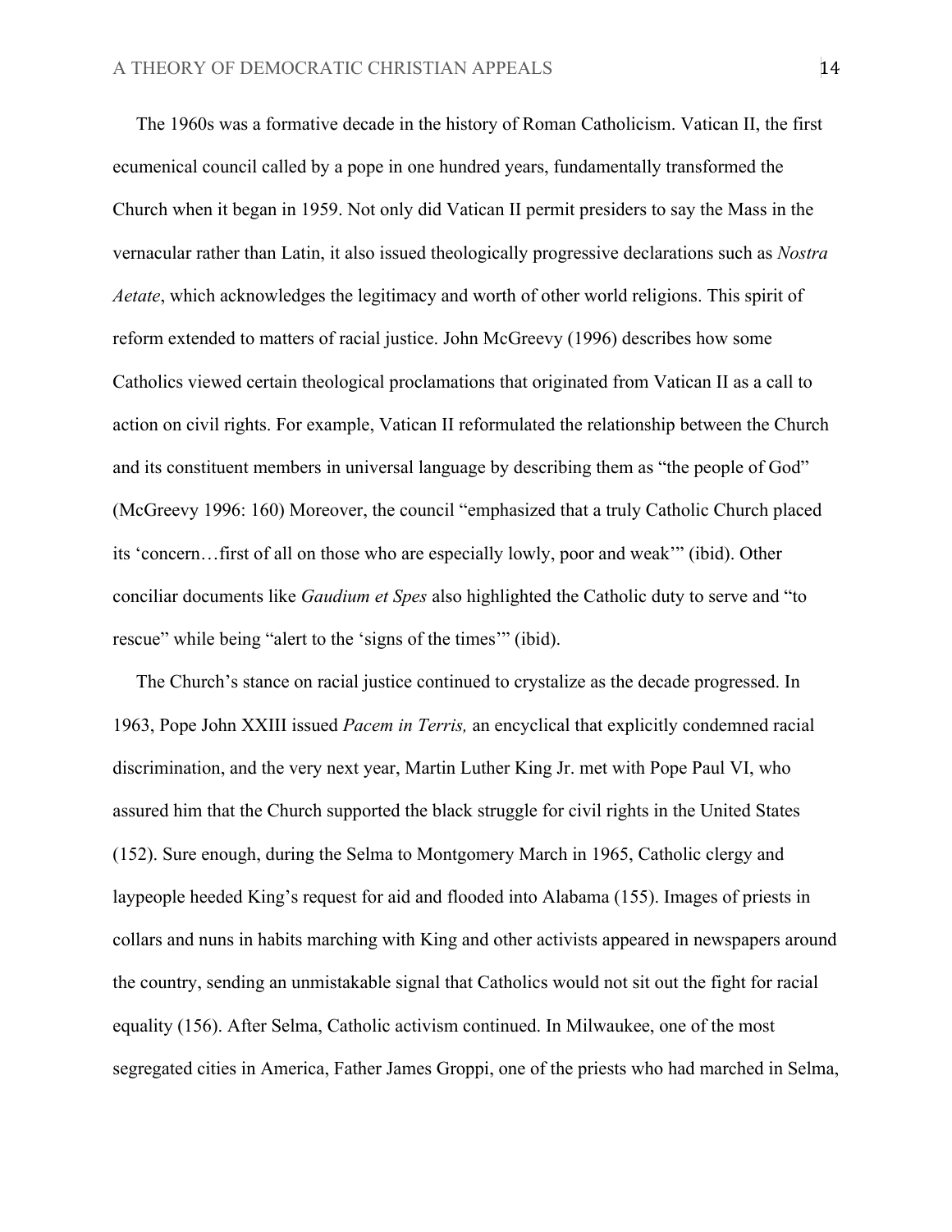The 1960s was a formative decade in the history of Roman Catholicism. Vatican II, the first ecumenical council called by a pope in one hundred years, fundamentally transformed the Church when it began in 1959. Not only did Vatican II permit presiders to say the Mass in the vernacular rather than Latin, it also issued theologically progressive declarations such as *Nostra Aetate*, which acknowledges the legitimacy and worth of other world religions. This spirit of reform extended to matters of racial justice. John McGreevy (1996) describes how some Catholics viewed certain theological proclamations that originated from Vatican II as a call to action on civil rights. For example, Vatican II reformulated the relationship between the Church and its constituent members in universal language by describing them as "the people of God" (McGreevy 1996: 160) Moreover, the council "emphasized that a truly Catholic Church placed its 'concern…first of all on those who are especially lowly, poor and weak'" (ibid). Other conciliar documents like *Gaudium et Spes* also highlighted the Catholic duty to serve and "to rescue" while being "alert to the 'signs of the times'" (ibid).

The Church's stance on racial justice continued to crystalize as the decade progressed. In 1963, Pope John XXIII issued *Pacem in Terris,* an encyclical that explicitly condemned racial discrimination, and the very next year, Martin Luther King Jr. met with Pope Paul VI, who assured him that the Church supported the black struggle for civil rights in the United States (152). Sure enough, during the Selma to Montgomery March in 1965, Catholic clergy and laypeople heeded King's request for aid and flooded into Alabama (155). Images of priests in collars and nuns in habits marching with King and other activists appeared in newspapers around the country, sending an unmistakable signal that Catholics would not sit out the fight for racial equality (156). After Selma, Catholic activism continued. In Milwaukee, one of the most segregated cities in America, Father James Groppi, one of the priests who had marched in Selma,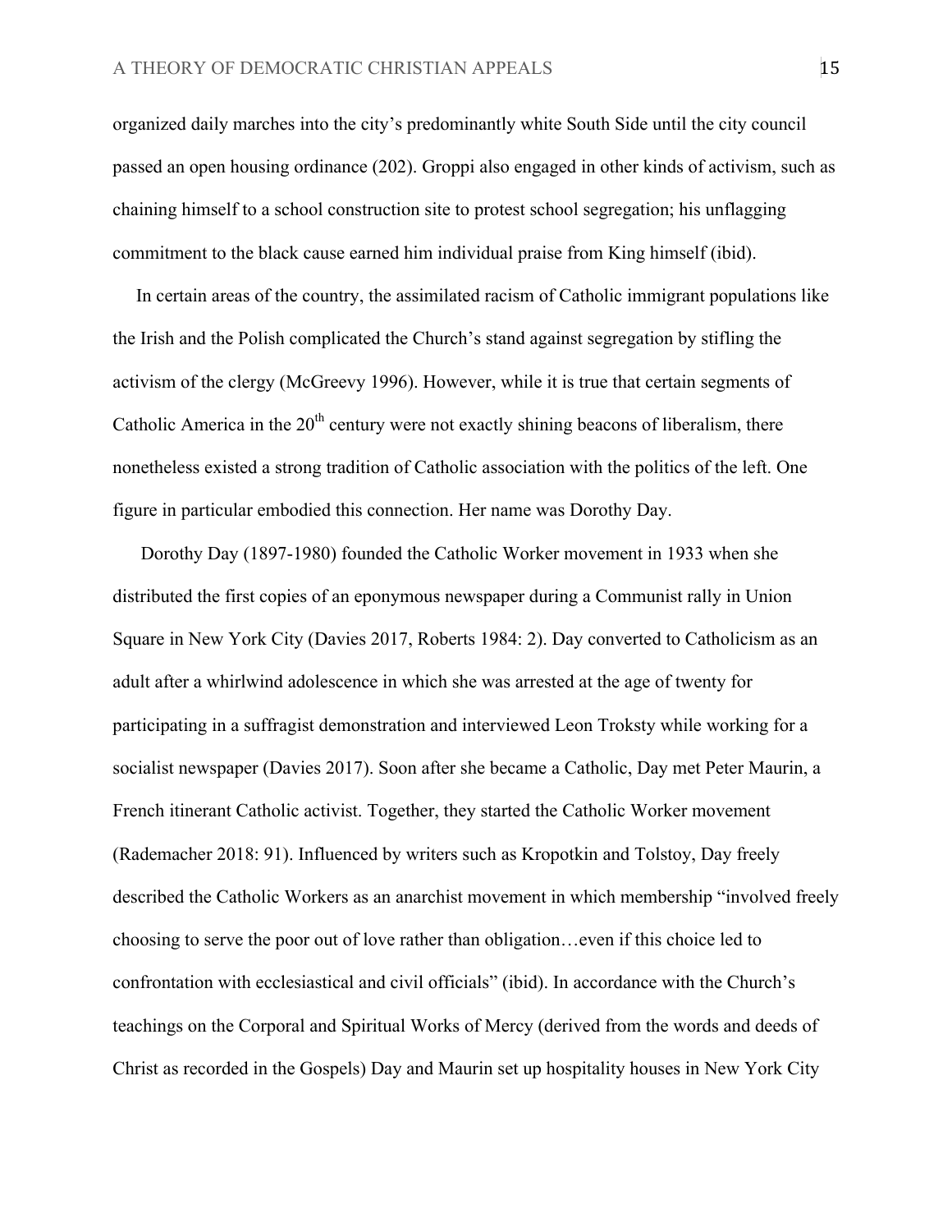organized daily marches into the city's predominantly white South Side until the city council passed an open housing ordinance (202). Groppi also engaged in other kinds of activism, such as chaining himself to a school construction site to protest school segregation; his unflagging commitment to the black cause earned him individual praise from King himself (ibid).

In certain areas of the country, the assimilated racism of Catholic immigrant populations like the Irish and the Polish complicated the Church's stand against segregation by stifling the activism of the clergy (McGreevy 1996). However, while it is true that certain segments of Catholic America in the 20th century were not exactly shining beacons of liberalism, there nonetheless existed a strong tradition of Catholic association with the politics of the left. One figure in particular embodied this connection. Her name was Dorothy Day.

Dorothy Day (1897-1980) founded the Catholic Worker movement in 1933 when she distributed the first copies of an eponymous newspaper during a Communist rally in Union Square in New York City (Davies 2017, Roberts 1984: 2). Day converted to Catholicism as an adult after a whirlwind adolescence in which she was arrested at the age of twenty for participating in a suffragist demonstration and interviewed Leon Troksty while working for a socialist newspaper (Davies 2017). Soon after she became a Catholic, Day met Peter Maurin, a French itinerant Catholic activist. Together, they started the Catholic Worker movement (Rademacher 2018: 91). Influenced by writers such as Kropotkin and Tolstoy, Day freely described the Catholic Workers as an anarchist movement in which membership "involved freely choosing to serve the poor out of love rather than obligation…even if this choice led to confrontation with ecclesiastical and civil officials" (ibid). In accordance with the Church's teachings on the Corporal and Spiritual Works of Mercy (derived from the words and deeds of Christ as recorded in the Gospels) Day and Maurin set up hospitality houses in New York City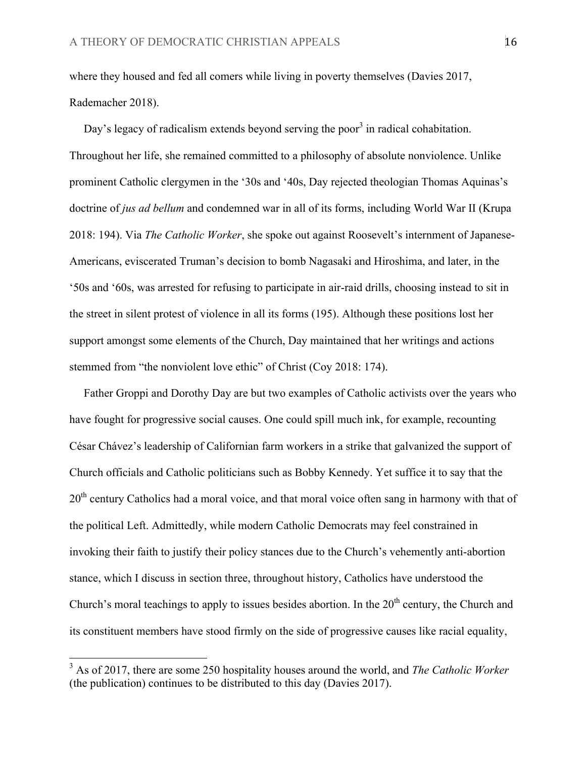where they housed and fed all comers while living in poverty themselves (Davies 2017, Rademacher 2018).

Day's legacy of radicalism extends beyond serving the poor[3] in radical cohabitation. Throughout her life, she remained committed to a philosophy of absolute nonviolence. Unlike prominent Catholic clergymen in the '30s and '40s, Day rejected theologian Thomas Aquinas's doctrine of *jus ad bellum* and condemned war in all of its forms, including World War II (Krupa 2018: 194). Via *The Catholic Worker*, she spoke out against Roosevelt's internment of Japanese-Americans, eviscerated Truman's decision to bomb Nagasaki and Hiroshima, and later, in the '50s and '60s, was arrested for refusing to participate in air-raid drills, choosing instead to sit in the street in silent protest of violence in all its forms (195). Although these positions lost her support amongst some elements of the Church, Day maintained that her writings and actions stemmed from "the nonviolent love ethic" of Christ (Coy 2018: 174).

Father Groppi and Dorothy Day are but two examples of Catholic activists over the years who have fought for progressive social causes. One could spill much ink, for example, recounting César Chávez's leadership of Californian farm workers in a strike that galvanized the support of Church officials and Catholic politicians such as Bobby Kennedy. Yet suffice it to say that the 20th century Catholics had a moral voice, and that moral voice often sang in harmony with that of the political Left. Admittedly, while modern Catholic Democrats may feel constrained in invoking their faith to justify their policy stances due to the Church's vehemently anti-abortion stance, which I discuss in section three, throughout history, Catholics have understood the Church's moral teachings to apply to issues besides abortion. In the 20th century, the Church and its constituent members have stood firmly on the side of progressive causes like racial equality,

[3] As of 2017, there are some 250 hospitality houses around the world, and *The Catholic Worker* (the publication) continues to be distributed to this day (Davies 2017).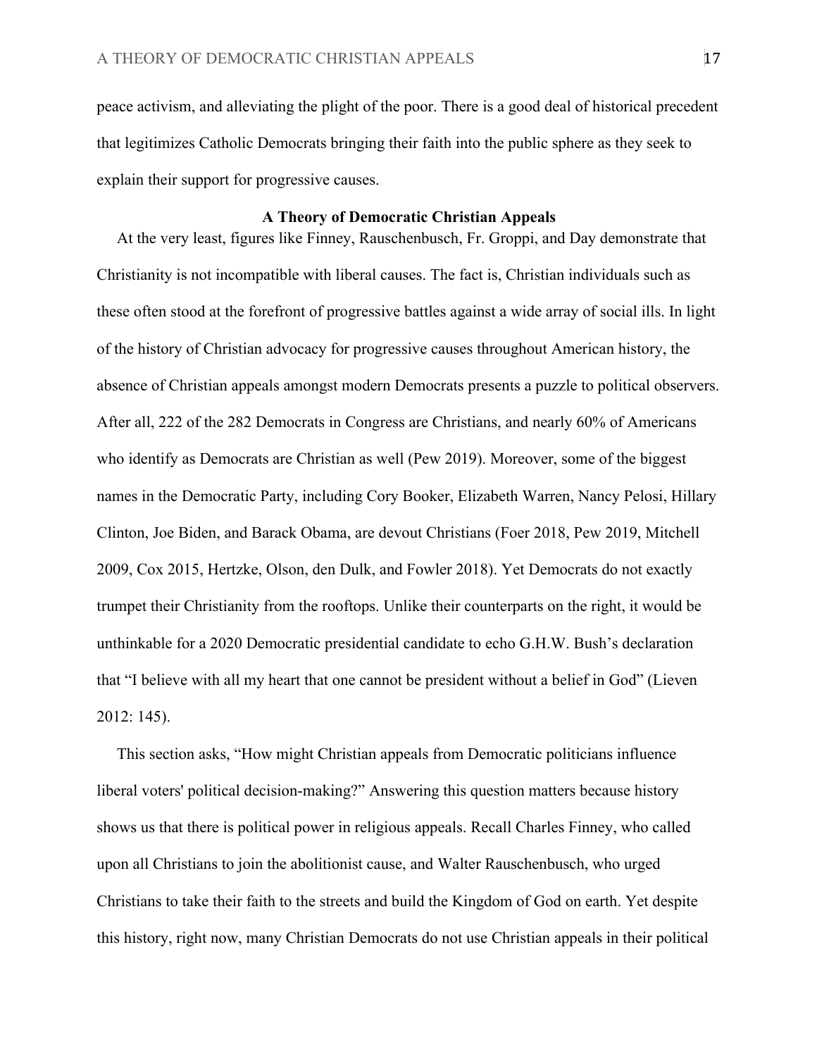peace activism, and alleviating the plight of the poor. There is a good deal of historical precedent that legitimizes Catholic Democrats bringing their faith into the public sphere as they seek to explain their support for progressive causes.

## A Theory of Democratic Christian Appeals

At the very least, figures like Finney, Rauschenbusch, Fr. Groppi, and Day demonstrate that Christianity is not incompatible with liberal causes. The fact is, Christian individuals such as these often stood at the forefront of progressive battles against a wide array of social ills. In light of the history of Christian advocacy for progressive causes throughout American history, the absence of Christian appeals amongst modern Democrats presents a puzzle to political observers. After all, 222 of the 282 Democrats in Congress are Christians, and nearly 60% of Americans who identify as Democrats are Christian as well (Pew 2019). Moreover, some of the biggest names in the Democratic Party, including Cory Booker, Elizabeth Warren, Nancy Pelosi, Hillary Clinton, Joe Biden, and Barack Obama, are devout Christians (Foer 2018, Pew 2019, Mitchell 2009, Cox 2015, Hertzke, Olson, den Dulk, and Fowler 2018). Yet Democrats do not exactly trumpet their Christianity from the rooftops. Unlike their counterparts on the right, it would be unthinkable for a 2020 Democratic presidential candidate to echo G.H.W. Bush's declaration that "I believe with all my heart that one cannot be president without a belief in God" (Lieven 2012: 145).

This section asks, "How might Christian appeals from Democratic politicians influence liberal voters' political decision-making?" Answering this question matters because history shows us that there is political power in religious appeals. Recall Charles Finney, who called upon all Christians to join the abolitionist cause, and Walter Rauschenbusch, who urged Christians to take their faith to the streets and build the Kingdom of God on earth. Yet despite this history, right now, many Christian Democrats do not use Christian appeals in their political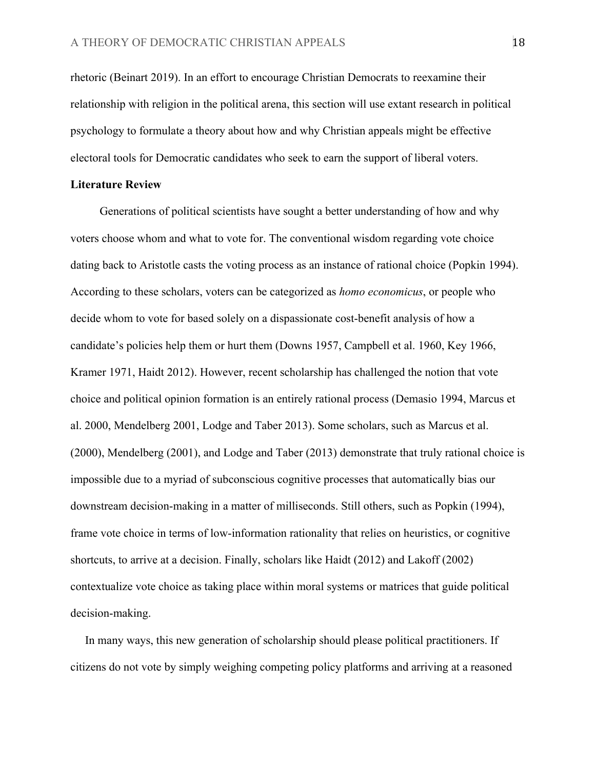rhetoric (Beinart 2019). In an effort to encourage Christian Democrats to reexamine their relationship with religion in the political arena, this section will use extant research in political psychology to formulate a theory about how and why Christian appeals might be effective electoral tools for Democratic candidates who seek to earn the support of liberal voters.

**Literature Review**

Generations of political scientists have sought a better understanding of how and why voters choose whom and what to vote for. The conventional wisdom regarding vote choice dating back to Aristotle casts the voting process as an instance of rational choice (Popkin 1994). According to these scholars, voters can be categorized as *homo economicus*, or people who decide whom to vote for based solely on a dispassionate cost-benefit analysis of how a candidate's policies help them or hurt them (Downs 1957, Campbell et al. 1960, Key 1966, Kramer 1971, Haidt 2012). However, recent scholarship has challenged the notion that vote choice and political opinion formation is an entirely rational process (Demasio 1994, Marcus et al. 2000, Mendelberg 2001, Lodge and Taber 2013). Some scholars, such as Marcus et al. (2000), Mendelberg (2001), and Lodge and Taber (2013) demonstrate that truly rational choice is impossible due to a myriad of subconscious cognitive processes that automatically bias our downstream decision-making in a matter of milliseconds. Still others, such as Popkin (1994), frame vote choice in terms of low-information rationality that relies on heuristics, or cognitive shortcuts, to arrive at a decision. Finally, scholars like Haidt (2012) and Lakoff (2002) contextualize vote choice as taking place within moral systems or matrices that guide political decision-making.

In many ways, this new generation of scholarship should please political practitioners. If citizens do not vote by simply weighing competing policy platforms and arriving at a reasoned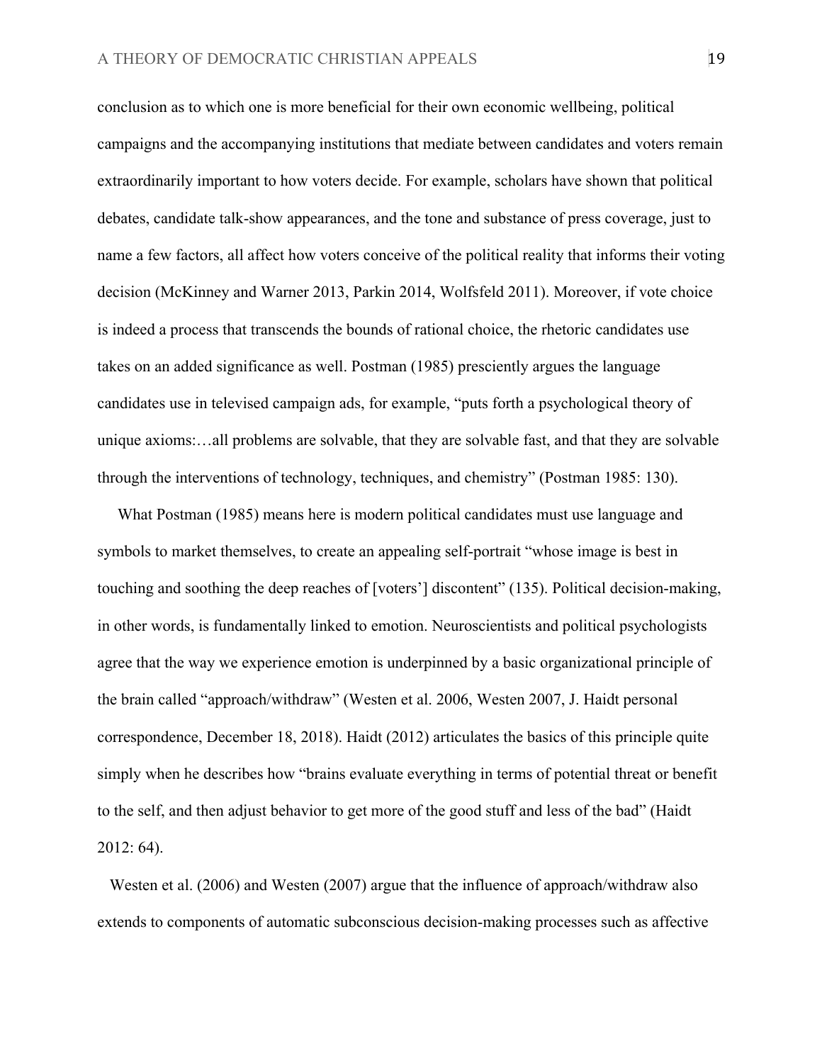conclusion as to which one is more beneficial for their own economic wellbeing, political campaigns and the accompanying institutions that mediate between candidates and voters remain extraordinarily important to how voters decide. For example, scholars have shown that political debates, candidate talk-show appearances, and the tone and substance of press coverage, just to name a few factors, all affect how voters conceive of the political reality that informs their voting decision (McKinney and Warner 2013, Parkin 2014, Wolfsfeld 2011). Moreover, if vote choice is indeed a process that transcends the bounds of rational choice, the rhetoric candidates use takes on an added significance as well. Postman (1985) presciently argues the language candidates use in televised campaign ads, for example, "puts forth a psychological theory of unique axioms:…all problems are solvable, that they are solvable fast, and that they are solvable through the interventions of technology, techniques, and chemistry" (Postman 1985: 130).

What Postman (1985) means here is modern political candidates must use language and symbols to market themselves, to create an appealing self-portrait "whose image is best in touching and soothing the deep reaches of [voters'] discontent" (135). Political decision-making, in other words, is fundamentally linked to emotion. Neuroscientists and political psychologists agree that the way we experience emotion is underpinned by a basic organizational principle of the brain called "approach/withdraw" (Westen et al. 2006, Westen 2007, J. Haidt personal correspondence, December 18, 2018). Haidt (2012) articulates the basics of this principle quite simply when he describes how "brains evaluate everything in terms of potential threat or benefit to the self, and then adjust behavior to get more of the good stuff and less of the bad" (Haidt 2012: 64).

Westen et al. (2006) and Westen (2007) argue that the influence of approach/withdraw also extends to components of automatic subconscious decision-making processes such as affective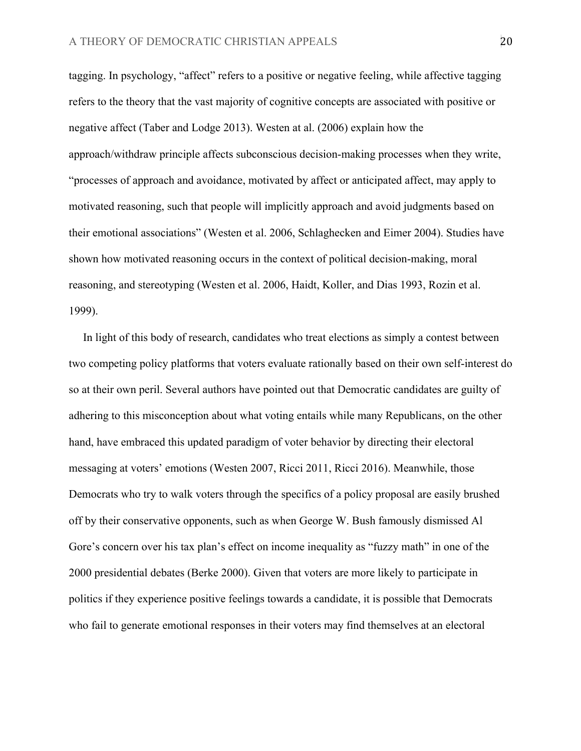tagging. In psychology, "affect" refers to a positive or negative feeling, while affective tagging refers to the theory that the vast majority of cognitive concepts are associated with positive or negative affect (Taber and Lodge 2013). Westen at al. (2006) explain how the approach/withdraw principle affects subconscious decision-making processes when they write, "processes of approach and avoidance, motivated by affect or anticipated affect, may apply to motivated reasoning, such that people will implicitly approach and avoid judgments based on their emotional associations" (Westen et al. 2006, Schlaghecken and Eimer 2004). Studies have shown how motivated reasoning occurs in the context of political decision-making, moral reasoning, and stereotyping (Westen et al. 2006, Haidt, Koller, and Dias 1993, Rozin et al. 1999).

In light of this body of research, candidates who treat elections as simply a contest between two competing policy platforms that voters evaluate rationally based on their own self-interest do so at their own peril. Several authors have pointed out that Democratic candidates are guilty of adhering to this misconception about what voting entails while many Republicans, on the other hand, have embraced this updated paradigm of voter behavior by directing their electoral messaging at voters' emotions (Westen 2007, Ricci 2011, Ricci 2016). Meanwhile, those Democrats who try to walk voters through the specifics of a policy proposal are easily brushed off by their conservative opponents, such as when George W. Bush famously dismissed Al Gore's concern over his tax plan's effect on income inequality as "fuzzy math" in one of the 2000 presidential debates (Berke 2000). Given that voters are more likely to participate in politics if they experience positive feelings towards a candidate, it is possible that Democrats who fail to generate emotional responses in their voters may find themselves at an electoral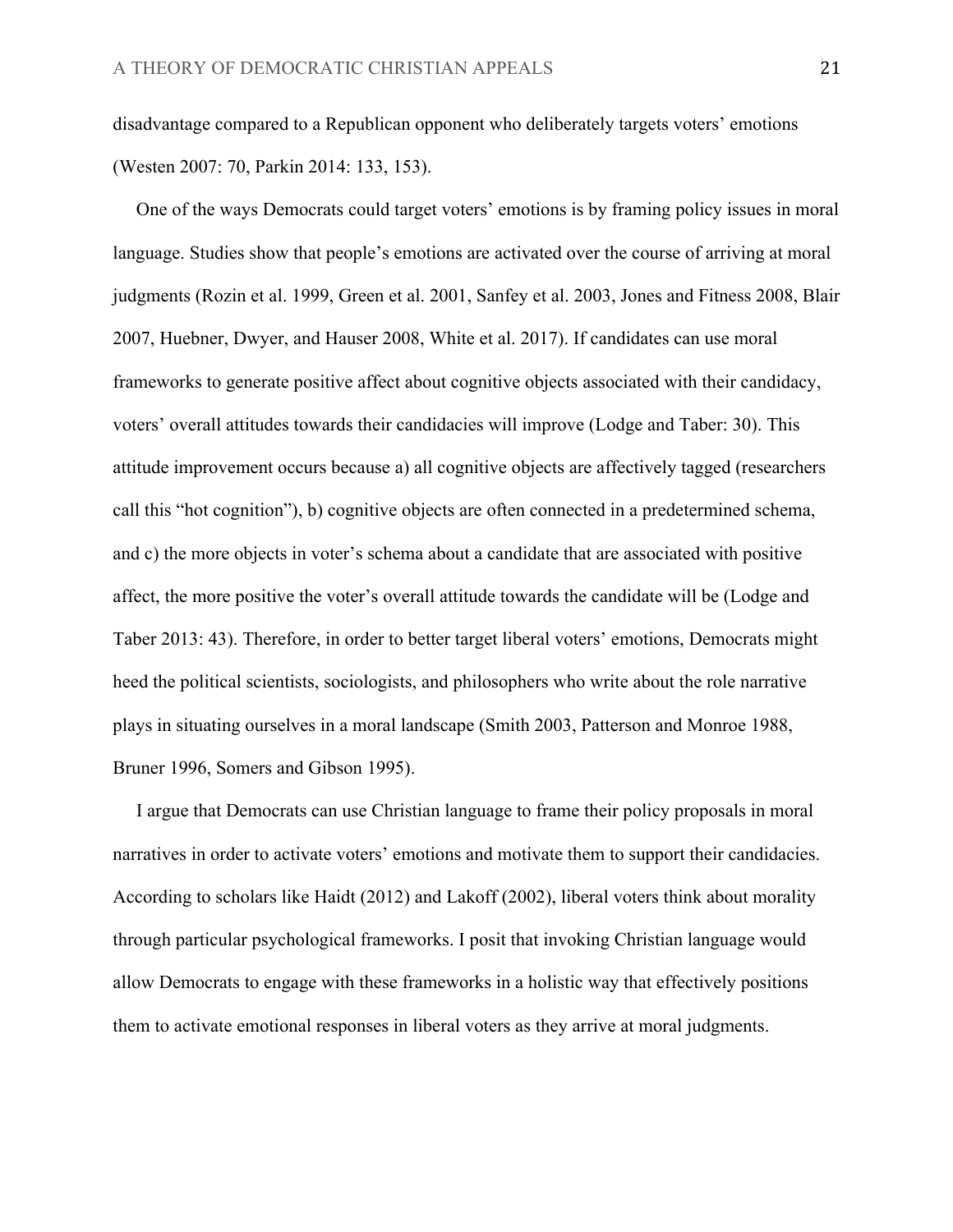disadvantage compared to a Republican opponent who deliberately targets voters' emotions (Westen 2007: 70, Parkin 2014: 133, 153).

One of the ways Democrats could target voters' emotions is by framing policy issues in moral language. Studies show that people's emotions are activated over the course of arriving at moral judgments (Rozin et al. 1999, Green et al. 2001, Sanfey et al. 2003, Jones and Fitness 2008, Blair 2007, Huebner, Dwyer, and Hauser 2008, White et al. 2017). If candidates can use moral frameworks to generate positive affect about cognitive objects associated with their candidacy, voters' overall attitudes towards their candidacies will improve (Lodge and Taber: 30). This attitude improvement occurs because a) all cognitive objects are affectively tagged (researchers call this "hot cognition"), b) cognitive objects are often connected in a predetermined schema, and c) the more objects in voter's schema about a candidate that are associated with positive affect, the more positive the voter's overall attitude towards the candidate will be (Lodge and Taber 2013: 43). Therefore, in order to better target liberal voters' emotions, Democrats might heed the political scientists, sociologists, and philosophers who write about the role narrative plays in situating ourselves in a moral landscape (Smith 2003, Patterson and Monroe 1988, Bruner 1996, Somers and Gibson 1995).

I argue that Democrats can use Christian language to frame their policy proposals in moral narratives in order to activate voters' emotions and motivate them to support their candidacies. According to scholars like Haidt (2012) and Lakoff (2002), liberal voters think about morality through particular psychological frameworks. I posit that invoking Christian language would allow Democrats to engage with these frameworks in a holistic way that effectively positions them to activate emotional responses in liberal voters as they arrive at moral judgments.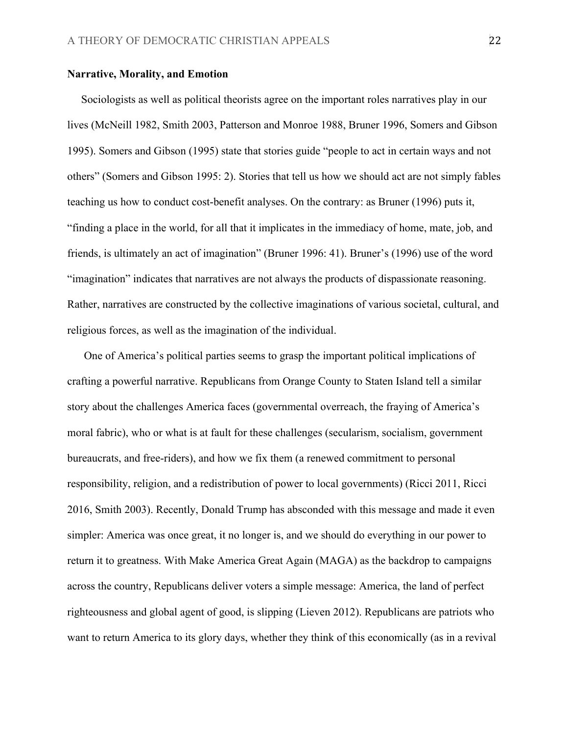**Narrative, Morality, and Emotion**

Sociologists as well as political theorists agree on the important roles narratives play in our lives (McNeill 1982, Smith 2003, Patterson and Monroe 1988, Bruner 1996, Somers and Gibson 1995). Somers and Gibson (1995) state that stories guide "people to act in certain ways and not others" (Somers and Gibson 1995: 2). Stories that tell us how we should act are not simply fables teaching us how to conduct cost-benefit analyses. On the contrary: as Bruner (1996) puts it, "finding a place in the world, for all that it implicates in the immediacy of home, mate, job, and friends, is ultimately an act of imagination" (Bruner 1996: 41). Bruner's (1996) use of the word "imagination" indicates that narratives are not always the products of dispassionate reasoning. Rather, narratives are constructed by the collective imaginations of various societal, cultural, and religious forces, as well as the imagination of the individual.

One of America's political parties seems to grasp the important political implications of crafting a powerful narrative. Republicans from Orange County to Staten Island tell a similar story about the challenges America faces (governmental overreach, the fraying of America's moral fabric), who or what is at fault for these challenges (secularism, socialism, government bureaucrats, and free-riders), and how we fix them (a renewed commitment to personal responsibility, religion, and a redistribution of power to local governments) (Ricci 2011, Ricci 2016, Smith 2003). Recently, Donald Trump has absconded with this message and made it even simpler: America was once great, it no longer is, and we should do everything in our power to return it to greatness. With Make America Great Again (MAGA) as the backdrop to campaigns across the country, Republicans deliver voters a simple message: America, the land of perfect righteousness and global agent of good, is slipping (Lieven 2012). Republicans are patriots who want to return America to its glory days, whether they think of this economically (as in a revival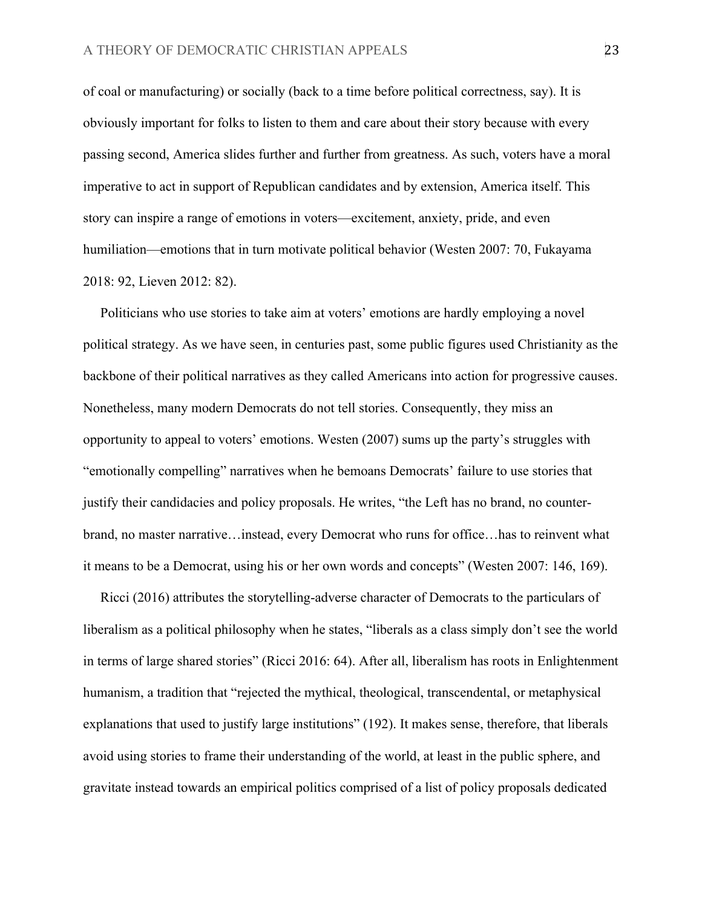of coal or manufacturing) or socially (back to a time before political correctness, say). It is obviously important for folks to listen to them and care about their story because with every passing second, America slides further and further from greatness. As such, voters have a moral imperative to act in support of Republican candidates and by extension, America itself. This story can inspire a range of emotions in voters—excitement, anxiety, pride, and even humiliation—emotions that in turn motivate political behavior (Westen 2007: 70, Fukayama 2018: 92, Lieven 2012: 82).

Politicians who use stories to take aim at voters' emotions are hardly employing a novel political strategy. As we have seen, in centuries past, some public figures used Christianity as the backbone of their political narratives as they called Americans into action for progressive causes. Nonetheless, many modern Democrats do not tell stories. Consequently, they miss an opportunity to appeal to voters' emotions. Westen (2007) sums up the party's struggles with "emotionally compelling" narratives when he bemoans Democrats' failure to use stories that justify their candidacies and policy proposals. He writes, "the Left has no brand, no counter-brand, no master narrative…instead, every Democrat who runs for office…has to reinvent what it means to be a Democrat, using his or her own words and concepts" (Westen 2007: 146, 169).

Ricci (2016) attributes the storytelling-adverse character of Democrats to the particulars of liberalism as a political philosophy when he states, "liberals as a class simply don't see the world in terms of large shared stories" (Ricci 2016: 64). After all, liberalism has roots in Enlightenment humanism, a tradition that "rejected the mythical, theological, transcendental, or metaphysical explanations that used to justify large institutions" (192). It makes sense, therefore, that liberals avoid using stories to frame their understanding of the world, at least in the public sphere, and gravitate instead towards an empirical politics comprised of a list of policy proposals dedicated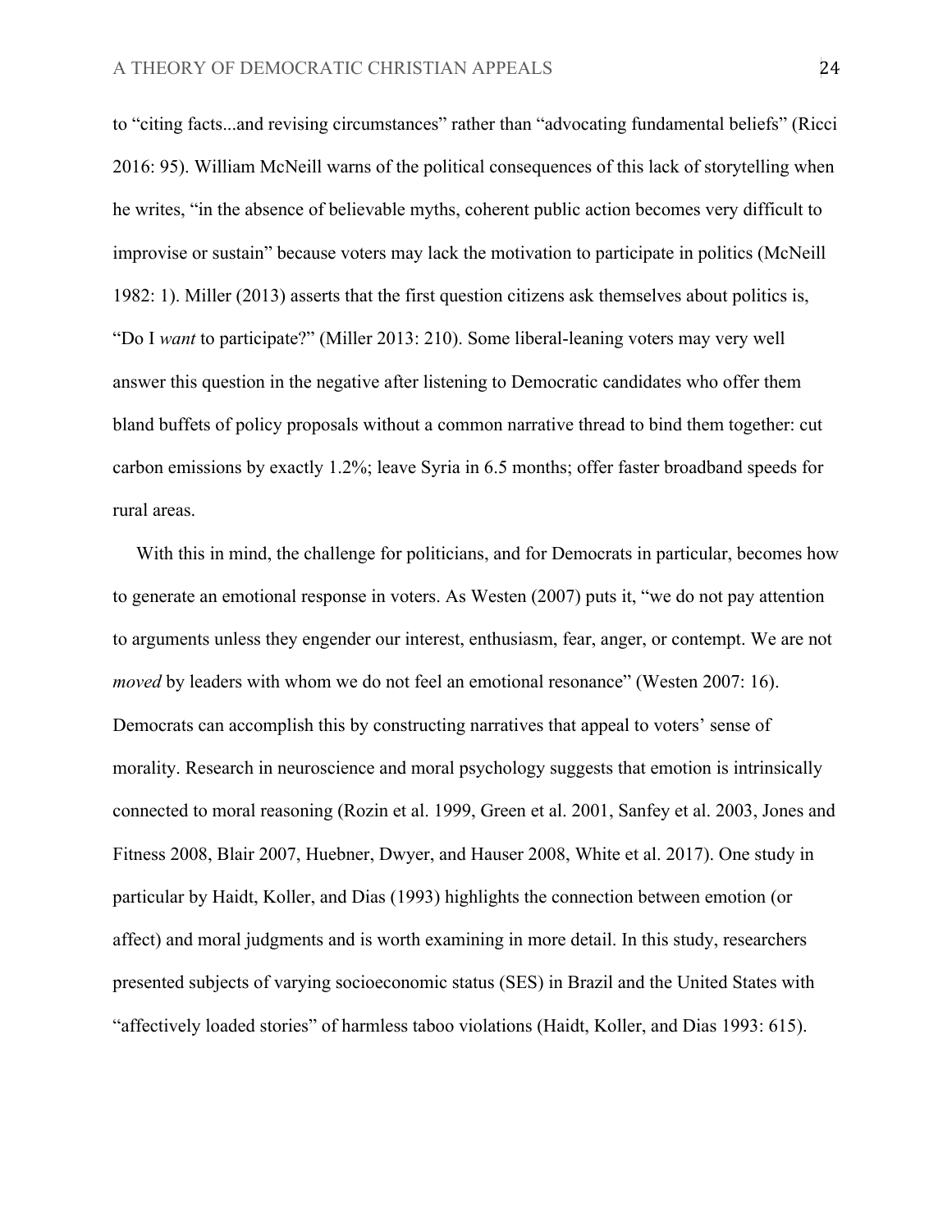to "citing facts...and revising circumstances" rather than "advocating fundamental beliefs" (Ricci 2016: 95). William McNeill warns of the political consequences of this lack of storytelling when he writes, "in the absence of believable myths, coherent public action becomes very difficult to improvise or sustain" because voters may lack the motivation to participate in politics (McNeill 1982: 1). Miller (2013) asserts that the first question citizens ask themselves about politics is, "Do I *want* to participate?" (Miller 2013: 210). Some liberal-leaning voters may very well answer this question in the negative after listening to Democratic candidates who offer them bland buffets of policy proposals without a common narrative thread to bind them together: cut carbon emissions by exactly 1.2%; leave Syria in 6.5 months; offer faster broadband speeds for rural areas.

With this in mind, the challenge for politicians, and for Democrats in particular, becomes how to generate an emotional response in voters. As Westen (2007) puts it, "we do not pay attention to arguments unless they engender our interest, enthusiasm, fear, anger, or contempt. We are not *moved* by leaders with whom we do not feel an emotional resonance" (Westen 2007: 16). Democrats can accomplish this by constructing narratives that appeal to voters' sense of morality. Research in neuroscience and moral psychology suggests that emotion is intrinsically connected to moral reasoning (Rozin et al. 1999, Green et al. 2001, Sanfey et al. 2003, Jones and Fitness 2008, Blair 2007, Huebner, Dwyer, and Hauser 2008, White et al. 2017). One study in particular by Haidt, Koller, and Dias (1993) highlights the connection between emotion (or affect) and moral judgments and is worth examining in more detail. In this study, researchers presented subjects of varying socioeconomic status (SES) in Brazil and the United States with "affectively loaded stories" of harmless taboo violations (Haidt, Koller, and Dias 1993: 615).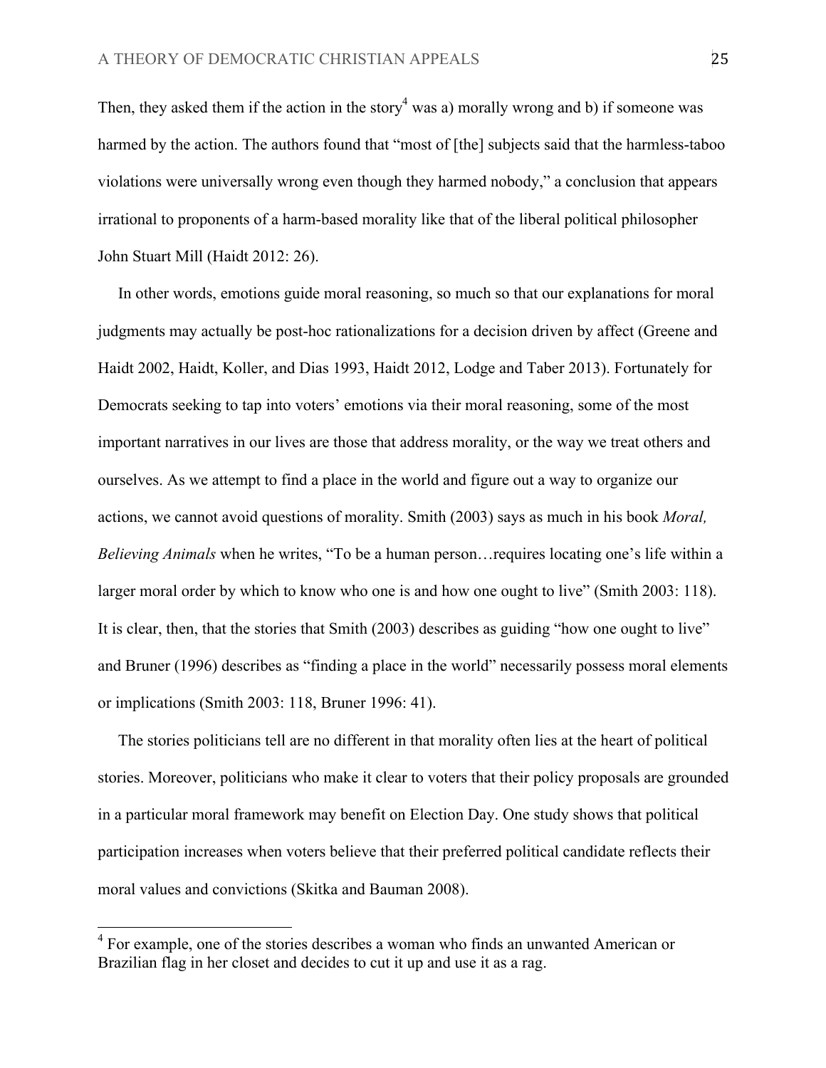Then, they asked them if the action in the story[4] was a) morally wrong and b) if someone was harmed by the action. The authors found that "most of [the] subjects said that the harmless-taboo violations were universally wrong even though they harmed nobody," a conclusion that appears irrational to proponents of a harm-based morality like that of the liberal political philosopher John Stuart Mill (Haidt 2012: 26).

In other words, emotions guide moral reasoning, so much so that our explanations for moral judgments may actually be post-hoc rationalizations for a decision driven by affect (Greene and Haidt 2002, Haidt, Koller, and Dias 1993, Haidt 2012, Lodge and Taber 2013). Fortunately for Democrats seeking to tap into voters' emotions via their moral reasoning, some of the most important narratives in our lives are those that address morality, or the way we treat others and ourselves. As we attempt to find a place in the world and figure out a way to organize our actions, we cannot avoid questions of morality. Smith (2003) says as much in his book *Moral, Believing Animals* when he writes, "To be a human person…requires locating one's life within a larger moral order by which to know who one is and how one ought to live" (Smith 2003: 118). It is clear, then, that the stories that Smith (2003) describes as guiding "how one ought to live" and Bruner (1996) describes as "finding a place in the world" necessarily possess moral elements or implications (Smith 2003: 118, Bruner 1996: 41).

The stories politicians tell are no different in that morality often lies at the heart of political stories. Moreover, politicians who make it clear to voters that their policy proposals are grounded in a particular moral framework may benefit on Election Day. One study shows that political participation increases when voters believe that their preferred political candidate reflects their moral values and convictions (Skitka and Bauman 2008).

---

[4] For example, one of the stories describes a woman who finds an unwanted American or Brazilian flag in her closet and decides to cut it up and use it as a rag.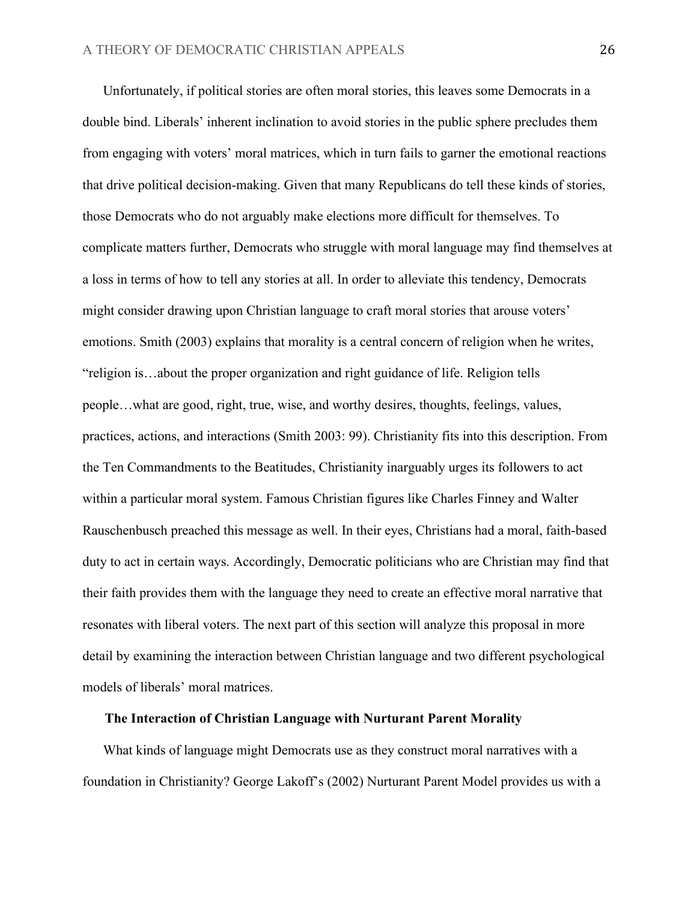Unfortunately, if political stories are often moral stories, this leaves some Democrats in a double bind. Liberals' inherent inclination to avoid stories in the public sphere precludes them from engaging with voters' moral matrices, which in turn fails to garner the emotional reactions that drive political decision-making. Given that many Republicans do tell these kinds of stories, those Democrats who do not arguably make elections more difficult for themselves. To complicate matters further, Democrats who struggle with moral language may find themselves at a loss in terms of how to tell any stories at all. In order to alleviate this tendency, Democrats might consider drawing upon Christian language to craft moral stories that arouse voters' emotions. Smith (2003) explains that morality is a central concern of religion when he writes, "religion is…about the proper organization and right guidance of life. Religion tells people…what are good, right, true, wise, and worthy desires, thoughts, feelings, values, practices, actions, and interactions (Smith 2003: 99). Christianity fits into this description. From the Ten Commandments to the Beatitudes, Christianity inarguably urges its followers to act within a particular moral system. Famous Christian figures like Charles Finney and Walter Rauschenbusch preached this message as well. In their eyes, Christians had a moral, faith-based duty to act in certain ways. Accordingly, Democratic politicians who are Christian may find that their faith provides them with the language they need to create an effective moral narrative that resonates with liberal voters. The next part of this section will analyze this proposal in more detail by examining the interaction between Christian language and two different psychological models of liberals' moral matrices.

### The Interaction of Christian Language with Nurturant Parent Morality

What kinds of language might Democrats use as they construct moral narratives with a foundation in Christianity? George Lakoff's (2002) Nurturant Parent Model provides us with a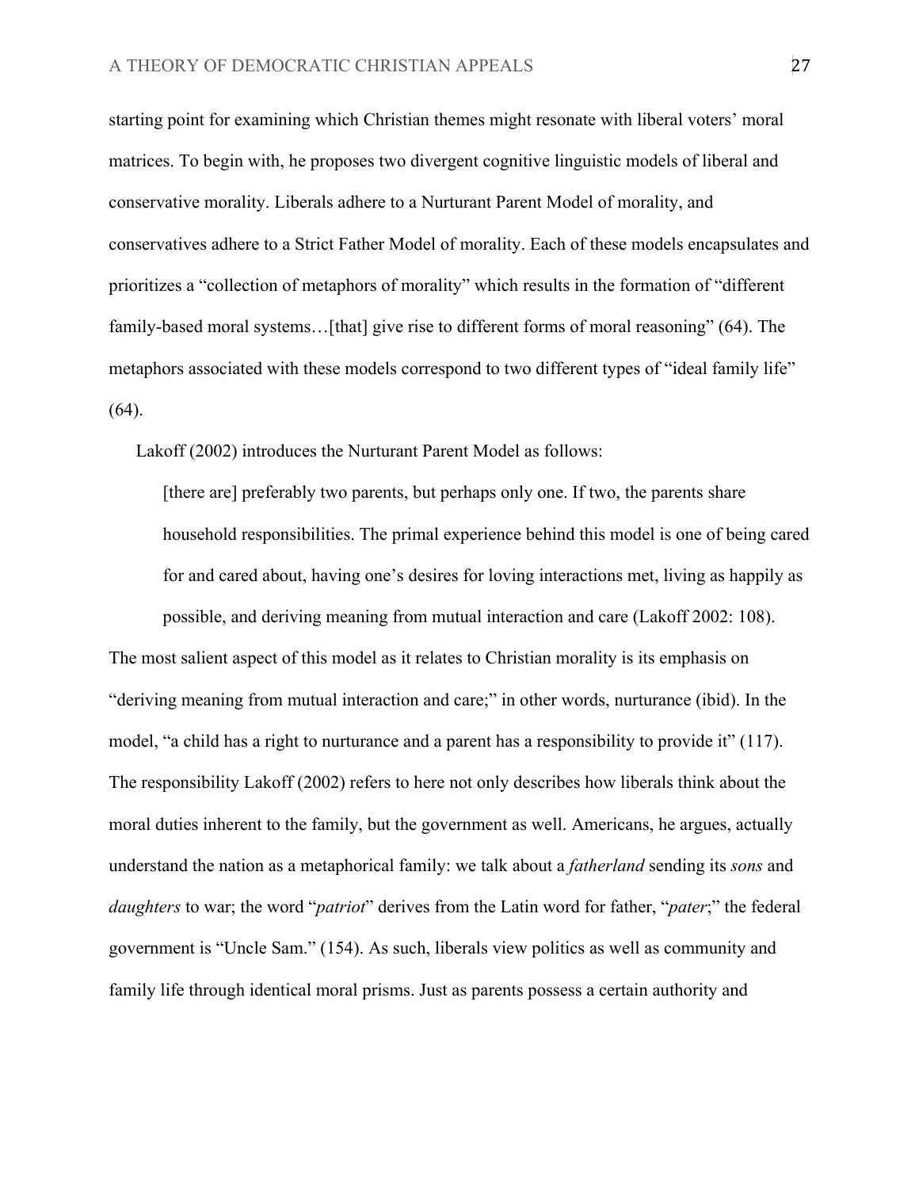starting point for examining which Christian themes might resonate with liberal voters' moral matrices. To begin with, he proposes two divergent cognitive linguistic models of liberal and conservative morality. Liberals adhere to a Nurturant Parent Model of morality, and conservatives adhere to a Strict Father Model of morality. Each of these models encapsulates and prioritizes a "collection of metaphors of morality" which results in the formation of "different family-based moral systems…[that] give rise to different forms of moral reasoning" (64). The metaphors associated with these models correspond to two different types of "ideal family life" (64).

Lakoff (2002) introduces the Nurturant Parent Model as follows:

> [there are] preferably two parents, but perhaps only one. If two, the parents share household responsibilities. The primal experience behind this model is one of being cared for and cared about, having one's desires for loving interactions met, living as happily as possible, and deriving meaning from mutual interaction and care (Lakoff 2002: 108).

The most salient aspect of this model as it relates to Christian morality is its emphasis on "deriving meaning from mutual interaction and care;" in other words, nurturance (ibid). In the model, "a child has a right to nurturance and a parent has a responsibility to provide it" (117). The responsibility Lakoff (2002) refers to here not only describes how liberals think about the moral duties inherent to the family, but the government as well. Americans, he argues, actually understand the nation as a metaphorical family: we talk about a *fatherland* sending its *sons* and *daughters* to war; the word "*patriot*" derives from the Latin word for father, "*pater*;" the federal government is "Uncle Sam." (154). As such, liberals view politics as well as community and family life through identical moral prisms. Just as parents possess a certain authority and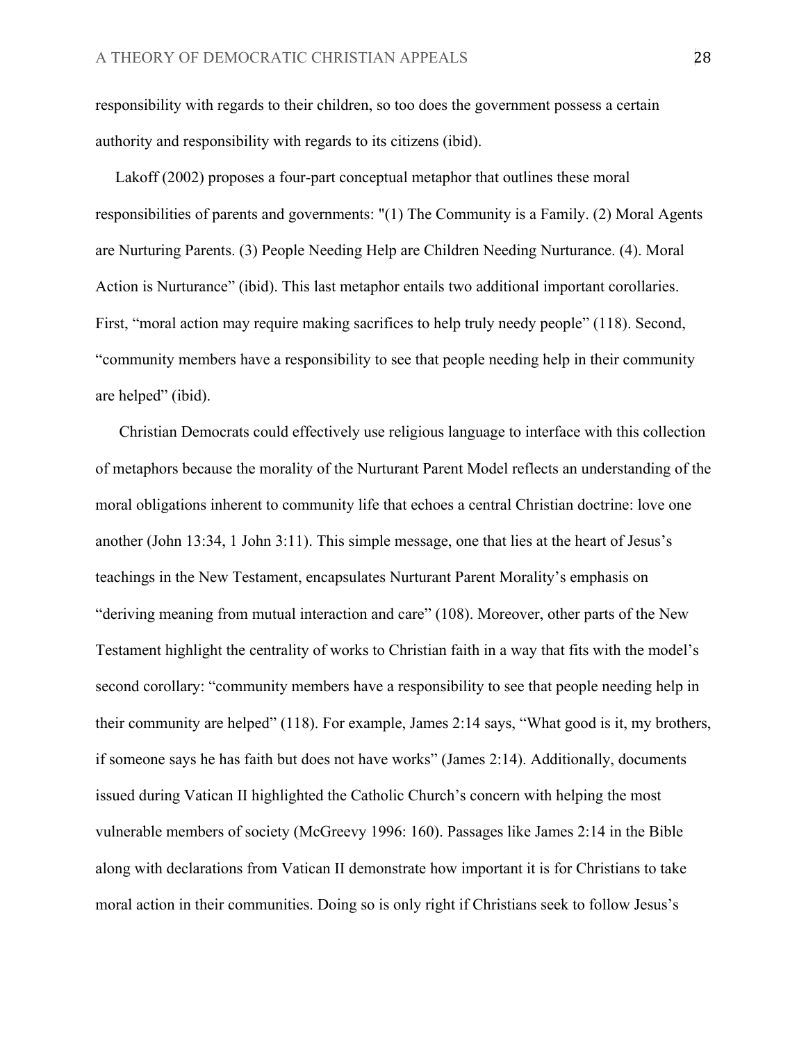responsibility with regards to their children, so too does the government possess a certain authority and responsibility with regards to its citizens (ibid).

Lakoff (2002) proposes a four-part conceptual metaphor that outlines these moral responsibilities of parents and governments: "(1) The Community is a Family. (2) Moral Agents are Nurturing Parents. (3) People Needing Help are Children Needing Nurturance. (4). Moral Action is Nurturance" (ibid). This last metaphor entails two additional important corollaries. First, "moral action may require making sacrifices to help truly needy people" (118). Second, "community members have a responsibility to see that people needing help in their community are helped" (ibid).

Christian Democrats could effectively use religious language to interface with this collection of metaphors because the morality of the Nurturant Parent Model reflects an understanding of the moral obligations inherent to community life that echoes a central Christian doctrine: love one another (John 13:34, 1 John 3:11). This simple message, one that lies at the heart of Jesus's teachings in the New Testament, encapsulates Nurturant Parent Morality's emphasis on "deriving meaning from mutual interaction and care" (108). Moreover, other parts of the New Testament highlight the centrality of works to Christian faith in a way that fits with the model's second corollary: "community members have a responsibility to see that people needing help in their community are helped" (118). For example, James 2:14 says, "What good is it, my brothers, if someone says he has faith but does not have works" (James 2:14). Additionally, documents issued during Vatican II highlighted the Catholic Church's concern with helping the most vulnerable members of society (McGreevy 1996: 160). Passages like James 2:14 in the Bible along with declarations from Vatican II demonstrate how important it is for Christians to take moral action in their communities. Doing so is only right if Christians seek to follow Jesus's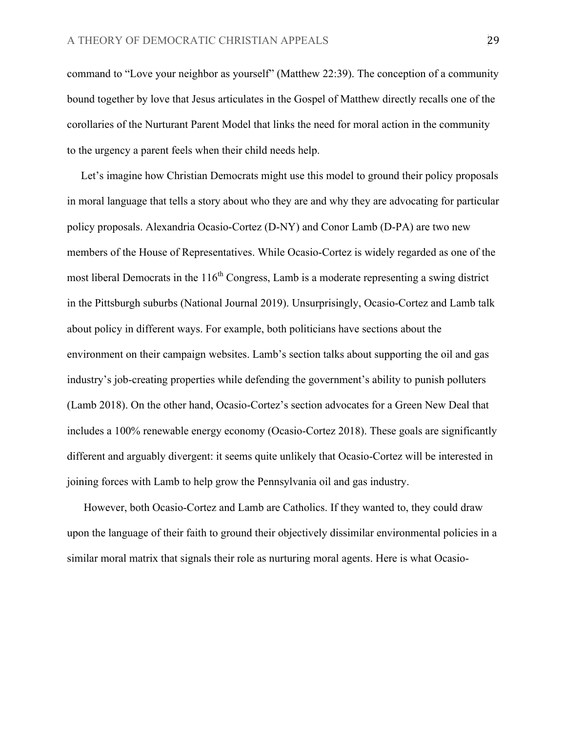command to "Love your neighbor as yourself" (Matthew 22:39). The conception of a community bound together by love that Jesus articulates in the Gospel of Matthew directly recalls one of the corollaries of the Nurturant Parent Model that links the need for moral action in the community to the urgency a parent feels when their child needs help.

Let's imagine how Christian Democrats might use this model to ground their policy proposals in moral language that tells a story about who they are and why they are advocating for particular policy proposals. Alexandria Ocasio-Cortez (D-NY) and Conor Lamb (D-PA) are two new members of the House of Representatives. While Ocasio-Cortez is widely regarded as one of the most liberal Democrats in the 116th Congress, Lamb is a moderate representing a swing district in the Pittsburgh suburbs (National Journal 2019). Unsurprisingly, Ocasio-Cortez and Lamb talk about policy in different ways. For example, both politicians have sections about the environment on their campaign websites. Lamb's section talks about supporting the oil and gas industry's job-creating properties while defending the government's ability to punish polluters (Lamb 2018). On the other hand, Ocasio-Cortez's section advocates for a Green New Deal that includes a 100% renewable energy economy (Ocasio-Cortez 2018). These goals are significantly different and arguably divergent: it seems quite unlikely that Ocasio-Cortez will be interested in joining forces with Lamb to help grow the Pennsylvania oil and gas industry.

However, both Ocasio-Cortez and Lamb are Catholics. If they wanted to, they could draw upon the language of their faith to ground their objectively dissimilar environmental policies in a similar moral matrix that signals their role as nurturing moral agents. Here is what Ocasio-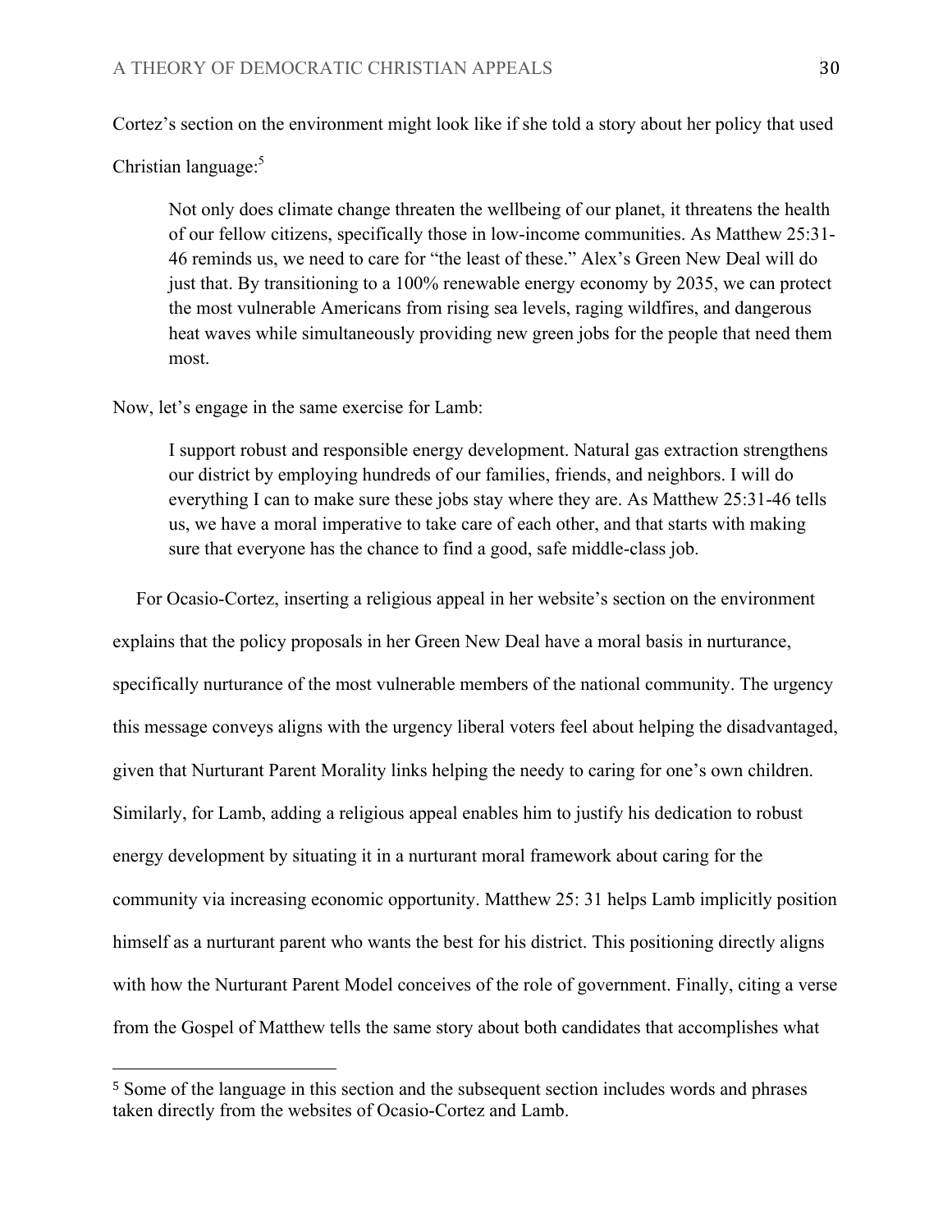Cortez's section on the environment might look like if she told a story about her policy that used Christian language:[5]

> Not only does climate change threaten the wellbeing of our planet, it threatens the health of our fellow citizens, specifically those in low-income communities. As Matthew 25:31-46 reminds us, we need to care for "the least of these." Alex's Green New Deal will do just that. By transitioning to a 100% renewable energy economy by 2035, we can protect the most vulnerable Americans from rising sea levels, raging wildfires, and dangerous heat waves while simultaneously providing new green jobs for the people that need them most.

Now, let's engage in the same exercise for Lamb:

> I support robust and responsible energy development. Natural gas extraction strengthens our district by employing hundreds of our families, friends, and neighbors. I will do everything I can to make sure these jobs stay where they are. As Matthew 25:31-46 tells us, we have a moral imperative to take care of each other, and that starts with making sure that everyone has the chance to find a good, safe middle-class job.

For Ocasio-Cortez, inserting a religious appeal in her website's section on the environment explains that the policy proposals in her Green New Deal have a moral basis in nurturance, specifically nurturance of the most vulnerable members of the national community. The urgency this message conveys aligns with the urgency liberal voters feel about helping the disadvantaged, given that Nurturant Parent Morality links helping the needy to caring for one's own children. Similarly, for Lamb, adding a religious appeal enables him to justify his dedication to robust energy development by situating it in a nurturant moral framework about caring for the community via increasing economic opportunity. Matthew 25: 31 helps Lamb implicitly position himself as a nurturant parent who wants the best for his district. This positioning directly aligns with how the Nurturant Parent Model conceives of the role of government. Finally, citing a verse from the Gospel of Matthew tells the same story about both candidates that accomplishes what

[5] Some of the language in this section and the subsequent section includes words and phrases taken directly from the websites of Ocasio-Cortez and Lamb.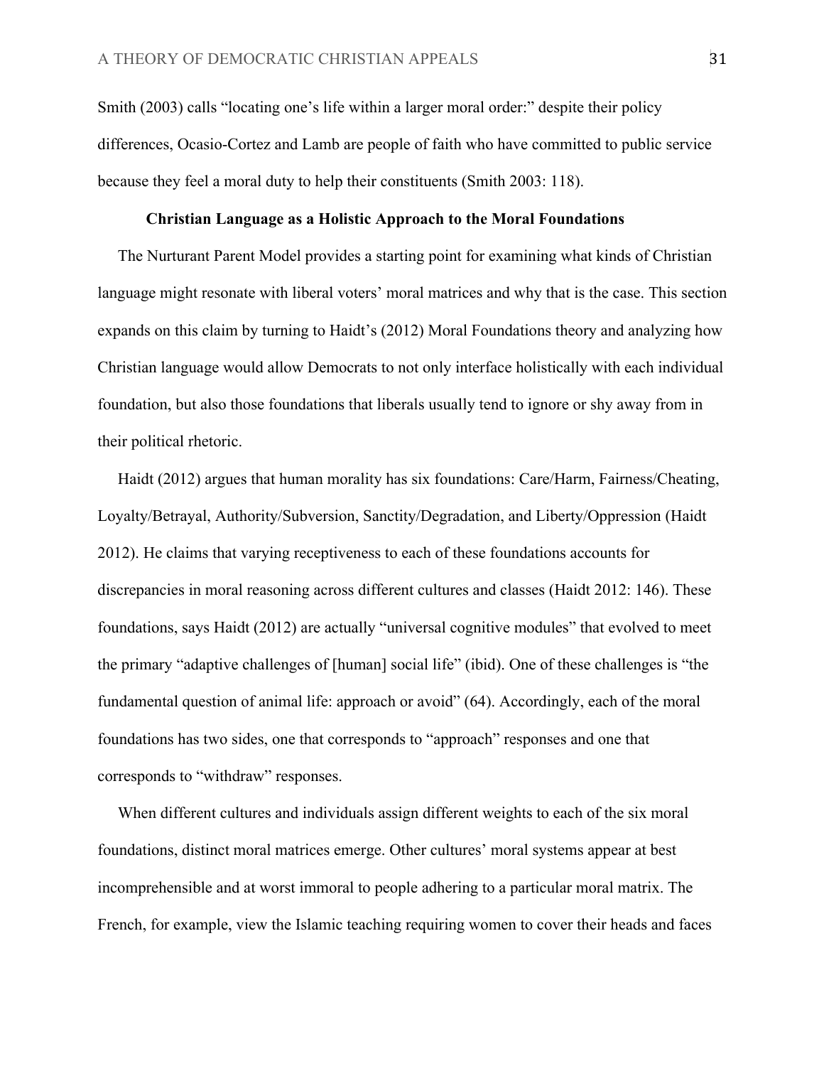Smith (2003) calls "locating one's life within a larger moral order:" despite their policy differences, Ocasio-Cortez and Lamb are people of faith who have committed to public service because they feel a moral duty to help their constituents (Smith 2003: 118).

## Christian Language as a Holistic Approach to the Moral Foundations

The Nurturant Parent Model provides a starting point for examining what kinds of Christian language might resonate with liberal voters' moral matrices and why that is the case. This section expands on this claim by turning to Haidt's (2012) Moral Foundations theory and analyzing how Christian language would allow Democrats to not only interface holistically with each individual foundation, but also those foundations that liberals usually tend to ignore or shy away from in their political rhetoric.

Haidt (2012) argues that human morality has six foundations: Care/Harm, Fairness/Cheating, Loyalty/Betrayal, Authority/Subversion, Sanctity/Degradation, and Liberty/Oppression (Haidt 2012). He claims that varying receptiveness to each of these foundations accounts for discrepancies in moral reasoning across different cultures and classes (Haidt 2012: 146). These foundations, says Haidt (2012) are actually "universal cognitive modules" that evolved to meet the primary "adaptive challenges of [human] social life" (ibid). One of these challenges is "the fundamental question of animal life: approach or avoid" (64). Accordingly, each of the moral foundations has two sides, one that corresponds to "approach" responses and one that corresponds to "withdraw" responses.

When different cultures and individuals assign different weights to each of the six moral foundations, distinct moral matrices emerge. Other cultures' moral systems appear at best incomprehensible and at worst immoral to people adhering to a particular moral matrix. The French, for example, view the Islamic teaching requiring women to cover their heads and faces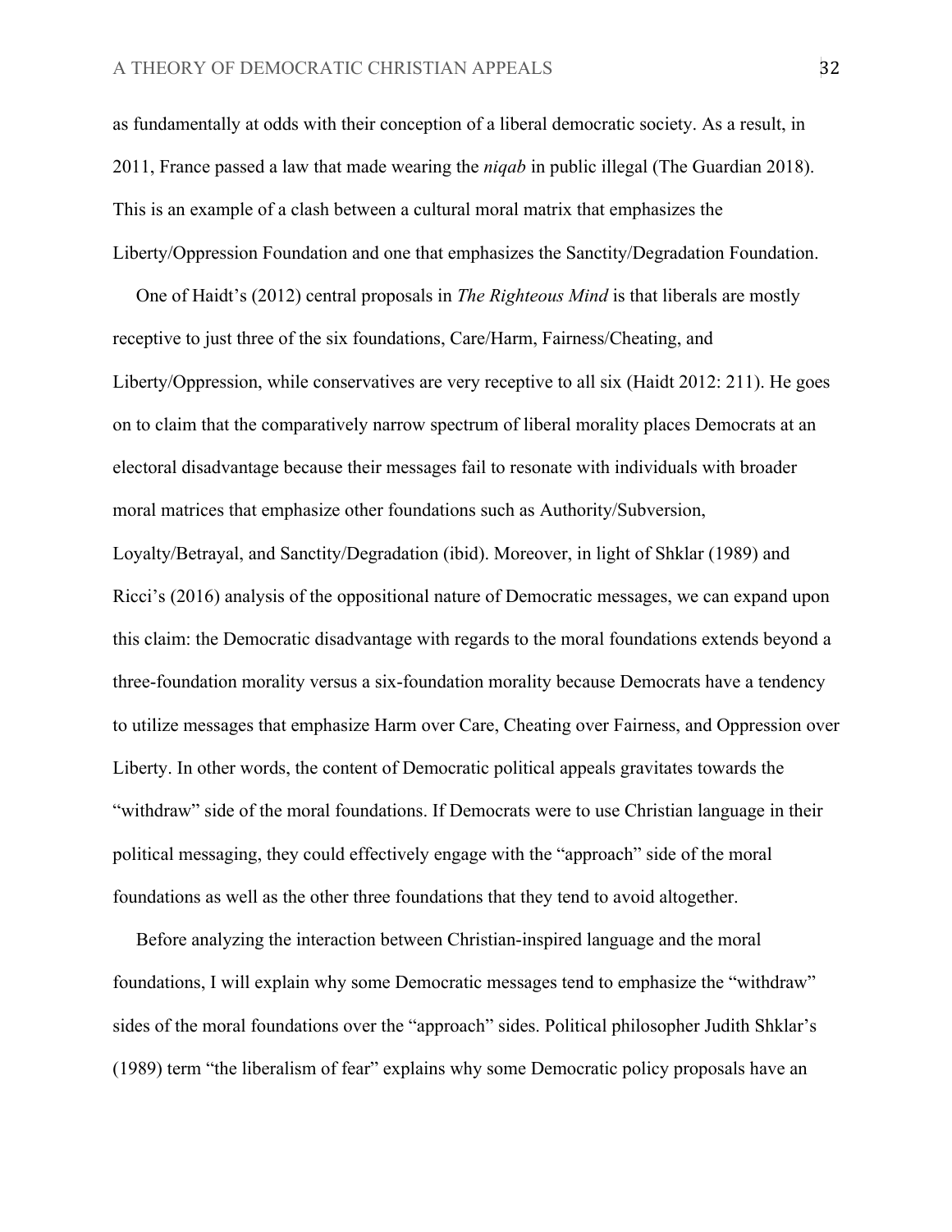as fundamentally at odds with their conception of a liberal democratic society. As a result, in 2011, France passed a law that made wearing the *niqab* in public illegal (The Guardian 2018). This is an example of a clash between a cultural moral matrix that emphasizes the Liberty/Oppression Foundation and one that emphasizes the Sanctity/Degradation Foundation.

One of Haidt's (2012) central proposals in *The Righteous Mind* is that liberals are mostly receptive to just three of the six foundations, Care/Harm, Fairness/Cheating, and Liberty/Oppression, while conservatives are very receptive to all six (Haidt 2012: 211). He goes on to claim that the comparatively narrow spectrum of liberal morality places Democrats at an electoral disadvantage because their messages fail to resonate with individuals with broader moral matrices that emphasize other foundations such as Authority/Subversion, Loyalty/Betrayal, and Sanctity/Degradation (ibid). Moreover, in light of Shklar (1989) and Ricci's (2016) analysis of the oppositional nature of Democratic messages, we can expand upon this claim: the Democratic disadvantage with regards to the moral foundations extends beyond a three-foundation morality versus a six-foundation morality because Democrats have a tendency to utilize messages that emphasize Harm over Care, Cheating over Fairness, and Oppression over Liberty. In other words, the content of Democratic political appeals gravitates towards the "withdraw" side of the moral foundations. If Democrats were to use Christian language in their political messaging, they could effectively engage with the "approach" side of the moral foundations as well as the other three foundations that they tend to avoid altogether.

Before analyzing the interaction between Christian-inspired language and the moral foundations, I will explain why some Democratic messages tend to emphasize the "withdraw" sides of the moral foundations over the "approach" sides. Political philosopher Judith Shklar's (1989) term "the liberalism of fear" explains why some Democratic policy proposals have an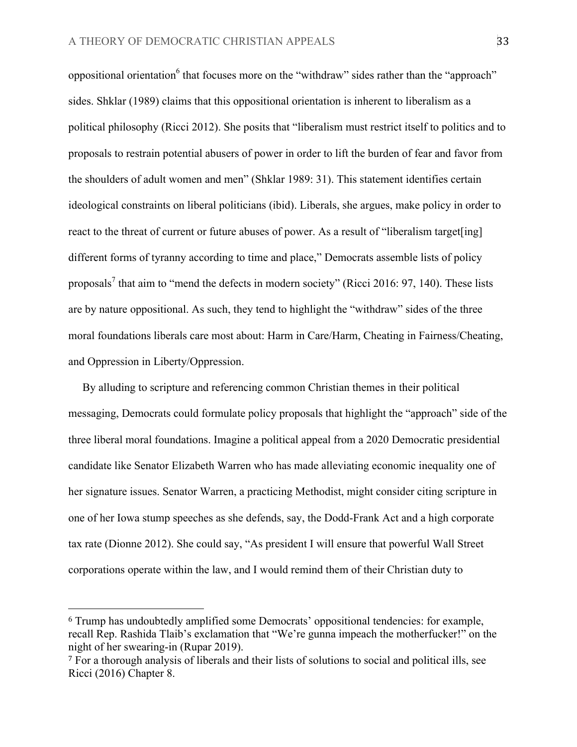oppositional orientation[6] that focuses more on the "withdraw" sides rather than the "approach" sides. Shklar (1989) claims that this oppositional orientation is inherent to liberalism as a political philosophy (Ricci 2012). She posits that "liberalism must restrict itself to politics and to proposals to restrain potential abusers of power in order to lift the burden of fear and favor from the shoulders of adult women and men" (Shklar 1989: 31). This statement identifies certain ideological constraints on liberal politicians (ibid). Liberals, she argues, make policy in order to react to the threat of current or future abuses of power. As a result of "liberalism target[ing] different forms of tyranny according to time and place," Democrats assemble lists of policy proposals[7] that aim to "mend the defects in modern society" (Ricci 2016: 97, 140). These lists are by nature oppositional. As such, they tend to highlight the "withdraw" sides of the three moral foundations liberals care most about: Harm in Care/Harm, Cheating in Fairness/Cheating, and Oppression in Liberty/Oppression.

By alluding to scripture and referencing common Christian themes in their political messaging, Democrats could formulate policy proposals that highlight the "approach" side of the three liberal moral foundations. Imagine a political appeal from a 2020 Democratic presidential candidate like Senator Elizabeth Warren who has made alleviating economic inequality one of her signature issues. Senator Warren, a practicing Methodist, might consider citing scripture in one of her Iowa stump speeches as she defends, say, the Dodd-Frank Act and a high corporate tax rate (Dionne 2012). She could say, "As president I will ensure that powerful Wall Street corporations operate within the law, and I would remind them of their Christian duty to

---

[6] Trump has undoubtedly amplified some Democrats' oppositional tendencies: for example, recall Rep. Rashida Tlaib's exclamation that "We're gunna impeach the motherfucker!" on the night of her swearing-in (Rupar 2019).

[7] For a thorough analysis of liberals and their lists of solutions to social and political ills, see Ricci (2016) Chapter 8.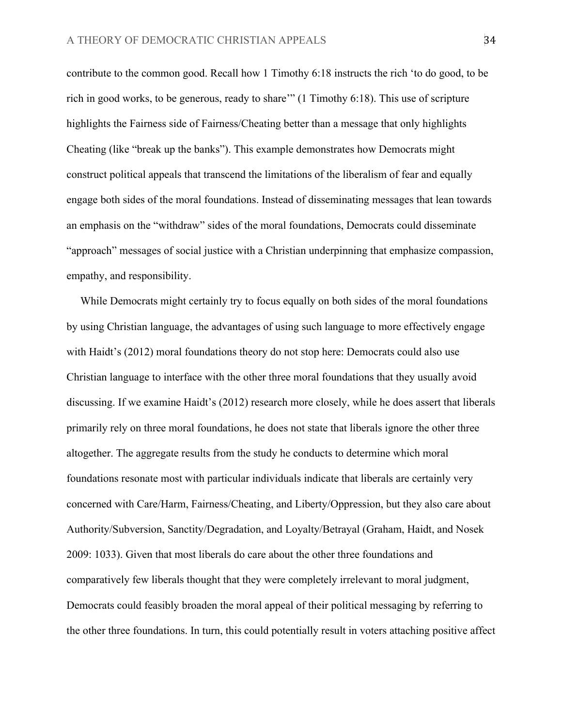contribute to the common good. Recall how 1 Timothy 6:18 instructs the rich 'to do good, to be rich in good works, to be generous, ready to share'" (1 Timothy 6:18). This use of scripture highlights the Fairness side of Fairness/Cheating better than a message that only highlights Cheating (like "break up the banks"). This example demonstrates how Democrats might construct political appeals that transcend the limitations of the liberalism of fear and equally engage both sides of the moral foundations. Instead of disseminating messages that lean towards an emphasis on the "withdraw" sides of the moral foundations, Democrats could disseminate "approach" messages of social justice with a Christian underpinning that emphasize compassion, empathy, and responsibility.

While Democrats might certainly try to focus equally on both sides of the moral foundations by using Christian language, the advantages of using such language to more effectively engage with Haidt's (2012) moral foundations theory do not stop here: Democrats could also use Christian language to interface with the other three moral foundations that they usually avoid discussing. If we examine Haidt's (2012) research more closely, while he does assert that liberals primarily rely on three moral foundations, he does not state that liberals ignore the other three altogether. The aggregate results from the study he conducts to determine which moral foundations resonate most with particular individuals indicate that liberals are certainly very concerned with Care/Harm, Fairness/Cheating, and Liberty/Oppression, but they also care about Authority/Subversion, Sanctity/Degradation, and Loyalty/Betrayal (Graham, Haidt, and Nosek 2009: 1033). Given that most liberals do care about the other three foundations and comparatively few liberals thought that they were completely irrelevant to moral judgment, Democrats could feasibly broaden the moral appeal of their political messaging by referring to the other three foundations. In turn, this could potentially result in voters attaching positive affect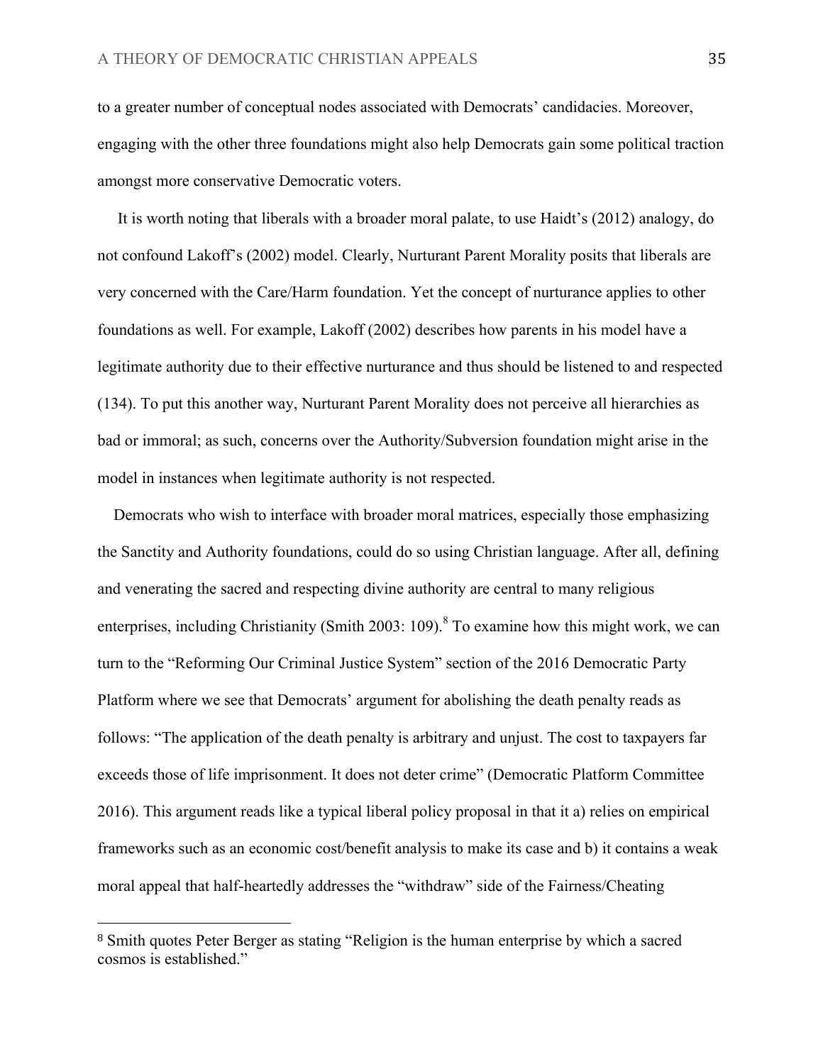to a greater number of conceptual nodes associated with Democrats' candidacies. Moreover, engaging with the other three foundations might also help Democrats gain some political traction amongst more conservative Democratic voters.

It is worth noting that liberals with a broader moral palate, to use Haidt's (2012) analogy, do not confound Lakoff's (2002) model. Clearly, Nurturant Parent Morality posits that liberals are very concerned with the Care/Harm foundation. Yet the concept of nurturance applies to other foundations as well. For example, Lakoff (2002) describes how parents in his model have a legitimate authority due to their effective nurturance and thus should be listened to and respected (134). To put this another way, Nurturant Parent Morality does not perceive all hierarchies as bad or immoral; as such, concerns over the Authority/Subversion foundation might arise in the model in instances when legitimate authority is not respected.

Democrats who wish to interface with broader moral matrices, especially those emphasizing the Sanctity and Authority foundations, could do so using Christian language. After all, defining and venerating the sacred and respecting divine authority are central to many religious enterprises, including Christianity (Smith 2003: 109).[8] To examine how this might work, we can turn to the "Reforming Our Criminal Justice System" section of the 2016 Democratic Party Platform where we see that Democrats' argument for abolishing the death penalty reads as follows: "The application of the death penalty is arbitrary and unjust. The cost to taxpayers far exceeds those of life imprisonment. It does not deter crime" (Democratic Platform Committee 2016). This argument reads like a typical liberal policy proposal in that it a) relies on empirical frameworks such as an economic cost/benefit analysis to make its case and b) it contains a weak moral appeal that half-heartedly addresses the "withdraw" side of the Fairness/Cheating

[8] Smith quotes Peter Berger as stating "Religion is the human enterprise by which a sacred cosmos is established."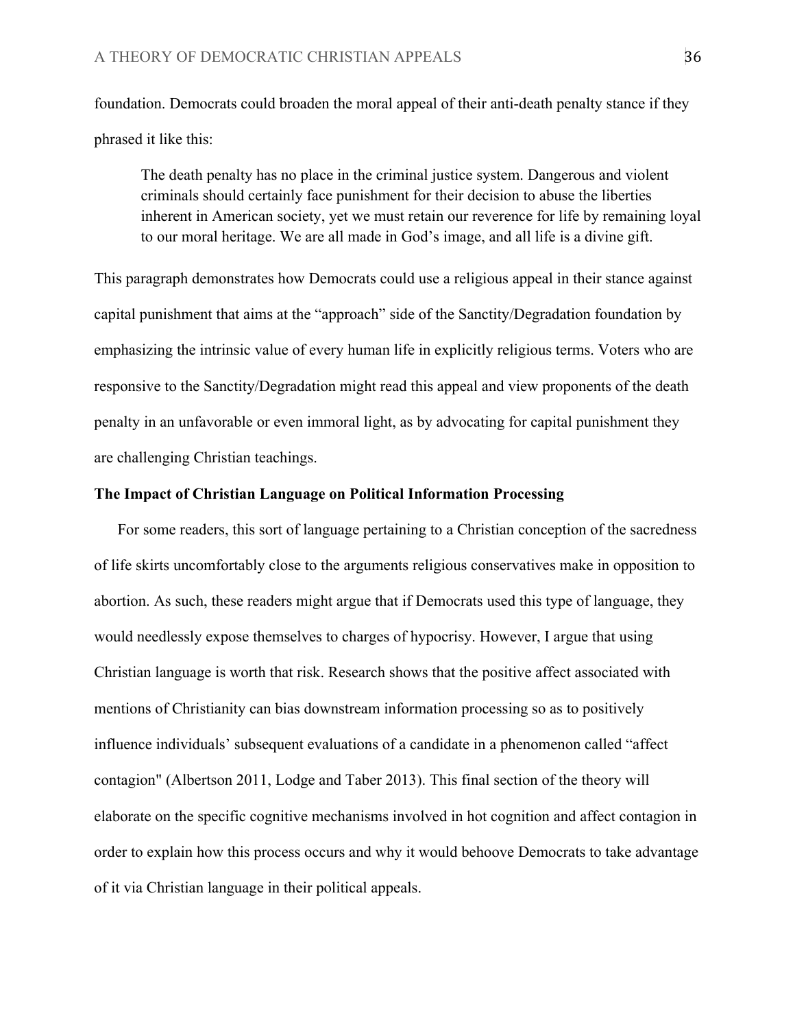foundation. Democrats could broaden the moral appeal of their anti-death penalty stance if they phrased it like this:

> The death penalty has no place in the criminal justice system. Dangerous and violent criminals should certainly face punishment for their decision to abuse the liberties inherent in American society, yet we must retain our reverence for life by remaining loyal to our moral heritage. We are all made in God's image, and all life is a divine gift.

This paragraph demonstrates how Democrats could use a religious appeal in their stance against capital punishment that aims at the "approach" side of the Sanctity/Degradation foundation by emphasizing the intrinsic value of every human life in explicitly religious terms. Voters who are responsive to the Sanctity/Degradation might read this appeal and view proponents of the death penalty in an unfavorable or even immoral light, as by advocating for capital punishment they are challenging Christian teachings.

**The Impact of Christian Language on Political Information Processing**

For some readers, this sort of language pertaining to a Christian conception of the sacredness of life skirts uncomfortably close to the arguments religious conservatives make in opposition to abortion. As such, these readers might argue that if Democrats used this type of language, they would needlessly expose themselves to charges of hypocrisy. However, I argue that using Christian language is worth that risk. Research shows that the positive affect associated with mentions of Christianity can bias downstream information processing so as to positively influence individuals' subsequent evaluations of a candidate in a phenomenon called "affect contagion" (Albertson 2011, Lodge and Taber 2013). This final section of the theory will elaborate on the specific cognitive mechanisms involved in hot cognition and affect contagion in order to explain how this process occurs and why it would behoove Democrats to take advantage of it via Christian language in their political appeals.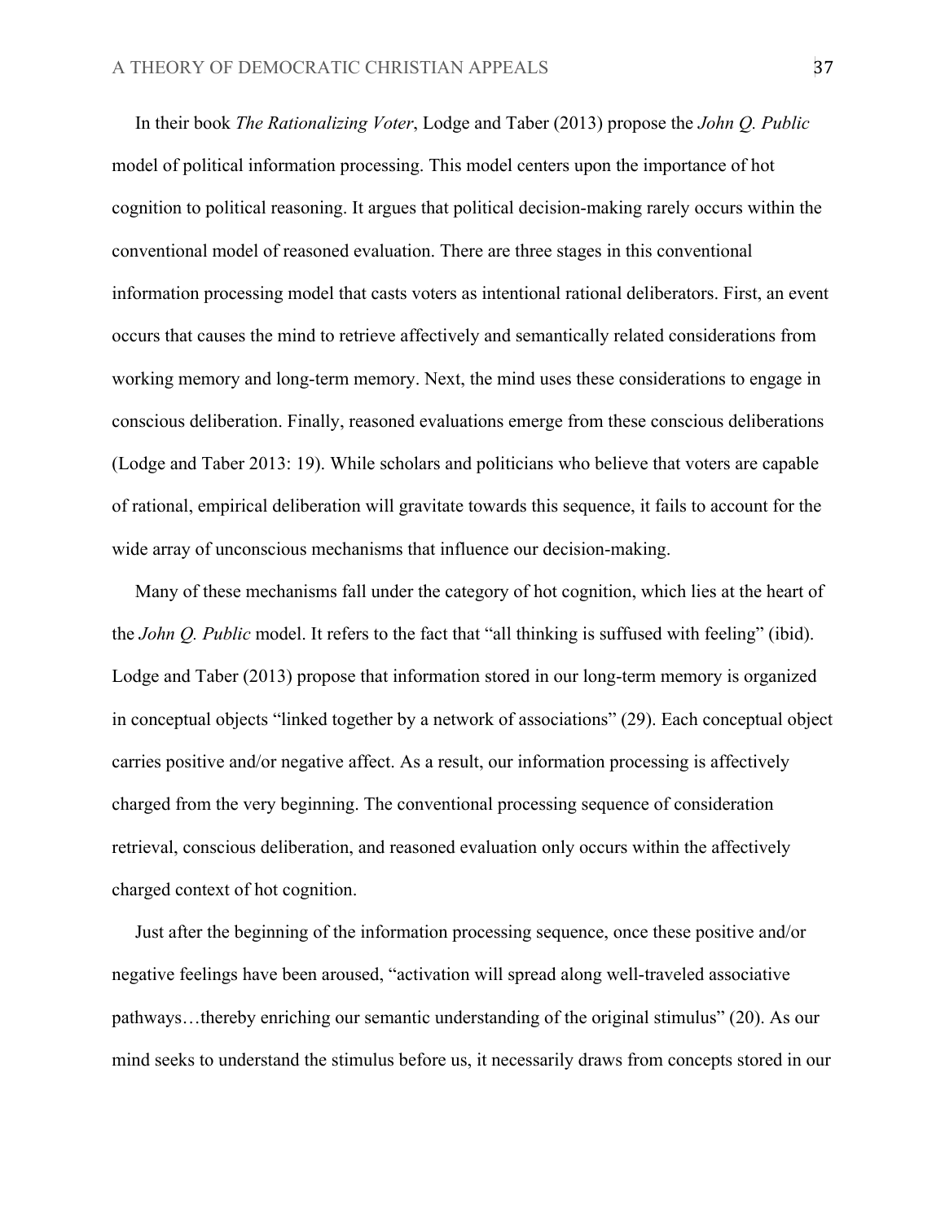In their book *The Rationalizing Voter*, Lodge and Taber (2013) propose the *John Q. Public* model of political information processing. This model centers upon the importance of hot cognition to political reasoning. It argues that political decision-making rarely occurs within the conventional model of reasoned evaluation. There are three stages in this conventional information processing model that casts voters as intentional rational deliberators. First, an event occurs that causes the mind to retrieve affectively and semantically related considerations from working memory and long-term memory. Next, the mind uses these considerations to engage in conscious deliberation. Finally, reasoned evaluations emerge from these conscious deliberations (Lodge and Taber 2013: 19). While scholars and politicians who believe that voters are capable of rational, empirical deliberation will gravitate towards this sequence, it fails to account for the wide array of unconscious mechanisms that influence our decision-making.

Many of these mechanisms fall under the category of hot cognition, which lies at the heart of the *John Q. Public* model. It refers to the fact that "all thinking is suffused with feeling" (ibid). Lodge and Taber (2013) propose that information stored in our long-term memory is organized in conceptual objects "linked together by a network of associations" (29). Each conceptual object carries positive and/or negative affect. As a result, our information processing is affectively charged from the very beginning. The conventional processing sequence of consideration retrieval, conscious deliberation, and reasoned evaluation only occurs within the affectively charged context of hot cognition.

Just after the beginning of the information processing sequence, once these positive and/or negative feelings have been aroused, "activation will spread along well-traveled associative pathways…thereby enriching our semantic understanding of the original stimulus" (20). As our mind seeks to understand the stimulus before us, it necessarily draws from concepts stored in our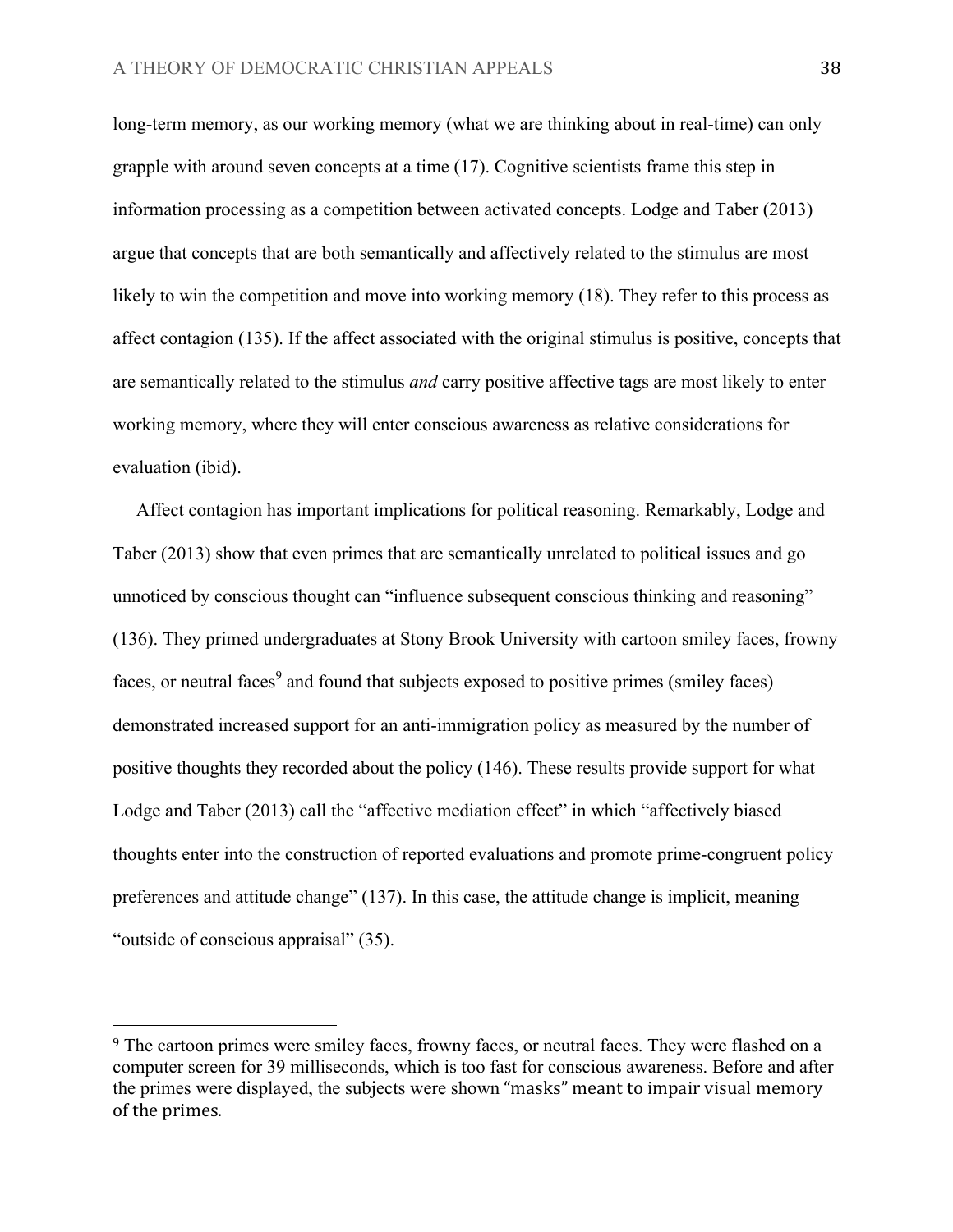long-term memory, as our working memory (what we are thinking about in real-time) can only grapple with around seven concepts at a time (17). Cognitive scientists frame this step in information processing as a competition between activated concepts. Lodge and Taber (2013) argue that concepts that are both semantically and affectively related to the stimulus are most likely to win the competition and move into working memory (18). They refer to this process as affect contagion (135). If the affect associated with the original stimulus is positive, concepts that are semantically related to the stimulus *and* carry positive affective tags are most likely to enter working memory, where they will enter conscious awareness as relative considerations for evaluation (ibid).

Affect contagion has important implications for political reasoning. Remarkably, Lodge and Taber (2013) show that even primes that are semantically unrelated to political issues and go unnoticed by conscious thought can "influence subsequent conscious thinking and reasoning" (136). They primed undergraduates at Stony Brook University with cartoon smiley faces, frowny faces, or neutral faces[9] and found that subjects exposed to positive primes (smiley faces) demonstrated increased support for an anti-immigration policy as measured by the number of positive thoughts they recorded about the policy (146). These results provide support for what Lodge and Taber (2013) call the "affective mediation effect" in which "affectively biased thoughts enter into the construction of reported evaluations and promote prime-congruent policy preferences and attitude change" (137). In this case, the attitude change is implicit, meaning "outside of conscious appraisal" (35).

[9] The cartoon primes were smiley faces, frowny faces, or neutral faces. They were flashed on a computer screen for 39 milliseconds, which is too fast for conscious awareness. Before and after the primes were displayed, the subjects were shown "masks" meant to impair visual memory of the primes.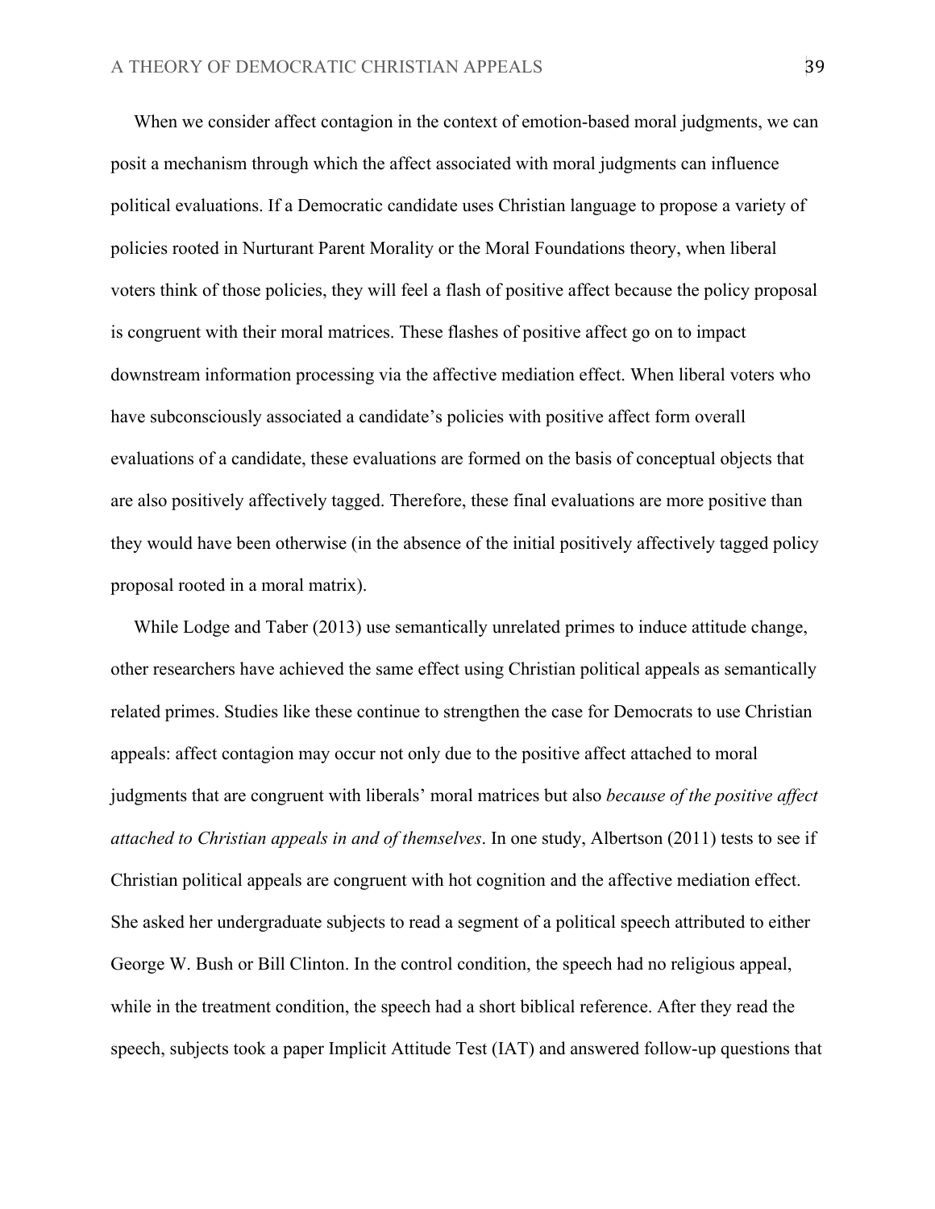When we consider affect contagion in the context of emotion-based moral judgments, we can posit a mechanism through which the affect associated with moral judgments can influence political evaluations. If a Democratic candidate uses Christian language to propose a variety of policies rooted in Nurturant Parent Morality or the Moral Foundations theory, when liberal voters think of those policies, they will feel a flash of positive affect because the policy proposal is congruent with their moral matrices. These flashes of positive affect go on to impact downstream information processing via the affective mediation effect. When liberal voters who have subconsciously associated a candidate's policies with positive affect form overall evaluations of a candidate, these evaluations are formed on the basis of conceptual objects that are also positively affectively tagged. Therefore, these final evaluations are more positive than they would have been otherwise (in the absence of the initial positively affectively tagged policy proposal rooted in a moral matrix).

While Lodge and Taber (2013) use semantically unrelated primes to induce attitude change, other researchers have achieved the same effect using Christian political appeals as semantically related primes. Studies like these continue to strengthen the case for Democrats to use Christian appeals: affect contagion may occur not only due to the positive affect attached to moral judgments that are congruent with liberals' moral matrices but also *because of the positive affect attached to Christian appeals in and of themselves*. In one study, Albertson (2011) tests to see if Christian political appeals are congruent with hot cognition and the affective mediation effect. She asked her undergraduate subjects to read a segment of a political speech attributed to either George W. Bush or Bill Clinton. In the control condition, the speech had no religious appeal, while in the treatment condition, the speech had a short biblical reference. After they read the speech, subjects took a paper Implicit Attitude Test (IAT) and answered follow-up questions that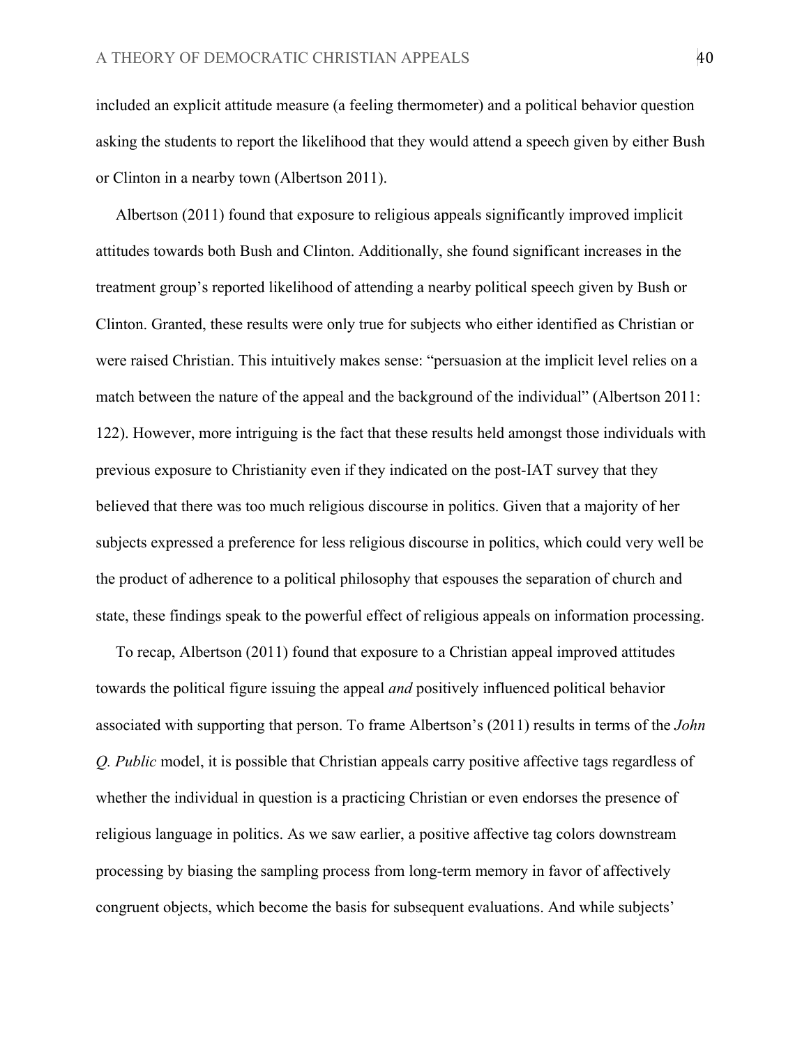included an explicit attitude measure (a feeling thermometer) and a political behavior question asking the students to report the likelihood that they would attend a speech given by either Bush or Clinton in a nearby town (Albertson 2011).

Albertson (2011) found that exposure to religious appeals significantly improved implicit attitudes towards both Bush and Clinton. Additionally, she found significant increases in the treatment group's reported likelihood of attending a nearby political speech given by Bush or Clinton. Granted, these results were only true for subjects who either identified as Christian or were raised Christian. This intuitively makes sense: "persuasion at the implicit level relies on a match between the nature of the appeal and the background of the individual" (Albertson 2011: 122). However, more intriguing is the fact that these results held amongst those individuals with previous exposure to Christianity even if they indicated on the post-IAT survey that they believed that there was too much religious discourse in politics. Given that a majority of her subjects expressed a preference for less religious discourse in politics, which could very well be the product of adherence to a political philosophy that espouses the separation of church and state, these findings speak to the powerful effect of religious appeals on information processing.

To recap, Albertson (2011) found that exposure to a Christian appeal improved attitudes towards the political figure issuing the appeal *and* positively influenced political behavior associated with supporting that person. To frame Albertson's (2011) results in terms of the *John Q. Public* model, it is possible that Christian appeals carry positive affective tags regardless of whether the individual in question is a practicing Christian or even endorses the presence of religious language in politics. As we saw earlier, a positive affective tag colors downstream processing by biasing the sampling process from long-term memory in favor of affectively congruent objects, which become the basis for subsequent evaluations. And while subjects'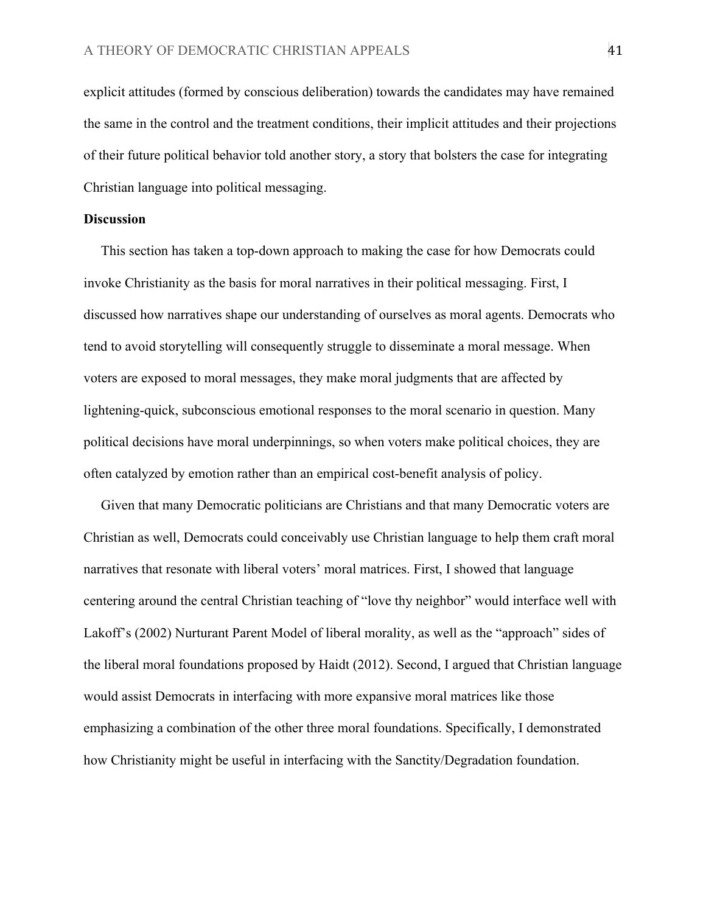explicit attitudes (formed by conscious deliberation) towards the candidates may have remained the same in the control and the treatment conditions, their implicit attitudes and their projections of their future political behavior told another story, a story that bolsters the case for integrating Christian language into political messaging.

**Discussion**

This section has taken a top-down approach to making the case for how Democrats could invoke Christianity as the basis for moral narratives in their political messaging. First, I discussed how narratives shape our understanding of ourselves as moral agents. Democrats who tend to avoid storytelling will consequently struggle to disseminate a moral message. When voters are exposed to moral messages, they make moral judgments that are affected by lightening-quick, subconscious emotional responses to the moral scenario in question. Many political decisions have moral underpinnings, so when voters make political choices, they are often catalyzed by emotion rather than an empirical cost-benefit analysis of policy.

Given that many Democratic politicians are Christians and that many Democratic voters are Christian as well, Democrats could conceivably use Christian language to help them craft moral narratives that resonate with liberal voters' moral matrices. First, I showed that language centering around the central Christian teaching of "love thy neighbor" would interface well with Lakoff's (2002) Nurturant Parent Model of liberal morality, as well as the "approach" sides of the liberal moral foundations proposed by Haidt (2012). Second, I argued that Christian language would assist Democrats in interfacing with more expansive moral matrices like those emphasizing a combination of the other three moral foundations. Specifically, I demonstrated how Christianity might be useful in interfacing with the Sanctity/Degradation foundation.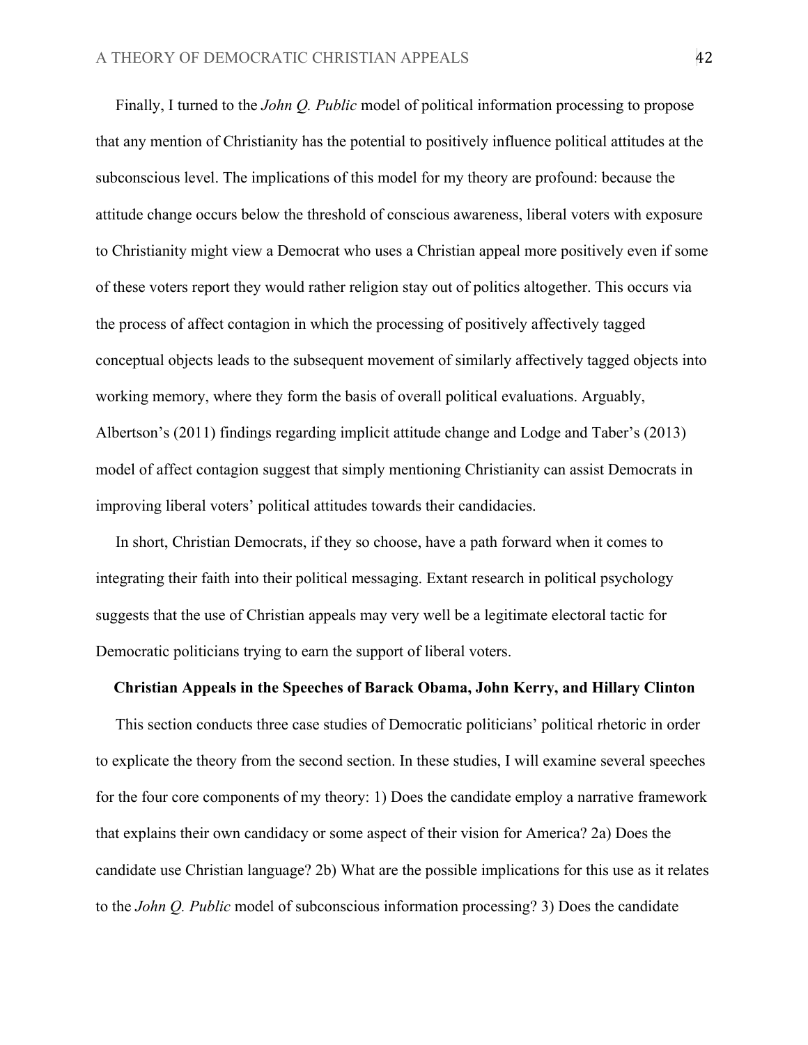Finally, I turned to the *John Q. Public* model of political information processing to propose that any mention of Christianity has the potential to positively influence political attitudes at the subconscious level. The implications of this model for my theory are profound: because the attitude change occurs below the threshold of conscious awareness, liberal voters with exposure to Christianity might view a Democrat who uses a Christian appeal more positively even if some of these voters report they would rather religion stay out of politics altogether. This occurs via the process of affect contagion in which the processing of positively affectively tagged conceptual objects leads to the subsequent movement of similarly affectively tagged objects into working memory, where they form the basis of overall political evaluations. Arguably, Albertson's (2011) findings regarding implicit attitude change and Lodge and Taber's (2013) model of affect contagion suggest that simply mentioning Christianity can assist Democrats in improving liberal voters' political attitudes towards their candidacies.

In short, Christian Democrats, if they so choose, have a path forward when it comes to integrating their faith into their political messaging. Extant research in political psychology suggests that the use of Christian appeals may very well be a legitimate electoral tactic for Democratic politicians trying to earn the support of liberal voters.

## Christian Appeals in the Speeches of Barack Obama, John Kerry, and Hillary Clinton

This section conducts three case studies of Democratic politicians' political rhetoric in order to explicate the theory from the second section. In these studies, I will examine several speeches for the four core components of my theory: 1) Does the candidate employ a narrative framework that explains their own candidacy or some aspect of their vision for America? 2a) Does the candidate use Christian language? 2b) What are the possible implications for this use as it relates to the *John Q. Public* model of subconscious information processing? 3) Does the candidate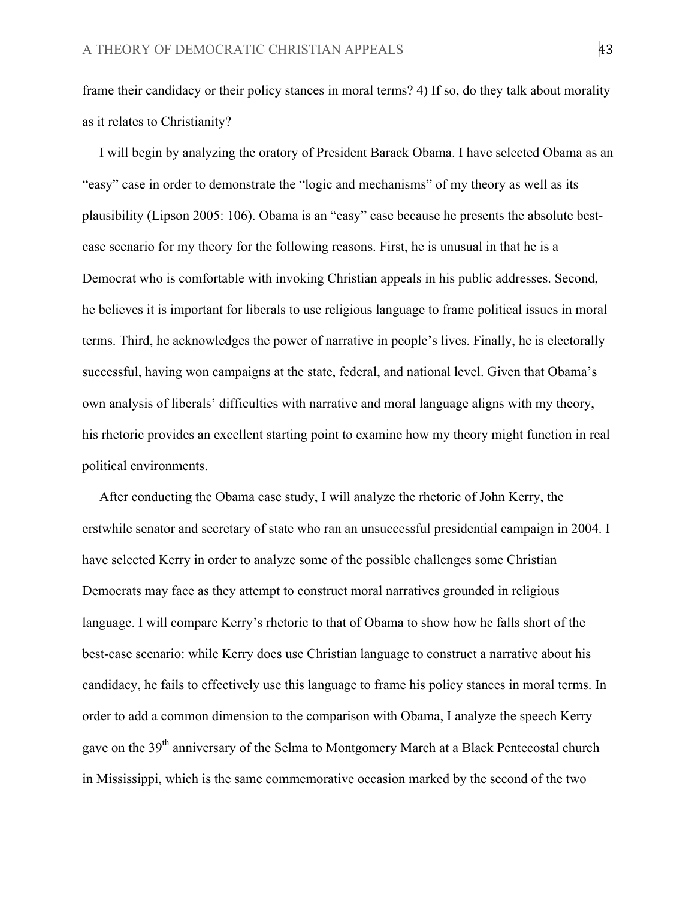frame their candidacy or their policy stances in moral terms? 4) If so, do they talk about morality as it relates to Christianity?

I will begin by analyzing the oratory of President Barack Obama. I have selected Obama as an "easy" case in order to demonstrate the "logic and mechanisms" of my theory as well as its plausibility (Lipson 2005: 106). Obama is an "easy" case because he presents the absolute best-case scenario for my theory for the following reasons. First, he is unusual in that he is a Democrat who is comfortable with invoking Christian appeals in his public addresses. Second, he believes it is important for liberals to use religious language to frame political issues in moral terms. Third, he acknowledges the power of narrative in people's lives. Finally, he is electorally successful, having won campaigns at the state, federal, and national level. Given that Obama's own analysis of liberals' difficulties with narrative and moral language aligns with my theory, his rhetoric provides an excellent starting point to examine how my theory might function in real political environments.

After conducting the Obama case study, I will analyze the rhetoric of John Kerry, the erstwhile senator and secretary of state who ran an unsuccessful presidential campaign in 2004. I have selected Kerry in order to analyze some of the possible challenges some Christian Democrats may face as they attempt to construct moral narratives grounded in religious language. I will compare Kerry's rhetoric to that of Obama to show how he falls short of the best-case scenario: while Kerry does use Christian language to construct a narrative about his candidacy, he fails to effectively use this language to frame his policy stances in moral terms. In order to add a common dimension to the comparison with Obama, I analyze the speech Kerry gave on the 39th anniversary of the Selma to Montgomery March at a Black Pentecostal church in Mississippi, which is the same commemorative occasion marked by the second of the two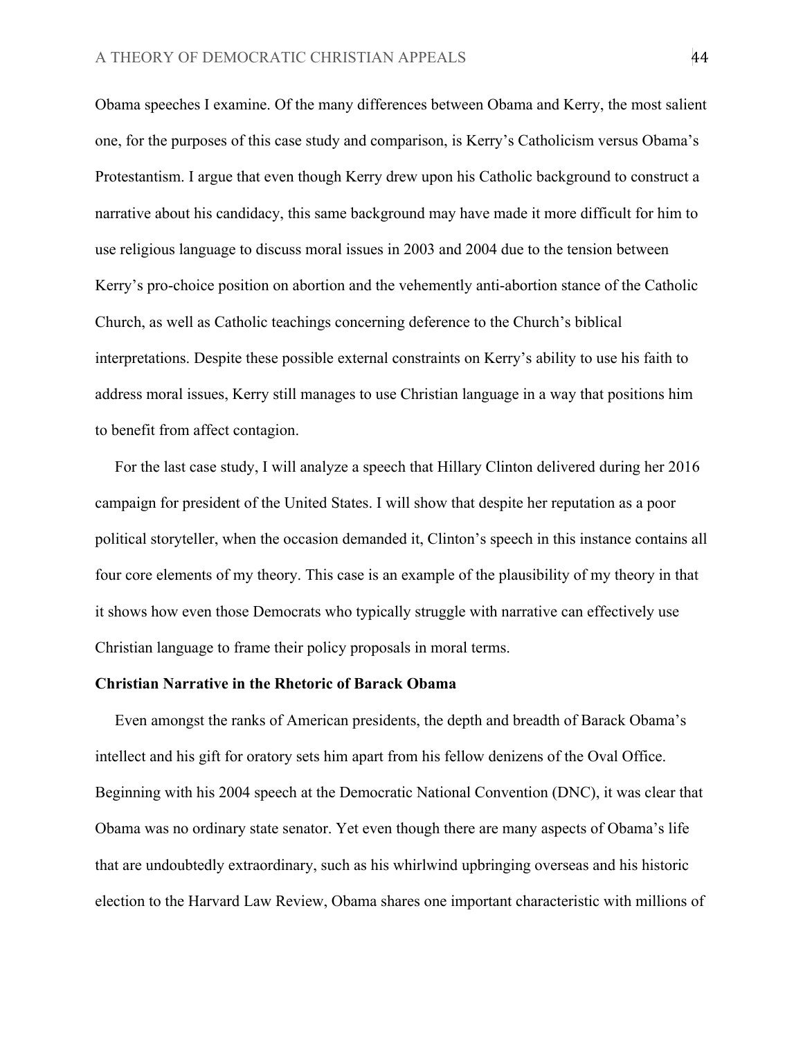Obama speeches I examine. Of the many differences between Obama and Kerry, the most salient one, for the purposes of this case study and comparison, is Kerry's Catholicism versus Obama's Protestantism. I argue that even though Kerry drew upon his Catholic background to construct a narrative about his candidacy, this same background may have made it more difficult for him to use religious language to discuss moral issues in 2003 and 2004 due to the tension between Kerry's pro-choice position on abortion and the vehemently anti-abortion stance of the Catholic Church, as well as Catholic teachings concerning deference to the Church's biblical interpretations. Despite these possible external constraints on Kerry's ability to use his faith to address moral issues, Kerry still manages to use Christian language in a way that positions him to benefit from affect contagion.

For the last case study, I will analyze a speech that Hillary Clinton delivered during her 2016 campaign for president of the United States. I will show that despite her reputation as a poor political storyteller, when the occasion demanded it, Clinton's speech in this instance contains all four core elements of my theory. This case is an example of the plausibility of my theory in that it shows how even those Democrats who typically struggle with narrative can effectively use Christian language to frame their policy proposals in moral terms.

**Christian Narrative in the Rhetoric of Barack Obama**

Even amongst the ranks of American presidents, the depth and breadth of Barack Obama's intellect and his gift for oratory sets him apart from his fellow denizens of the Oval Office. Beginning with his 2004 speech at the Democratic National Convention (DNC), it was clear that Obama was no ordinary state senator. Yet even though there are many aspects of Obama's life that are undoubtedly extraordinary, such as his whirlwind upbringing overseas and his historic election to the Harvard Law Review, Obama shares one important characteristic with millions of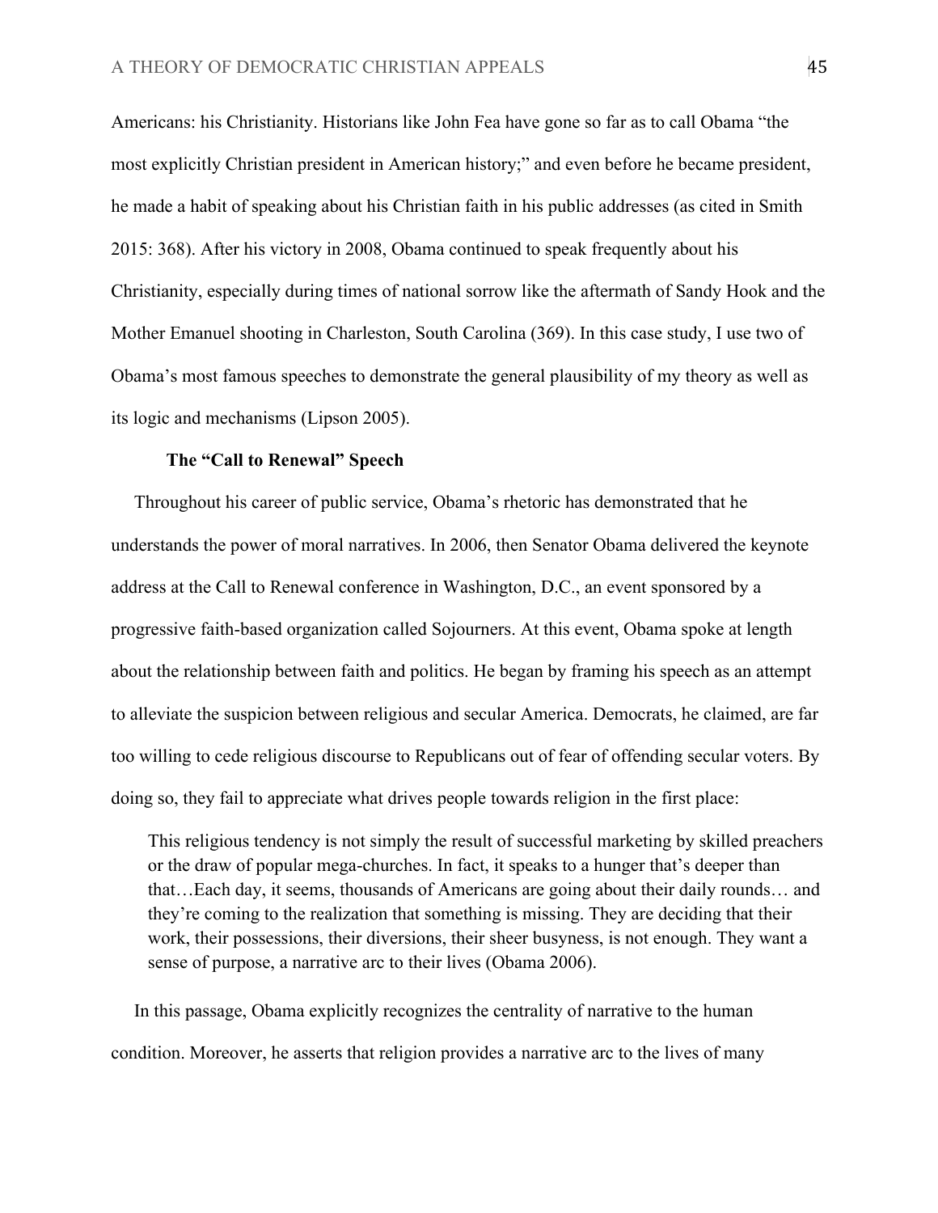Americans: his Christianity. Historians like John Fea have gone so far as to call Obama "the most explicitly Christian president in American history;" and even before he became president, he made a habit of speaking about his Christian faith in his public addresses (as cited in Smith 2015: 368). After his victory in 2008, Obama continued to speak frequently about his Christianity, especially during times of national sorrow like the aftermath of Sandy Hook and the Mother Emanuel shooting in Charleston, South Carolina (369). In this case study, I use two of Obama's most famous speeches to demonstrate the general plausibility of my theory as well as its logic and mechanisms (Lipson 2005).

### The "Call to Renewal" Speech

Throughout his career of public service, Obama's rhetoric has demonstrated that he understands the power of moral narratives. In 2006, then Senator Obama delivered the keynote address at the Call to Renewal conference in Washington, D.C., an event sponsored by a progressive faith-based organization called Sojourners. At this event, Obama spoke at length about the relationship between faith and politics. He began by framing his speech as an attempt to alleviate the suspicion between religious and secular America. Democrats, he claimed, are far too willing to cede religious discourse to Republicans out of fear of offending secular voters. By doing so, they fail to appreciate what drives people towards religion in the first place:

> This religious tendency is not simply the result of successful marketing by skilled preachers or the draw of popular mega-churches. In fact, it speaks to a hunger that's deeper than that…Each day, it seems, thousands of Americans are going about their daily rounds… and they're coming to the realization that something is missing. They are deciding that their work, their possessions, their diversions, their sheer busyness, is not enough. They want a sense of purpose, a narrative arc to their lives (Obama 2006).

In this passage, Obama explicitly recognizes the centrality of narrative to the human condition. Moreover, he asserts that religion provides a narrative arc to the lives of many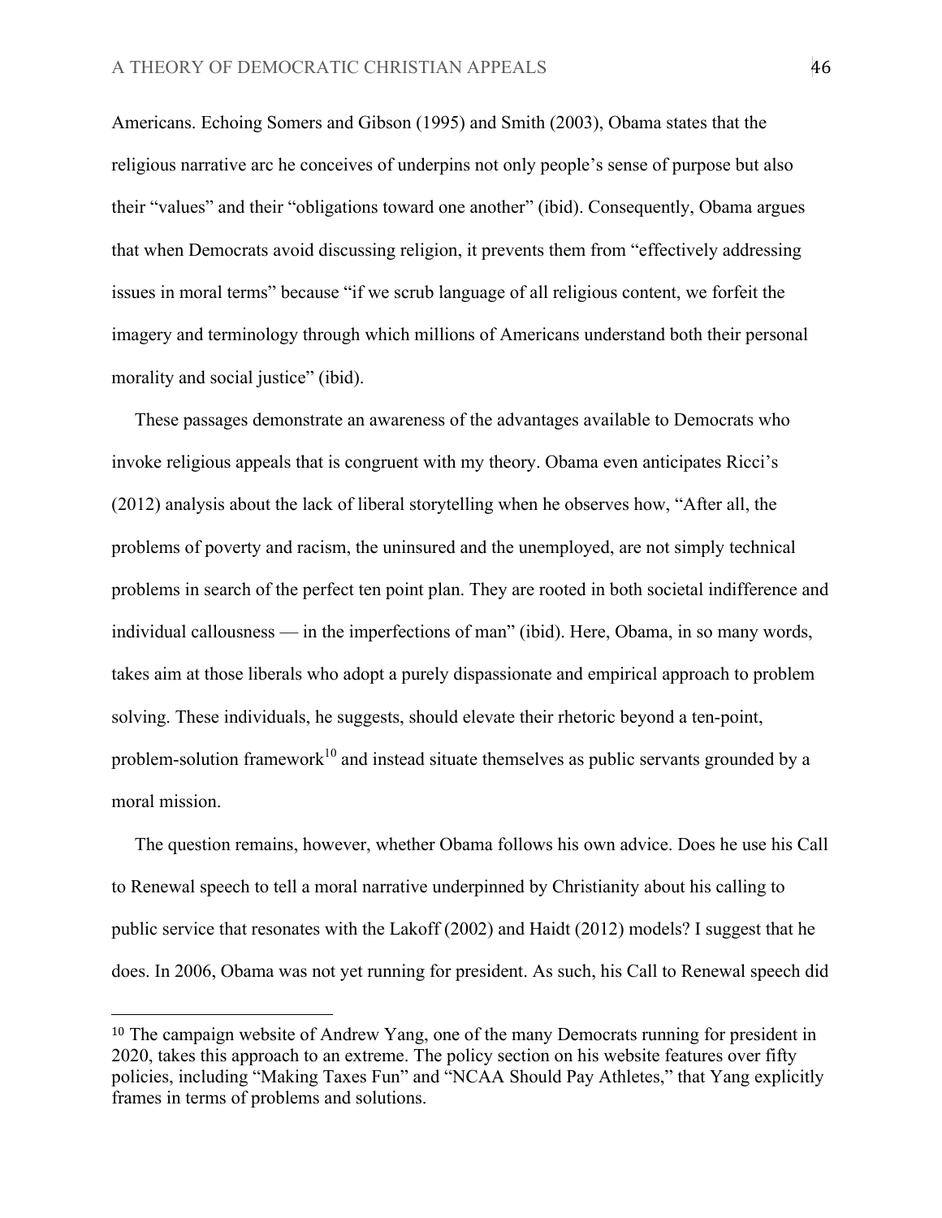Americans. Echoing Somers and Gibson (1995) and Smith (2003), Obama states that the religious narrative arc he conceives of underpins not only people's sense of purpose but also their "values" and their "obligations toward one another" (ibid). Consequently, Obama argues that when Democrats avoid discussing religion, it prevents them from "effectively addressing issues in moral terms" because "if we scrub language of all religious content, we forfeit the imagery and terminology through which millions of Americans understand both their personal morality and social justice" (ibid).

These passages demonstrate an awareness of the advantages available to Democrats who invoke religious appeals that is congruent with my theory. Obama even anticipates Ricci's (2012) analysis about the lack of liberal storytelling when he observes how, "After all, the problems of poverty and racism, the uninsured and the unemployed, are not simply technical problems in search of the perfect ten point plan. They are rooted in both societal indifference and individual callousness — in the imperfections of man" (ibid). Here, Obama, in so many words, takes aim at those liberals who adopt a purely dispassionate and empirical approach to problem solving. These individuals, he suggests, should elevate their rhetoric beyond a ten-point, problem-solution framework[10] and instead situate themselves as public servants grounded by a moral mission.

The question remains, however, whether Obama follows his own advice. Does he use his Call to Renewal speech to tell a moral narrative underpinned by Christianity about his calling to public service that resonates with the Lakoff (2002) and Haidt (2012) models? I suggest that he does. In 2006, Obama was not yet running for president. As such, his Call to Renewal speech did

[10] The campaign website of Andrew Yang, one of the many Democrats running for president in 2020, takes this approach to an extreme. The policy section on his website features over fifty policies, including "Making Taxes Fun" and "NCAA Should Pay Athletes," that Yang explicitly frames in terms of problems and solutions.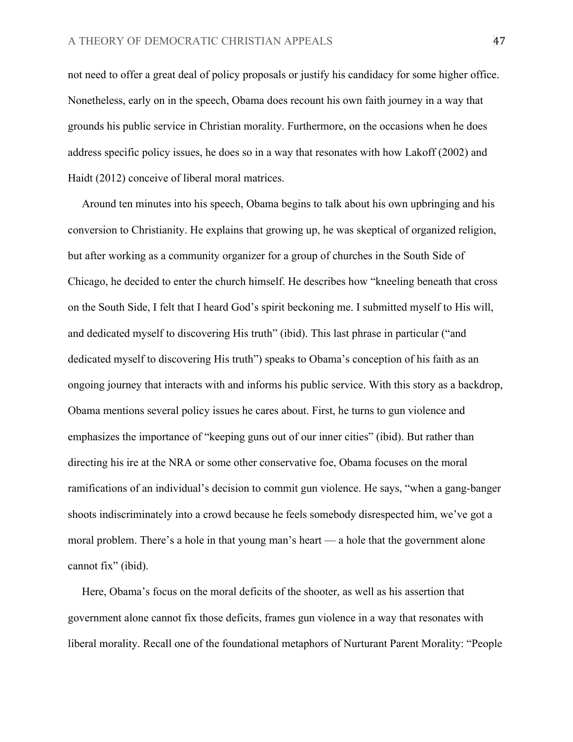not need to offer a great deal of policy proposals or justify his candidacy for some higher office. Nonetheless, early on in the speech, Obama does recount his own faith journey in a way that grounds his public service in Christian morality. Furthermore, on the occasions when he does address specific policy issues, he does so in a way that resonates with how Lakoff (2002) and Haidt (2012) conceive of liberal moral matrices.

Around ten minutes into his speech, Obama begins to talk about his own upbringing and his conversion to Christianity. He explains that growing up, he was skeptical of organized religion, but after working as a community organizer for a group of churches in the South Side of Chicago, he decided to enter the church himself. He describes how "kneeling beneath that cross on the South Side, I felt that I heard God's spirit beckoning me. I submitted myself to His will, and dedicated myself to discovering His truth" (ibid). This last phrase in particular ("and dedicated myself to discovering His truth") speaks to Obama's conception of his faith as an ongoing journey that interacts with and informs his public service. With this story as a backdrop, Obama mentions several policy issues he cares about. First, he turns to gun violence and emphasizes the importance of "keeping guns out of our inner cities" (ibid). But rather than directing his ire at the NRA or some other conservative foe, Obama focuses on the moral ramifications of an individual's decision to commit gun violence. He says, "when a gang-banger shoots indiscriminately into a crowd because he feels somebody disrespected him, we've got a moral problem. There's a hole in that young man's heart — a hole that the government alone cannot fix" (ibid).

Here, Obama's focus on the moral deficits of the shooter, as well as his assertion that government alone cannot fix those deficits, frames gun violence in a way that resonates with liberal morality. Recall one of the foundational metaphors of Nurturant Parent Morality: "People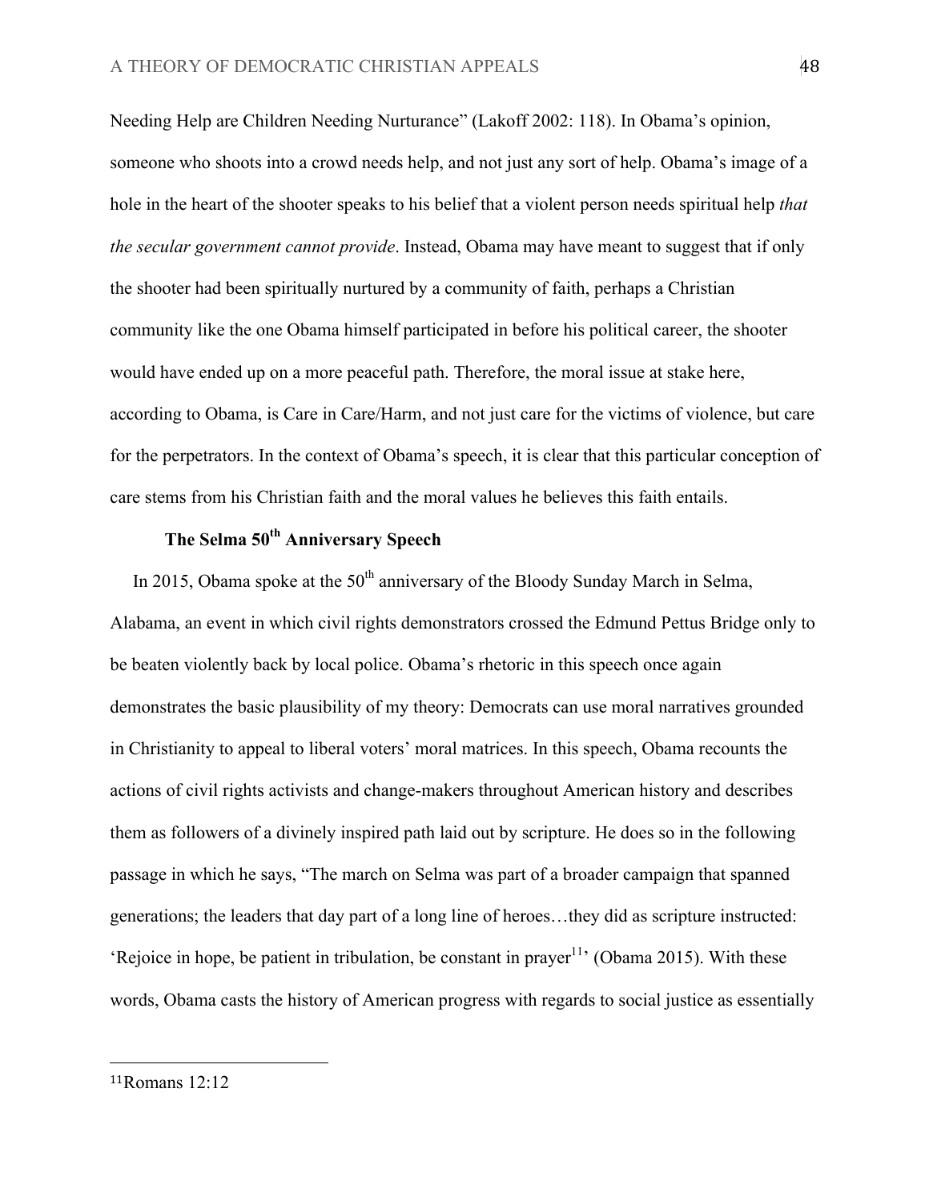Needing Help are Children Needing Nurturance" (Lakoff 2002: 118). In Obama's opinion, someone who shoots into a crowd needs help, and not just any sort of help. Obama's image of a hole in the heart of the shooter speaks to his belief that a violent person needs spiritual help *that the secular government cannot provide*. Instead, Obama may have meant to suggest that if only the shooter had been spiritually nurtured by a community of faith, perhaps a Christian community like the one Obama himself participated in before his political career, the shooter would have ended up on a more peaceful path. Therefore, the moral issue at stake here, according to Obama, is Care in Care/Harm, and not just care for the victims of violence, but care for the perpetrators. In the context of Obama's speech, it is clear that this particular conception of care stems from his Christian faith and the moral values he believes this faith entails.

### The Selma 50th Anniversary Speech

In 2015, Obama spoke at the 50th anniversary of the Bloody Sunday March in Selma, Alabama, an event in which civil rights demonstrators crossed the Edmund Pettus Bridge only to be beaten violently back by local police. Obama's rhetoric in this speech once again demonstrates the basic plausibility of my theory: Democrats can use moral narratives grounded in Christianity to appeal to liberal voters' moral matrices. In this speech, Obama recounts the actions of civil rights activists and change-makers throughout American history and describes them as followers of a divinely inspired path laid out by scripture. He does so in the following passage in which he says, "The march on Selma was part of a broader campaign that spanned generations; the leaders that day part of a long line of heroes…they did as scripture instructed: 'Rejoice in hope, be patient in tribulation, be constant in prayer[11]' (Obama 2015). With these words, Obama casts the history of American progress with regards to social justice as essentially

---

[11] Romans 12:12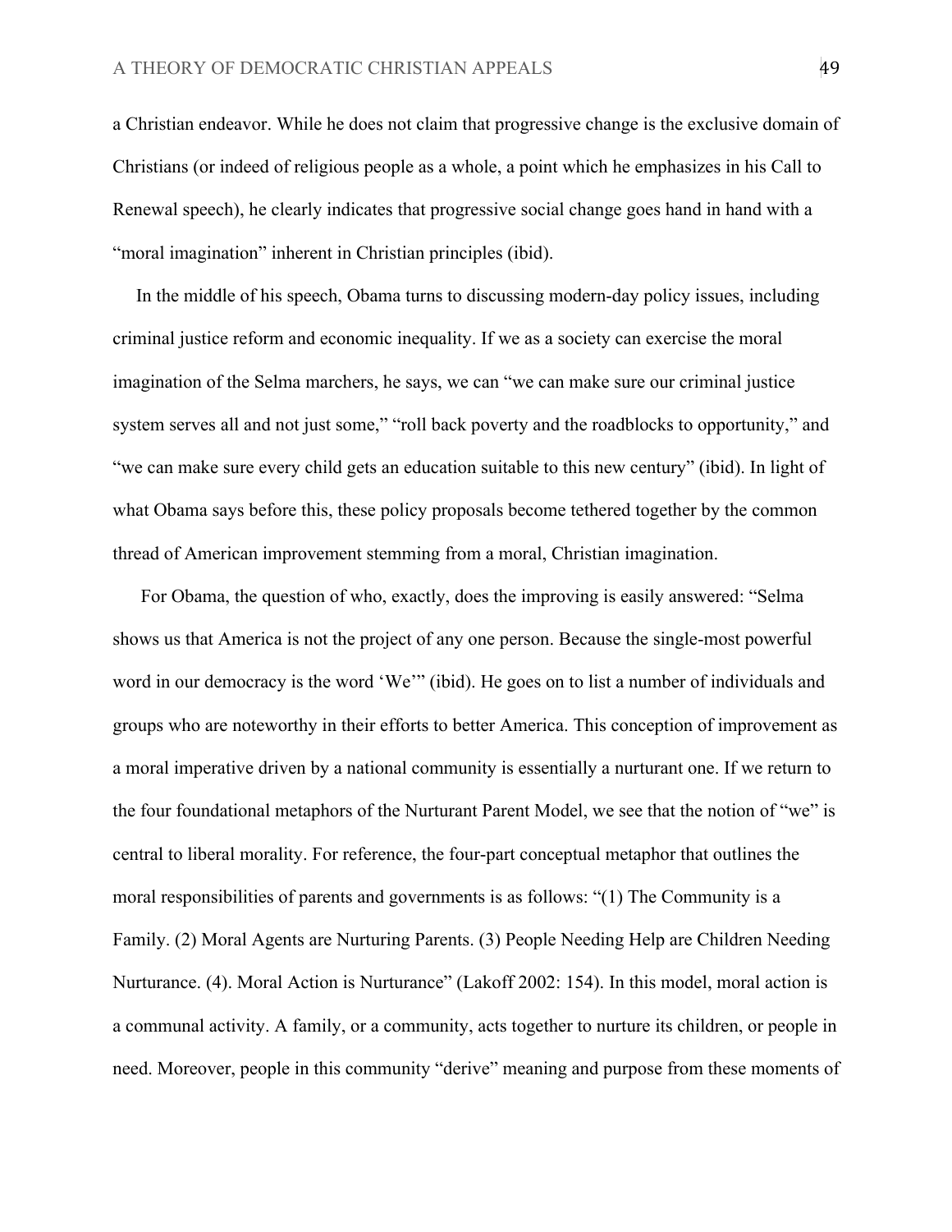a Christian endeavor. While he does not claim that progressive change is the exclusive domain of Christians (or indeed of religious people as a whole, a point which he emphasizes in his Call to Renewal speech), he clearly indicates that progressive social change goes hand in hand with a "moral imagination" inherent in Christian principles (ibid).

In the middle of his speech, Obama turns to discussing modern-day policy issues, including criminal justice reform and economic inequality. If we as a society can exercise the moral imagination of the Selma marchers, he says, we can "we can make sure our criminal justice system serves all and not just some," "roll back poverty and the roadblocks to opportunity," and "we can make sure every child gets an education suitable to this new century" (ibid). In light of what Obama says before this, these policy proposals become tethered together by the common thread of American improvement stemming from a moral, Christian imagination.

For Obama, the question of who, exactly, does the improving is easily answered: "Selma shows us that America is not the project of any one person. Because the single-most powerful word in our democracy is the word 'We'" (ibid). He goes on to list a number of individuals and groups who are noteworthy in their efforts to better America. This conception of improvement as a moral imperative driven by a national community is essentially a nurturant one. If we return to the four foundational metaphors of the Nurturant Parent Model, we see that the notion of "we" is central to liberal morality. For reference, the four-part conceptual metaphor that outlines the moral responsibilities of parents and governments is as follows: "(1) The Community is a Family. (2) Moral Agents are Nurturing Parents. (3) People Needing Help are Children Needing Nurturance. (4). Moral Action is Nurturance" (Lakoff 2002: 154). In this model, moral action is a communal activity. A family, or a community, acts together to nurture its children, or people in need. Moreover, people in this community "derive" meaning and purpose from these moments of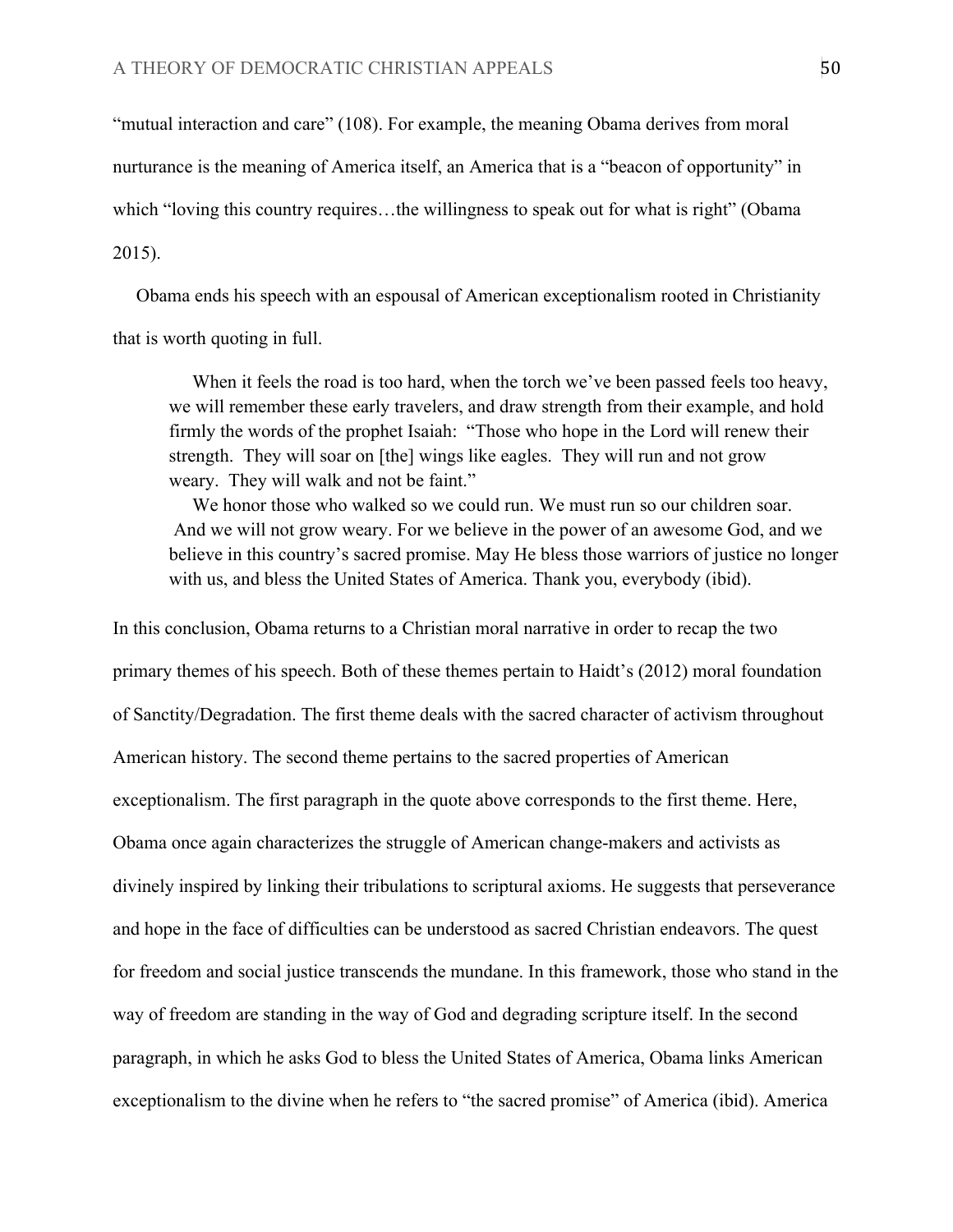"mutual interaction and care" (108). For example, the meaning Obama derives from moral nurturance is the meaning of America itself, an America that is a "beacon of opportunity" in which "loving this country requires…the willingness to speak out for what is right" (Obama 2015).

Obama ends his speech with an espousal of American exceptionalism rooted in Christianity that is worth quoting in full.

> When it feels the road is too hard, when the torch we've been passed feels too heavy, we will remember these early travelers, and draw strength from their example, and hold firmly the words of the prophet Isaiah: "Those who hope in the Lord will renew their strength. They will soar on [the] wings like eagles. They will run and not grow weary. They will walk and not be faint."
>
> We honor those who walked so we could run. We must run so our children soar. And we will not grow weary. For we believe in the power of an awesome God, and we believe in this country's sacred promise. May He bless those warriors of justice no longer with us, and bless the United States of America. Thank you, everybody (ibid).

In this conclusion, Obama returns to a Christian moral narrative in order to recap the two primary themes of his speech. Both of these themes pertain to Haidt's (2012) moral foundation of Sanctity/Degradation. The first theme deals with the sacred character of activism throughout American history. The second theme pertains to the sacred properties of American exceptionalism. The first paragraph in the quote above corresponds to the first theme. Here, Obama once again characterizes the struggle of American change-makers and activists as divinely inspired by linking their tribulations to scriptural axioms. He suggests that perseverance and hope in the face of difficulties can be understood as sacred Christian endeavors. The quest for freedom and social justice transcends the mundane. In this framework, those who stand in the way of freedom are standing in the way of God and degrading scripture itself. In the second paragraph, in which he asks God to bless the United States of America, Obama links American exceptionalism to the divine when he refers to "the sacred promise" of America (ibid). America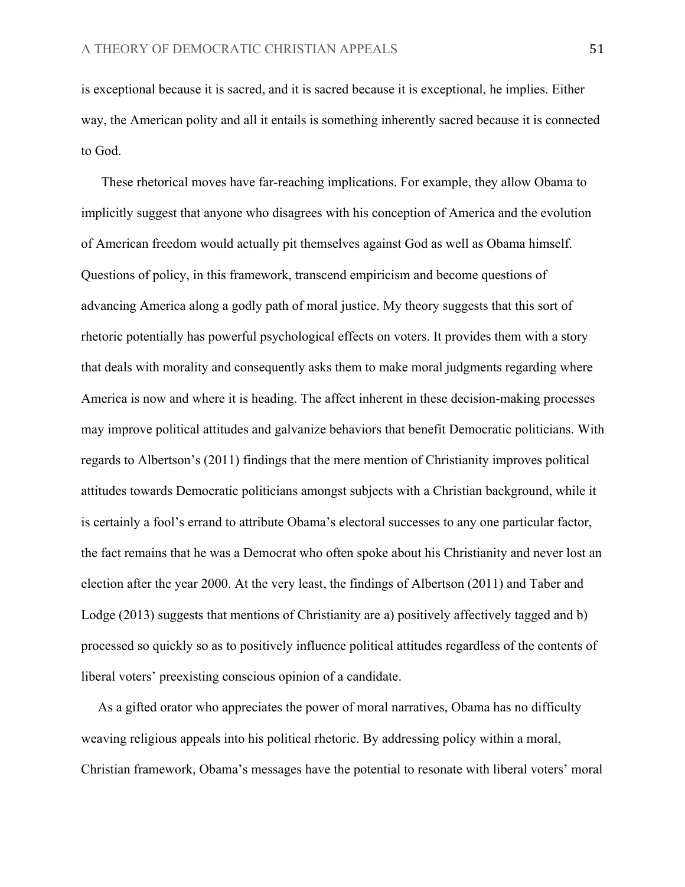is exceptional because it is sacred, and it is sacred because it is exceptional, he implies. Either way, the American polity and all it entails is something inherently sacred because it is connected to God.

These rhetorical moves have far-reaching implications. For example, they allow Obama to implicitly suggest that anyone who disagrees with his conception of America and the evolution of American freedom would actually pit themselves against God as well as Obama himself. Questions of policy, in this framework, transcend empiricism and become questions of advancing America along a godly path of moral justice. My theory suggests that this sort of rhetoric potentially has powerful psychological effects on voters. It provides them with a story that deals with morality and consequently asks them to make moral judgments regarding where America is now and where it is heading. The affect inherent in these decision-making processes may improve political attitudes and galvanize behaviors that benefit Democratic politicians. With regards to Albertson's (2011) findings that the mere mention of Christianity improves political attitudes towards Democratic politicians amongst subjects with a Christian background, while it is certainly a fool's errand to attribute Obama's electoral successes to any one particular factor, the fact remains that he was a Democrat who often spoke about his Christianity and never lost an election after the year 2000. At the very least, the findings of Albertson (2011) and Taber and Lodge (2013) suggests that mentions of Christianity are a) positively affectively tagged and b) processed so quickly so as to positively influence political attitudes regardless of the contents of liberal voters' preexisting conscious opinion of a candidate.

As a gifted orator who appreciates the power of moral narratives, Obama has no difficulty weaving religious appeals into his political rhetoric. By addressing policy within a moral, Christian framework, Obama's messages have the potential to resonate with liberal voters' moral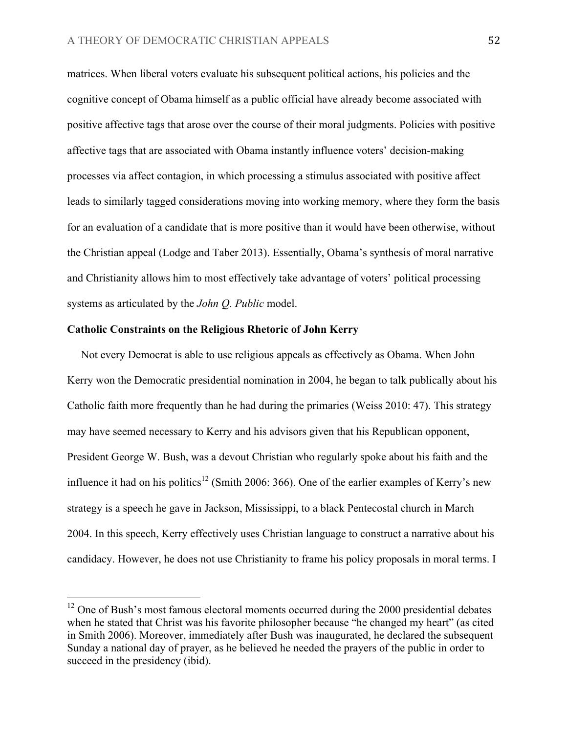matrices. When liberal voters evaluate his subsequent political actions, his policies and the cognitive concept of Obama himself as a public official have already become associated with positive affective tags that arose over the course of their moral judgments. Policies with positive affective tags that are associated with Obama instantly influence voters' decision-making processes via affect contagion, in which processing a stimulus associated with positive affect leads to similarly tagged considerations moving into working memory, where they form the basis for an evaluation of a candidate that is more positive than it would have been otherwise, without the Christian appeal (Lodge and Taber 2013). Essentially, Obama's synthesis of moral narrative and Christianity allows him to most effectively take advantage of voters' political processing systems as articulated by the *John Q. Public* model.

**Catholic Constraints on the Religious Rhetoric of John Kerry**

Not every Democrat is able to use religious appeals as effectively as Obama. When John Kerry won the Democratic presidential nomination in 2004, he began to talk publically about his Catholic faith more frequently than he had during the primaries (Weiss 2010: 47). This strategy may have seemed necessary to Kerry and his advisors given that his Republican opponent, President George W. Bush, was a devout Christian who regularly spoke about his faith and the influence it had on his politics[12] (Smith 2006: 366). One of the earlier examples of Kerry's new strategy is a speech he gave in Jackson, Mississippi, to a black Pentecostal church in March 2004. In this speech, Kerry effectively uses Christian language to construct a narrative about his candidacy. However, he does not use Christianity to frame his policy proposals in moral terms. I

---

[12] One of Bush's most famous electoral moments occurred during the 2000 presidential debates when he stated that Christ was his favorite philosopher because "he changed my heart" (as cited in Smith 2006). Moreover, immediately after Bush was inaugurated, he declared the subsequent Sunday a national day of prayer, as he believed he needed the prayers of the public in order to succeed in the presidency (ibid).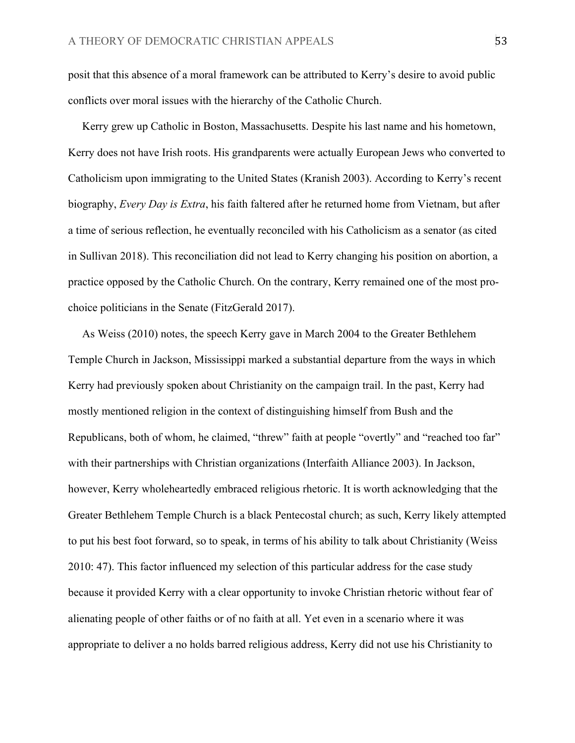posit that this absence of a moral framework can be attributed to Kerry's desire to avoid public conflicts over moral issues with the hierarchy of the Catholic Church.

Kerry grew up Catholic in Boston, Massachusetts. Despite his last name and his hometown, Kerry does not have Irish roots. His grandparents were actually European Jews who converted to Catholicism upon immigrating to the United States (Kranish 2003). According to Kerry's recent biography, *Every Day is Extra*, his faith faltered after he returned home from Vietnam, but after a time of serious reflection, he eventually reconciled with his Catholicism as a senator (as cited in Sullivan 2018). This reconciliation did not lead to Kerry changing his position on abortion, a practice opposed by the Catholic Church. On the contrary, Kerry remained one of the most pro-choice politicians in the Senate (FitzGerald 2017).

As Weiss (2010) notes, the speech Kerry gave in March 2004 to the Greater Bethlehem Temple Church in Jackson, Mississippi marked a substantial departure from the ways in which Kerry had previously spoken about Christianity on the campaign trail. In the past, Kerry had mostly mentioned religion in the context of distinguishing himself from Bush and the Republicans, both of whom, he claimed, "threw" faith at people "overtly" and "reached too far" with their partnerships with Christian organizations (Interfaith Alliance 2003). In Jackson, however, Kerry wholeheartedly embraced religious rhetoric. It is worth acknowledging that the Greater Bethlehem Temple Church is a black Pentecostal church; as such, Kerry likely attempted to put his best foot forward, so to speak, in terms of his ability to talk about Christianity (Weiss 2010: 47). This factor influenced my selection of this particular address for the case study because it provided Kerry with a clear opportunity to invoke Christian rhetoric without fear of alienating people of other faiths or of no faith at all. Yet even in a scenario where it was appropriate to deliver a no holds barred religious address, Kerry did not use his Christianity to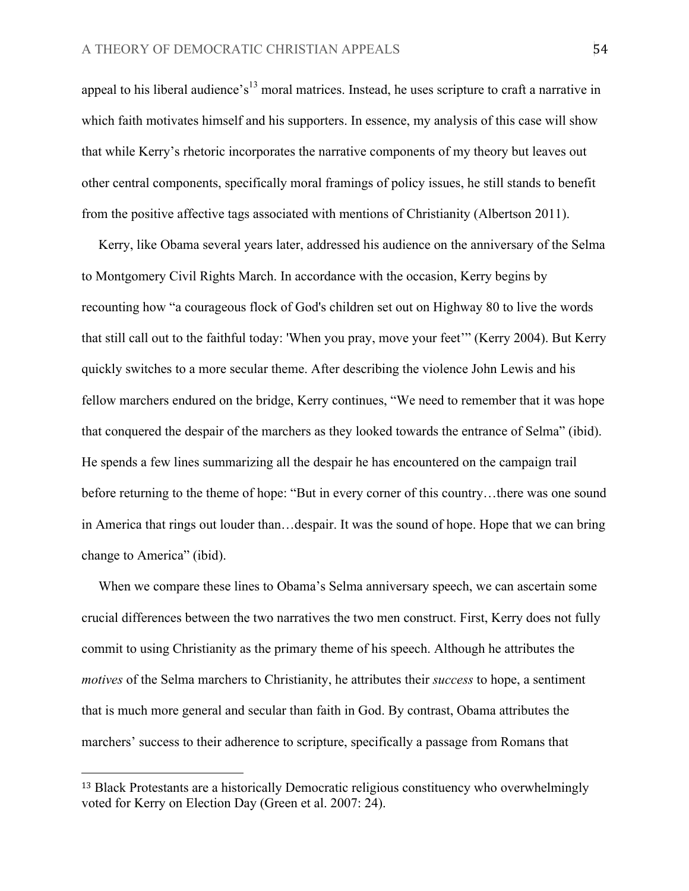appeal to his liberal audience's[13] moral matrices. Instead, he uses scripture to craft a narrative in which faith motivates himself and his supporters. In essence, my analysis of this case will show that while Kerry's rhetoric incorporates the narrative components of my theory but leaves out other central components, specifically moral framings of policy issues, he still stands to benefit from the positive affective tags associated with mentions of Christianity (Albertson 2011).

Kerry, like Obama several years later, addressed his audience on the anniversary of the Selma to Montgomery Civil Rights March. In accordance with the occasion, Kerry begins by recounting how "a courageous flock of God's children set out on Highway 80 to live the words that still call out to the faithful today: 'When you pray, move your feet'" (Kerry 2004). But Kerry quickly switches to a more secular theme. After describing the violence John Lewis and his fellow marchers endured on the bridge, Kerry continues, "We need to remember that it was hope that conquered the despair of the marchers as they looked towards the entrance of Selma" (ibid). He spends a few lines summarizing all the despair he has encountered on the campaign trail before returning to the theme of hope: "But in every corner of this country…there was one sound in America that rings out louder than…despair. It was the sound of hope. Hope that we can bring change to America" (ibid).

When we compare these lines to Obama's Selma anniversary speech, we can ascertain some crucial differences between the two narratives the two men construct. First, Kerry does not fully commit to using Christianity as the primary theme of his speech. Although he attributes the *motives* of the Selma marchers to Christianity, he attributes their *success* to hope, a sentiment that is much more general and secular than faith in God. By contrast, Obama attributes the marchers' success to their adherence to scripture, specifically a passage from Romans that

[13] Black Protestants are a historically Democratic religious constituency who overwhelmingly voted for Kerry on Election Day (Green et al. 2007: 24).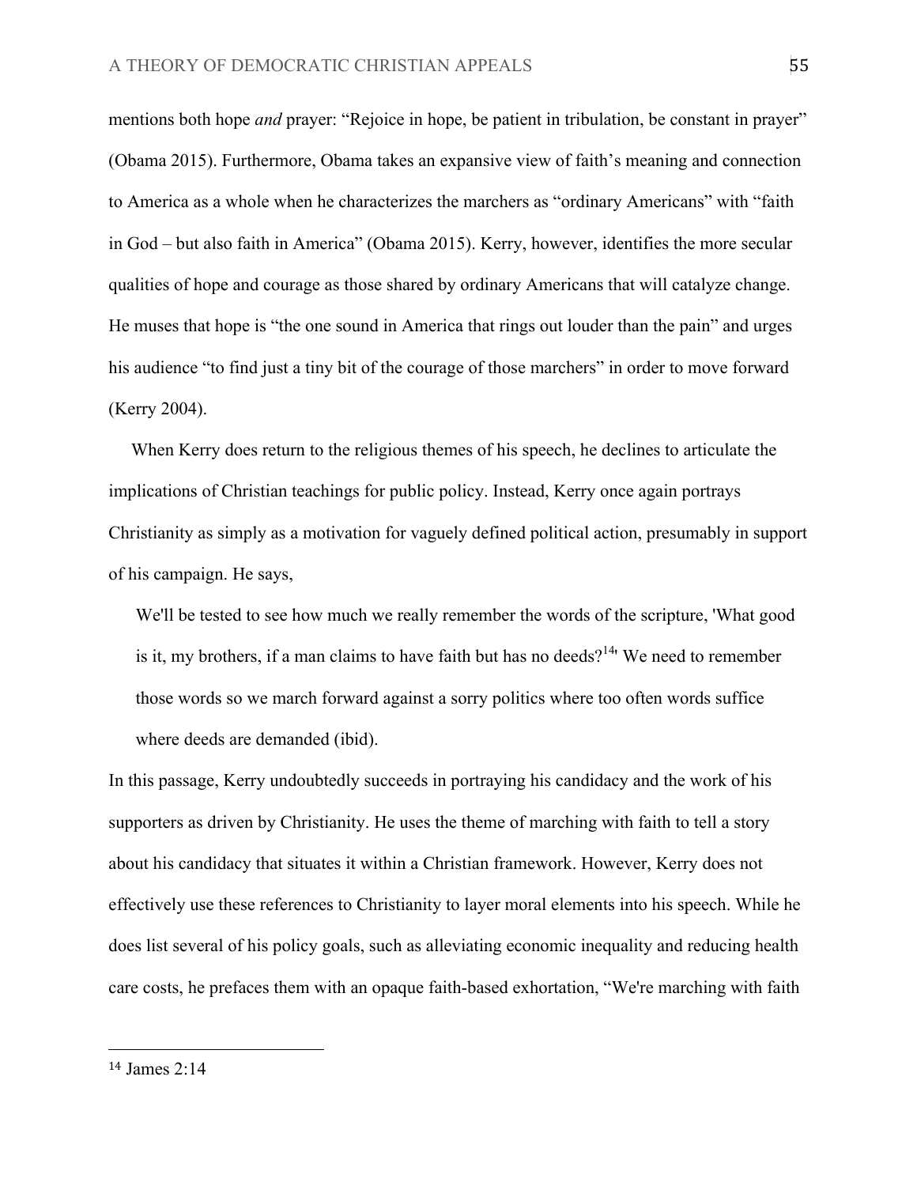mentions both hope *and* prayer: “Rejoice in hope, be patient in tribulation, be constant in prayer” (Obama 2015). Furthermore, Obama takes an expansive view of faith’s meaning and connection to America as a whole when he characterizes the marchers as “ordinary Americans” with “faith in God – but also faith in America” (Obama 2015). Kerry, however, identifies the more secular qualities of hope and courage as those shared by ordinary Americans that will catalyze change. He muses that hope is “the one sound in America that rings out louder than the pain” and urges his audience “to find just a tiny bit of the courage of those marchers” in order to move forward (Kerry 2004).

When Kerry does return to the religious themes of his speech, he declines to articulate the implications of Christian teachings for public policy. Instead, Kerry once again portrays Christianity as simply as a motivation for vaguely defined political action, presumably in support of his campaign. He says,

> We'll be tested to see how much we really remember the words of the scripture, 'What good is it, my brothers, if a man claims to have faith but has no deeds?[14]' We need to remember those words so we march forward against a sorry politics where too often words suffice where deeds are demanded (ibid).

In this passage, Kerry undoubtedly succeeds in portraying his candidacy and the work of his supporters as driven by Christianity. He uses the theme of marching with faith to tell a story about his candidacy that situates it within a Christian framework. However, Kerry does not effectively use these references to Christianity to layer moral elements into his speech. While he does list several of his policy goals, such as alleviating economic inequality and reducing health care costs, he prefaces them with an opaque faith-based exhortation, “We're marching with faith

---

[14] James 2:14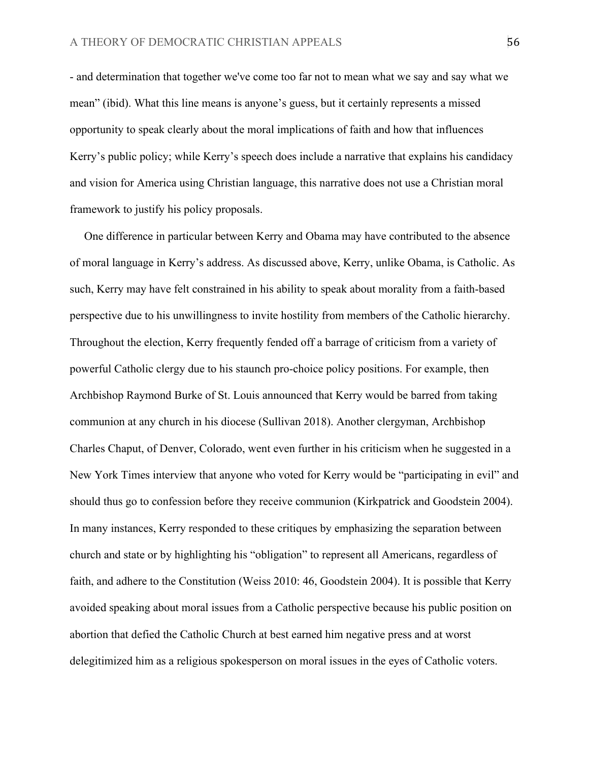- and determination that together we've come too far not to mean what we say and say what we mean" (ibid). What this line means is anyone's guess, but it certainly represents a missed opportunity to speak clearly about the moral implications of faith and how that influences Kerry's public policy; while Kerry's speech does include a narrative that explains his candidacy and vision for America using Christian language, this narrative does not use a Christian moral framework to justify his policy proposals.

One difference in particular between Kerry and Obama may have contributed to the absence of moral language in Kerry's address. As discussed above, Kerry, unlike Obama, is Catholic. As such, Kerry may have felt constrained in his ability to speak about morality from a faith-based perspective due to his unwillingness to invite hostility from members of the Catholic hierarchy. Throughout the election, Kerry frequently fended off a barrage of criticism from a variety of powerful Catholic clergy due to his staunch pro-choice policy positions. For example, then Archbishop Raymond Burke of St. Louis announced that Kerry would be barred from taking communion at any church in his diocese (Sullivan 2018). Another clergyman, Archbishop Charles Chaput, of Denver, Colorado, went even further in his criticism when he suggested in a New York Times interview that anyone who voted for Kerry would be "participating in evil" and should thus go to confession before they receive communion (Kirkpatrick and Goodstein 2004). In many instances, Kerry responded to these critiques by emphasizing the separation between church and state or by highlighting his "obligation" to represent all Americans, regardless of faith, and adhere to the Constitution (Weiss 2010: 46, Goodstein 2004). It is possible that Kerry avoided speaking about moral issues from a Catholic perspective because his public position on abortion that defied the Catholic Church at best earned him negative press and at worst delegitimized him as a religious spokesperson on moral issues in the eyes of Catholic voters.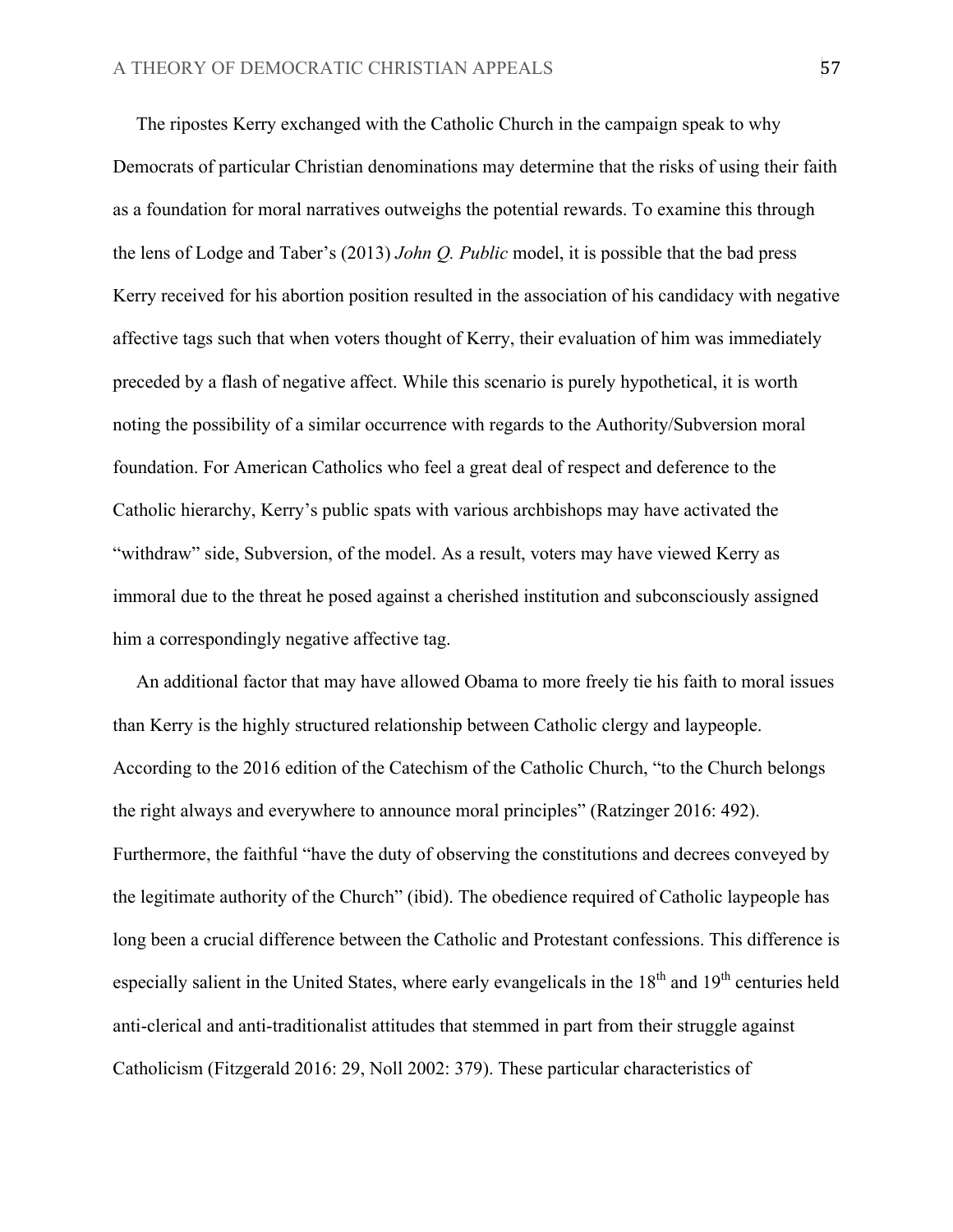The ripostes Kerry exchanged with the Catholic Church in the campaign speak to why Democrats of particular Christian denominations may determine that the risks of using their faith as a foundation for moral narratives outweighs the potential rewards. To examine this through the lens of Lodge and Taber's (2013) *John Q. Public* model, it is possible that the bad press Kerry received for his abortion position resulted in the association of his candidacy with negative affective tags such that when voters thought of Kerry, their evaluation of him was immediately preceded by a flash of negative affect. While this scenario is purely hypothetical, it is worth noting the possibility of a similar occurrence with regards to the Authority/Subversion moral foundation. For American Catholics who feel a great deal of respect and deference to the Catholic hierarchy, Kerry's public spats with various archbishops may have activated the "withdraw" side, Subversion, of the model. As a result, voters may have viewed Kerry as immoral due to the threat he posed against a cherished institution and subconsciously assigned him a correspondingly negative affective tag.

An additional factor that may have allowed Obama to more freely tie his faith to moral issues than Kerry is the highly structured relationship between Catholic clergy and laypeople. According to the 2016 edition of the Catechism of the Catholic Church, "to the Church belongs the right always and everywhere to announce moral principles" (Ratzinger 2016: 492). Furthermore, the faithful "have the duty of observing the constitutions and decrees conveyed by the legitimate authority of the Church" (ibid). The obedience required of Catholic laypeople has long been a crucial difference between the Catholic and Protestant confessions. This difference is especially salient in the United States, where early evangelicals in the 18th and 19th centuries held anti-clerical and anti-traditionalist attitudes that stemmed in part from their struggle against Catholicism (Fitzgerald 2016: 29, Noll 2002: 379). These particular characteristics of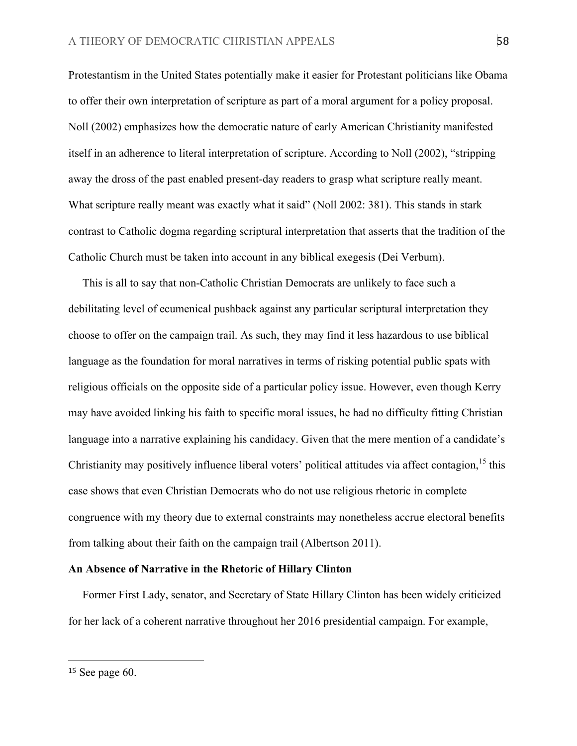Protestantism in the United States potentially make it easier for Protestant politicians like Obama to offer their own interpretation of scripture as part of a moral argument for a policy proposal. Noll (2002) emphasizes how the democratic nature of early American Christianity manifested itself in an adherence to literal interpretation of scripture. According to Noll (2002), "stripping away the dross of the past enabled present-day readers to grasp what scripture really meant. What scripture really meant was exactly what it said" (Noll 2002: 381). This stands in stark contrast to Catholic dogma regarding scriptural interpretation that asserts that the tradition of the Catholic Church must be taken into account in any biblical exegesis (Dei Verbum).

This is all to say that non-Catholic Christian Democrats are unlikely to face such a debilitating level of ecumenical pushback against any particular scriptural interpretation they choose to offer on the campaign trail. As such, they may find it less hazardous to use biblical language as the foundation for moral narratives in terms of risking potential public spats with religious officials on the opposite side of a particular policy issue. However, even though Kerry may have avoided linking his faith to specific moral issues, he had no difficulty fitting Christian language into a narrative explaining his candidacy. Given that the mere mention of a candidate's Christianity may positively influence liberal voters' political attitudes via affect contagion,[15] this case shows that even Christian Democrats who do not use religious rhetoric in complete congruence with my theory due to external constraints may nonetheless accrue electoral benefits from talking about their faith on the campaign trail (Albertson 2011).

**An Absence of Narrative in the Rhetoric of Hillary Clinton**

Former First Lady, senator, and Secretary of State Hillary Clinton has been widely criticized for her lack of a coherent narrative throughout her 2016 presidential campaign. For example,

[15] See page 60.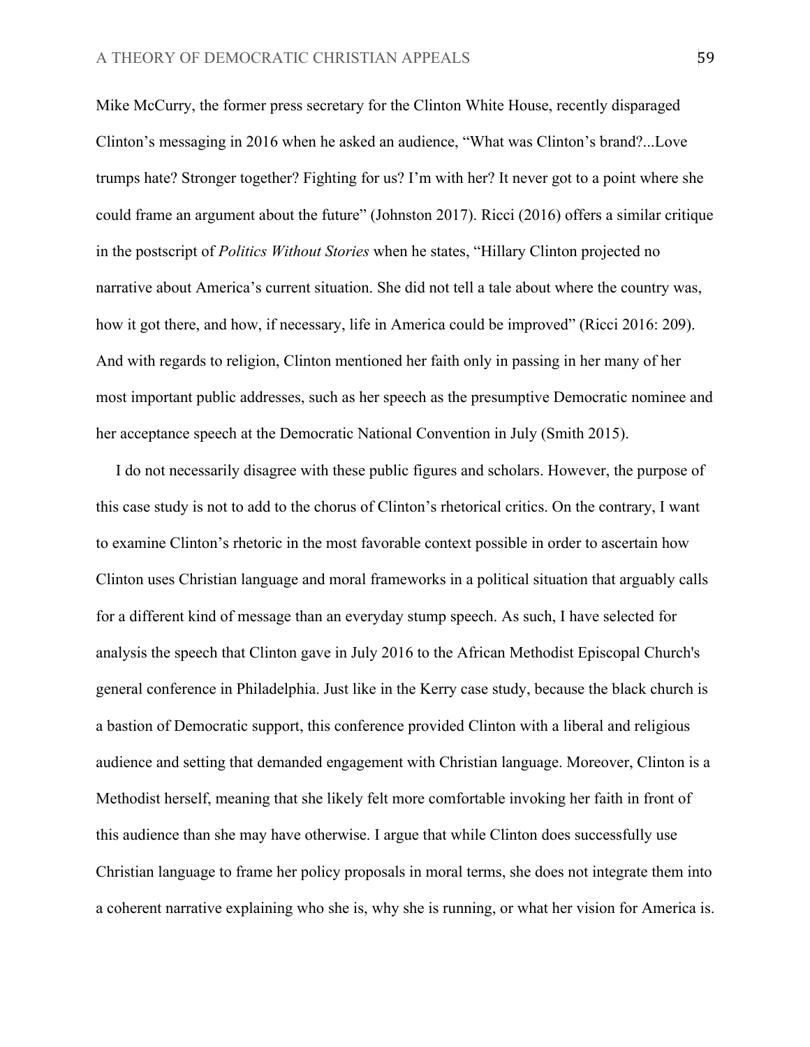Mike McCurry, the former press secretary for the Clinton White House, recently disparaged Clinton's messaging in 2016 when he asked an audience, "What was Clinton's brand?...Love trumps hate? Stronger together? Fighting for us? I'm with her? It never got to a point where she could frame an argument about the future" (Johnston 2017). Ricci (2016) offers a similar critique in the postscript of *Politics Without Stories* when he states, "Hillary Clinton projected no narrative about America's current situation. She did not tell a tale about where the country was, how it got there, and how, if necessary, life in America could be improved" (Ricci 2016: 209). And with regards to religion, Clinton mentioned her faith only in passing in her many of her most important public addresses, such as her speech as the presumptive Democratic nominee and her acceptance speech at the Democratic National Convention in July (Smith 2015).

I do not necessarily disagree with these public figures and scholars. However, the purpose of this case study is not to add to the chorus of Clinton's rhetorical critics. On the contrary, I want to examine Clinton's rhetoric in the most favorable context possible in order to ascertain how Clinton uses Christian language and moral frameworks in a political situation that arguably calls for a different kind of message than an everyday stump speech. As such, I have selected for analysis the speech that Clinton gave in July 2016 to the African Methodist Episcopal Church's general conference in Philadelphia. Just like in the Kerry case study, because the black church is a bastion of Democratic support, this conference provided Clinton with a liberal and religious audience and setting that demanded engagement with Christian language. Moreover, Clinton is a Methodist herself, meaning that she likely felt more comfortable invoking her faith in front of this audience than she may have otherwise. I argue that while Clinton does successfully use Christian language to frame her policy proposals in moral terms, she does not integrate them into a coherent narrative explaining who she is, why she is running, or what her vision for America is.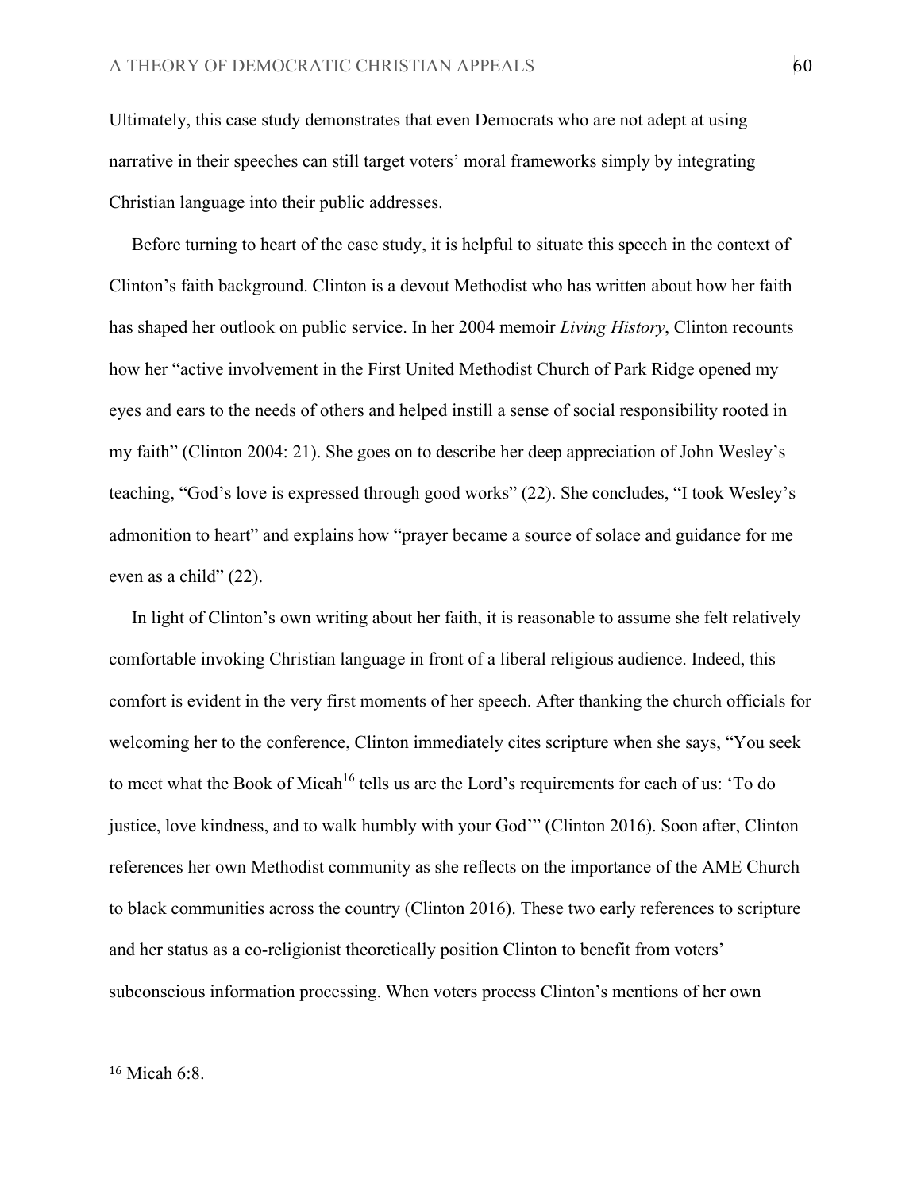Ultimately, this case study demonstrates that even Democrats who are not adept at using narrative in their speeches can still target voters' moral frameworks simply by integrating Christian language into their public addresses.

Before turning to heart of the case study, it is helpful to situate this speech in the context of Clinton's faith background. Clinton is a devout Methodist who has written about how her faith has shaped her outlook on public service. In her 2004 memoir *Living History*, Clinton recounts how her "active involvement in the First United Methodist Church of Park Ridge opened my eyes and ears to the needs of others and helped instill a sense of social responsibility rooted in my faith" (Clinton 2004: 21). She goes on to describe her deep appreciation of John Wesley's teaching, "God's love is expressed through good works" (22). She concludes, "I took Wesley's admonition to heart" and explains how "prayer became a source of solace and guidance for me even as a child" (22).

In light of Clinton's own writing about her faith, it is reasonable to assume she felt relatively comfortable invoking Christian language in front of a liberal religious audience. Indeed, this comfort is evident in the very first moments of her speech. After thanking the church officials for welcoming her to the conference, Clinton immediately cites scripture when she says, "You seek to meet what the Book of Micah[16] tells us are the Lord's requirements for each of us: 'To do justice, love kindness, and to walk humbly with your God'" (Clinton 2016). Soon after, Clinton references her own Methodist community as she reflects on the importance of the AME Church to black communities across the country (Clinton 2016). These two early references to scripture and her status as a co-religionist theoretically position Clinton to benefit from voters' subconscious information processing. When voters process Clinton's mentions of her own

---

[16] Micah 6:8.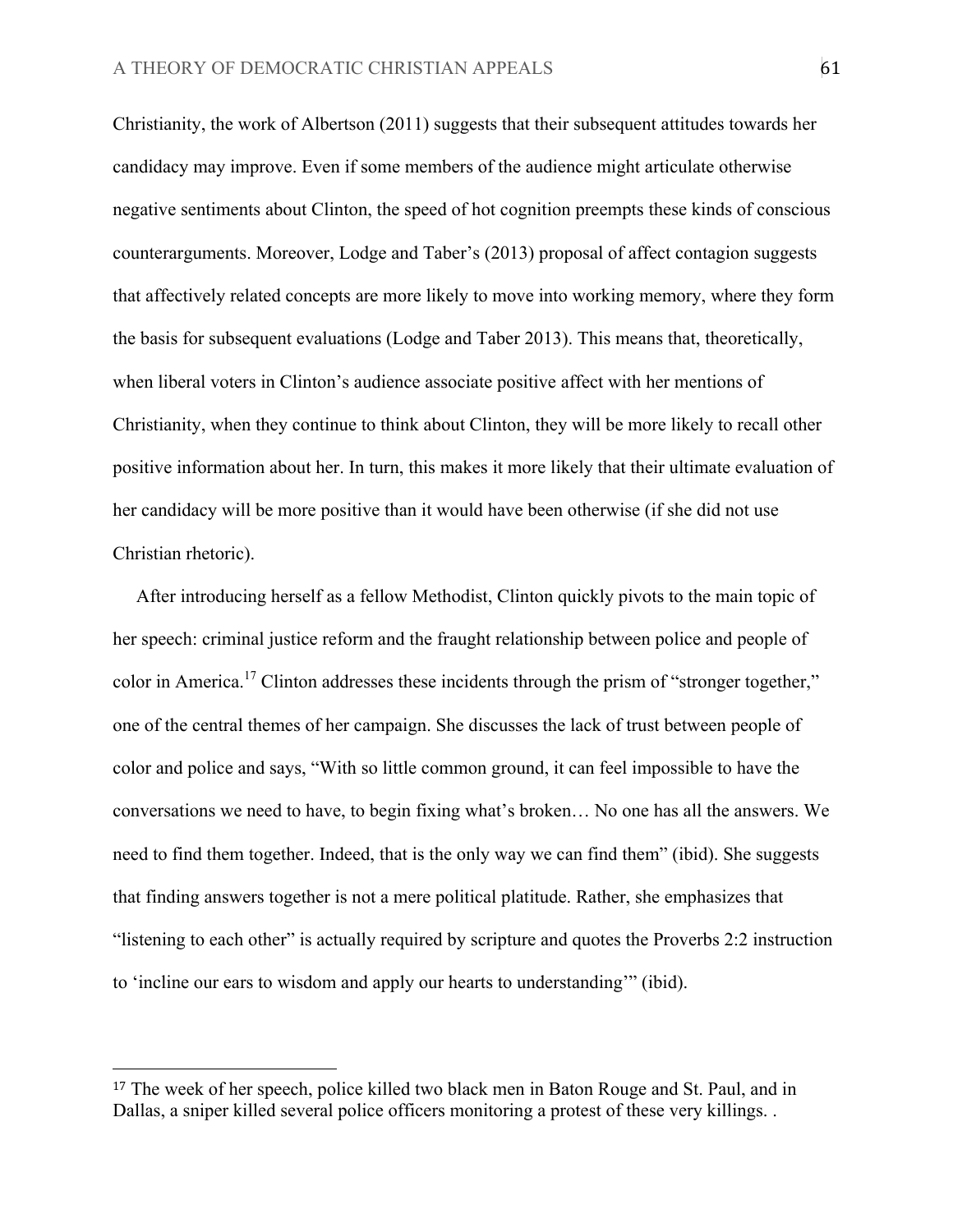Christianity, the work of Albertson (2011) suggests that their subsequent attitudes towards her candidacy may improve. Even if some members of the audience might articulate otherwise negative sentiments about Clinton, the speed of hot cognition preempts these kinds of conscious counterarguments. Moreover, Lodge and Taber's (2013) proposal of affect contagion suggests that affectively related concepts are more likely to move into working memory, where they form the basis for subsequent evaluations (Lodge and Taber 2013). This means that, theoretically, when liberal voters in Clinton's audience associate positive affect with her mentions of Christianity, when they continue to think about Clinton, they will be more likely to recall other positive information about her. In turn, this makes it more likely that their ultimate evaluation of her candidacy will be more positive than it would have been otherwise (if she did not use Christian rhetoric).

After introducing herself as a fellow Methodist, Clinton quickly pivots to the main topic of her speech: criminal justice reform and the fraught relationship between police and people of color in America.[17] Clinton addresses these incidents through the prism of "stronger together," one of the central themes of her campaign. She discusses the lack of trust between people of color and police and says, "With so little common ground, it can feel impossible to have the conversations we need to have, to begin fixing what's broken… No one has all the answers. We need to find them together. Indeed, that is the only way we can find them" (ibid). She suggests that finding answers together is not a mere political platitude. Rather, she emphasizes that "listening to each other" is actually required by scripture and quotes the Proverbs 2:2 instruction to 'incline our ears to wisdom and apply our hearts to understanding'" (ibid).

[17] The week of her speech, police killed two black men in Baton Rouge and St. Paul, and in Dallas, a sniper killed several police officers monitoring a protest of these very killings. .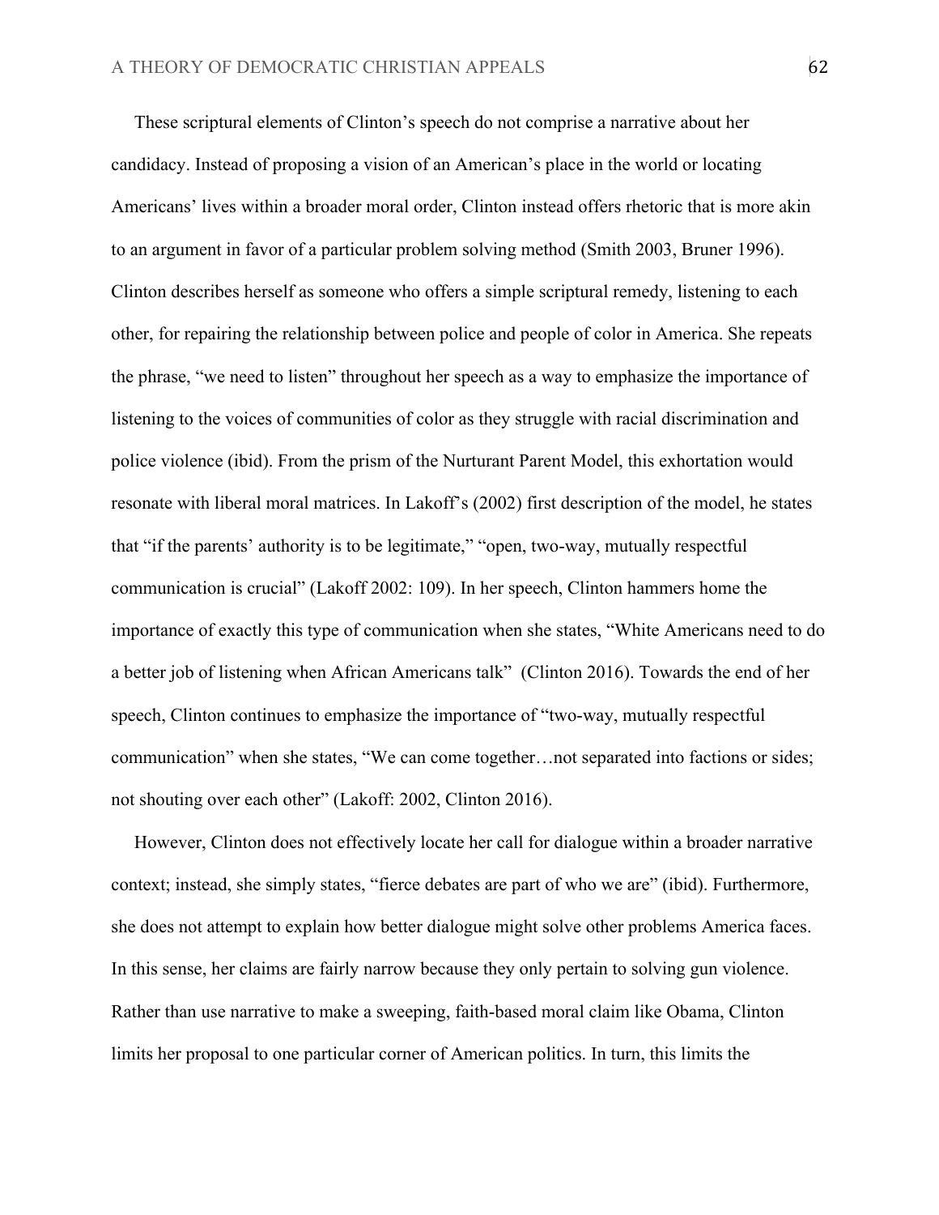These scriptural elements of Clinton's speech do not comprise a narrative about her candidacy. Instead of proposing a vision of an American's place in the world or locating Americans' lives within a broader moral order, Clinton instead offers rhetoric that is more akin to an argument in favor of a particular problem solving method (Smith 2003, Bruner 1996). Clinton describes herself as someone who offers a simple scriptural remedy, listening to each other, for repairing the relationship between police and people of color in America. She repeats the phrase, "we need to listen" throughout her speech as a way to emphasize the importance of listening to the voices of communities of color as they struggle with racial discrimination and police violence (ibid). From the prism of the Nurturant Parent Model, this exhortation would resonate with liberal moral matrices. In Lakoff's (2002) first description of the model, he states that "if the parents' authority is to be legitimate," "open, two-way, mutually respectful communication is crucial" (Lakoff 2002: 109). In her speech, Clinton hammers home the importance of exactly this type of communication when she states, "White Americans need to do a better job of listening when African Americans talk" (Clinton 2016). Towards the end of her speech, Clinton continues to emphasize the importance of "two-way, mutually respectful communication" when she states, "We can come together…not separated into factions or sides; not shouting over each other" (Lakoff: 2002, Clinton 2016).

However, Clinton does not effectively locate her call for dialogue within a broader narrative context; instead, she simply states, "fierce debates are part of who we are" (ibid). Furthermore, she does not attempt to explain how better dialogue might solve other problems America faces. In this sense, her claims are fairly narrow because they only pertain to solving gun violence. Rather than use narrative to make a sweeping, faith-based moral claim like Obama, Clinton limits her proposal to one particular corner of American politics. In turn, this limits the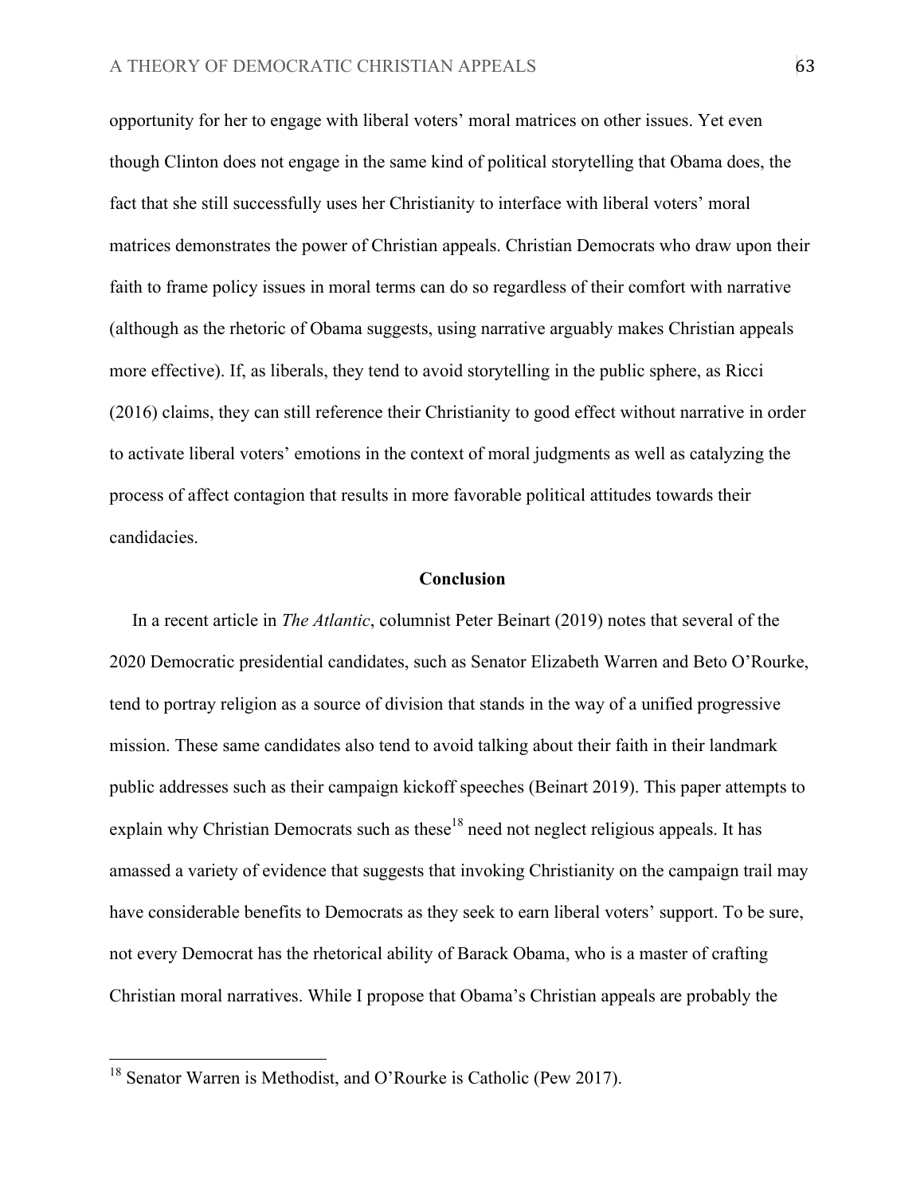opportunity for her to engage with liberal voters' moral matrices on other issues. Yet even though Clinton does not engage in the same kind of political storytelling that Obama does, the fact that she still successfully uses her Christianity to interface with liberal voters' moral matrices demonstrates the power of Christian appeals. Christian Democrats who draw upon their faith to frame policy issues in moral terms can do so regardless of their comfort with narrative (although as the rhetoric of Obama suggests, using narrative arguably makes Christian appeals more effective). If, as liberals, they tend to avoid storytelling in the public sphere, as Ricci (2016) claims, they can still reference their Christianity to good effect without narrative in order to activate liberal voters' emotions in the context of moral judgments as well as catalyzing the process of affect contagion that results in more favorable political attitudes towards their candidacies.

## Conclusion

In a recent article in *The Atlantic*, columnist Peter Beinart (2019) notes that several of the 2020 Democratic presidential candidates, such as Senator Elizabeth Warren and Beto O'Rourke, tend to portray religion as a source of division that stands in the way of a unified progressive mission. These same candidates also tend to avoid talking about their faith in their landmark public addresses such as their campaign kickoff speeches (Beinart 2019). This paper attempts to explain why Christian Democrats such as these[18] need not neglect religious appeals. It has amassed a variety of evidence that suggests that invoking Christianity on the campaign trail may have considerable benefits to Democrats as they seek to earn liberal voters' support. To be sure, not every Democrat has the rhetorical ability of Barack Obama, who is a master of crafting Christian moral narratives. While I propose that Obama's Christian appeals are probably the

[18] Senator Warren is Methodist, and O'Rourke is Catholic (Pew 2017).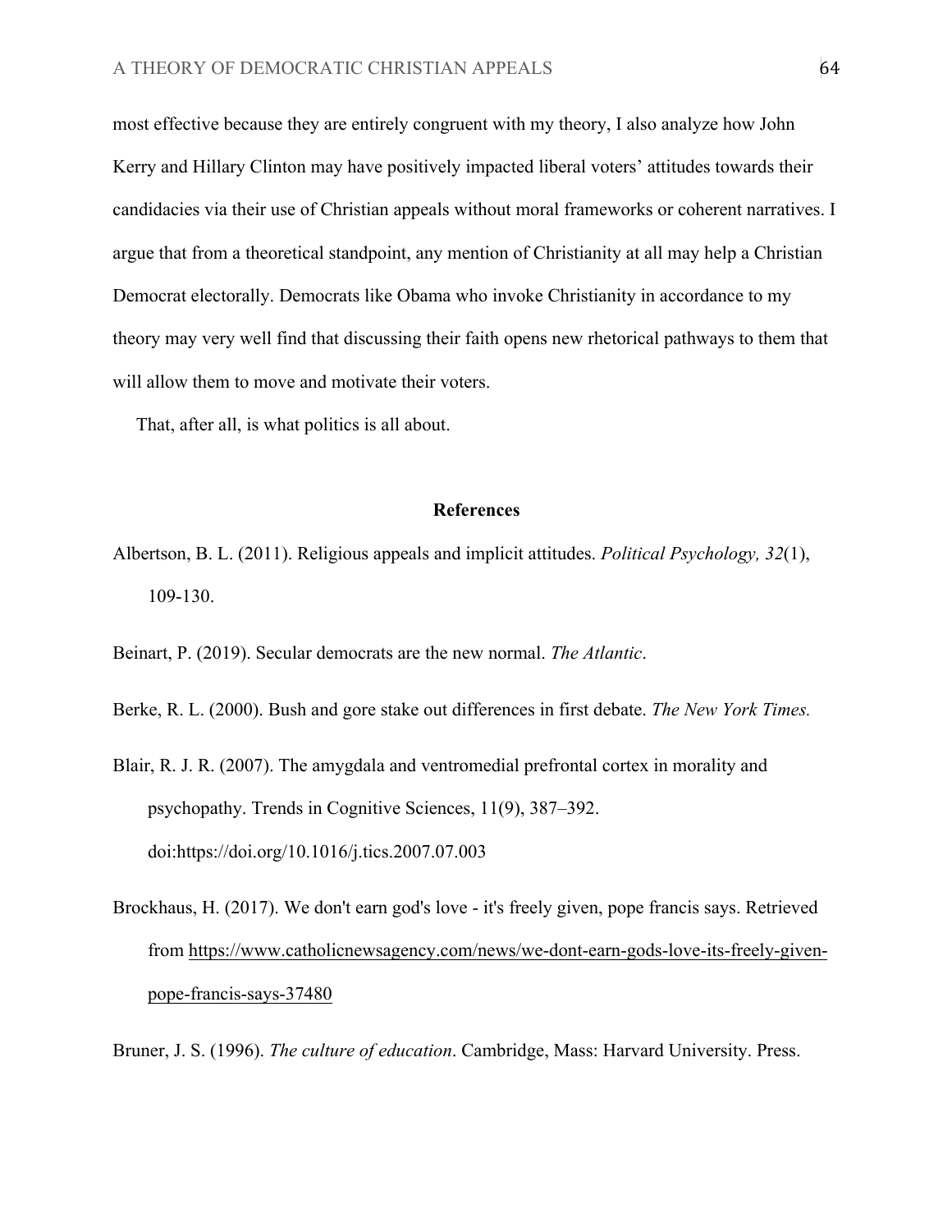most effective because they are entirely congruent with my theory, I also analyze how John Kerry and Hillary Clinton may have positively impacted liberal voters' attitudes towards their candidacies via their use of Christian appeals without moral frameworks or coherent narratives. I argue that from a theoretical standpoint, any mention of Christianity at all may help a Christian Democrat electorally. Democrats like Obama who invoke Christianity in accordance to my theory may very well find that discussing their faith opens new rhetorical pathways to them that will allow them to move and motivate their voters.

That, after all, is what politics is all about.

## References

Albertson, B. L. (2011). Religious appeals and implicit attitudes. *Political Psychology, 32*(1), 109-130.

Beinart, P. (2019). Secular democrats are the new normal. *The Atlantic*.

Berke, R. L. (2000). Bush and gore stake out differences in first debate. *The New York Times.*

Blair, R. J. R. (2007). The amygdala and ventromedial prefrontal cortex in morality and psychopathy. Trends in Cognitive Sciences, 11(9), 387–392. doi:https://doi.org/10.1016/j.tics.2007.07.003

Brockhaus, H. (2017). We don't earn god's love - it's freely given, pope francis says. Retrieved from https://www.catholicnewsagency.com/news/we-dont-earn-gods-love-its-freely-given-pope-francis-says-37480

Bruner, J. S. (1996). *The culture of education*. Cambridge, Mass: Harvard University. Press.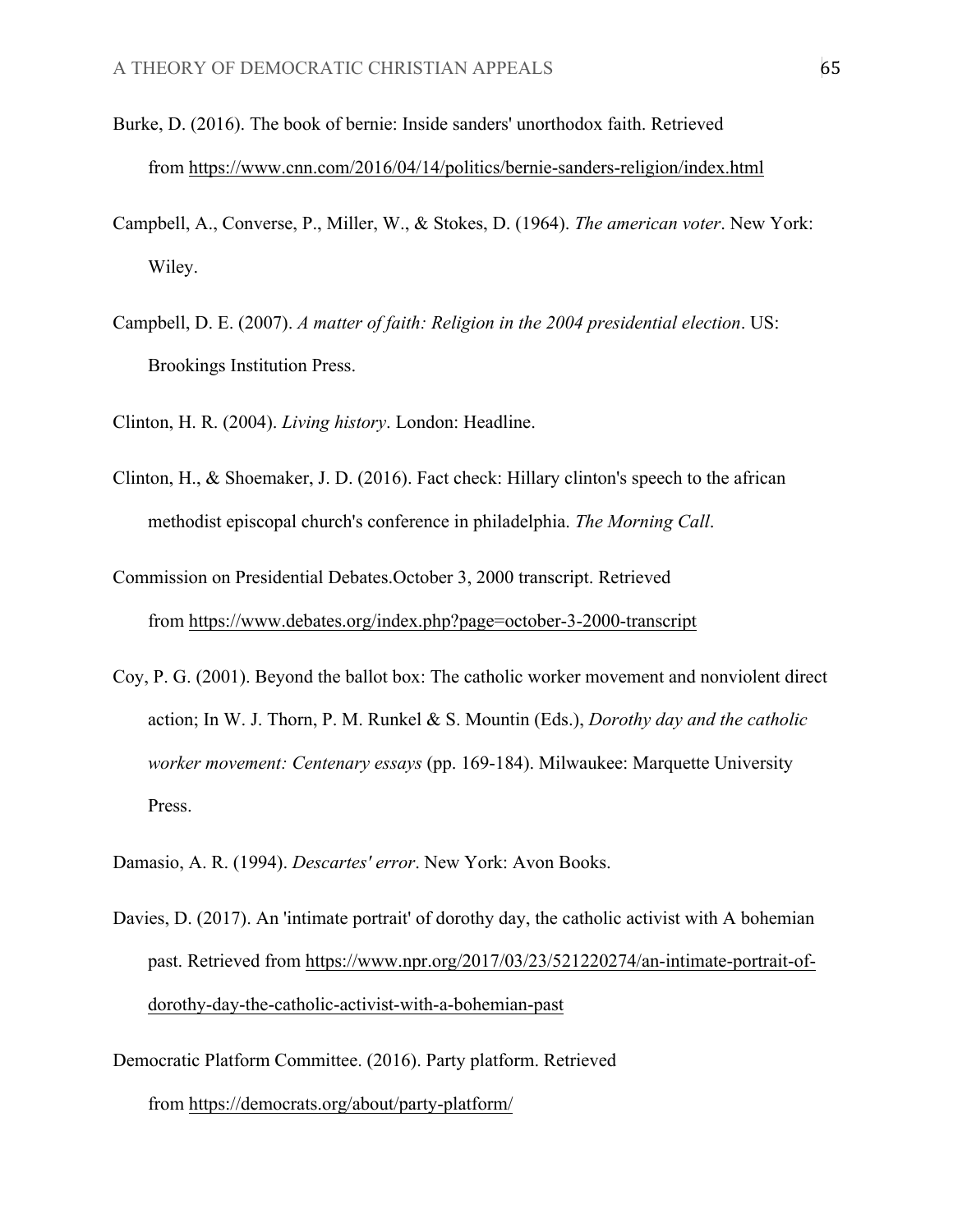Burke, D. (2016). The book of bernie: Inside sanders' unorthodox faith. Retrieved from https://www.cnn.com/2016/04/14/politics/bernie-sanders-religion/index.html

Campbell, A., Converse, P., Miller, W., & Stokes, D. (1964). *The american voter*. New York: Wiley.

Campbell, D. E. (2007). *A matter of faith: Religion in the 2004 presidential election*. US: Brookings Institution Press.

Clinton, H. R. (2004). *Living history*. London: Headline.

Clinton, H., & Shoemaker, J. D. (2016). Fact check: Hillary clinton's speech to the african methodist episcopal church's conference in philadelphia. *The Morning Call*.

Commission on Presidential Debates.October 3, 2000 transcript. Retrieved from https://www.debates.org/index.php?page=october-3-2000-transcript

Coy, P. G. (2001). Beyond the ballot box: The catholic worker movement and nonviolent direct action; In W. J. Thorn, P. M. Runkel & S. Mountin (Eds.), *Dorothy day and the catholic worker movement: Centenary essays* (pp. 169-184). Milwaukee: Marquette University Press.

Damasio, A. R. (1994). *Descartes' error*. New York: Avon Books.

Davies, D. (2017). An 'intimate portrait' of dorothy day, the catholic activist with A bohemian past. Retrieved from https://www.npr.org/2017/03/23/521220274/an-intimate-portrait-of-dorothy-day-the-catholic-activist-with-a-bohemian-past

Democratic Platform Committee. (2016). Party platform. Retrieved from https://democrats.org/about/party-platform/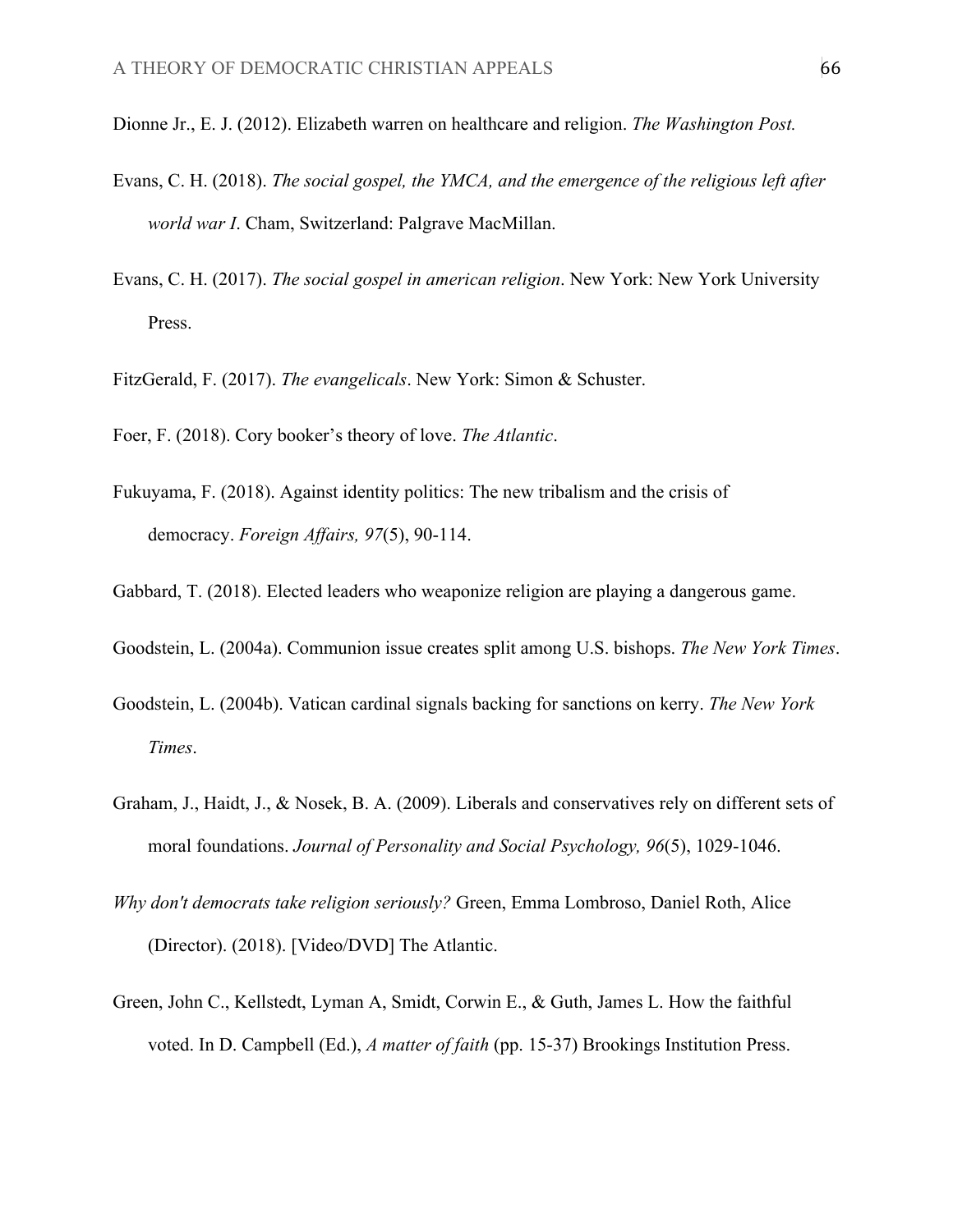Dionne Jr., E. J. (2012). Elizabeth warren on healthcare and religion. *The Washington Post.*

Evans, C. H. (2018). *The social gospel, the YMCA, and the emergence of the religious left after world war I*. Cham, Switzerland: Palgrave MacMillan.

Evans, C. H. (2017). *The social gospel in american religion*. New York: New York University Press.

FitzGerald, F. (2017). *The evangelicals*. New York: Simon & Schuster.

Foer, F. (2018). Cory booker's theory of love. *The Atlantic*.

Fukuyama, F. (2018). Against identity politics: The new tribalism and the crisis of democracy. *Foreign Affairs, 97*(5), 90-114.

Gabbard, T. (2018). Elected leaders who weaponize religion are playing a dangerous game.

Goodstein, L. (2004a). Communion issue creates split among U.S. bishops. *The New York Times*.

Goodstein, L. (2004b). Vatican cardinal signals backing for sanctions on kerry. *The New York Times*.

Graham, J., Haidt, J., & Nosek, B. A. (2009). Liberals and conservatives rely on different sets of moral foundations. *Journal of Personality and Social Psychology, 96*(5), 1029-1046.

*Why don't democrats take religion seriously?* Green, Emma Lombroso, Daniel Roth, Alice (Director). (2018). [Video/DVD] The Atlantic.

Green, John C., Kellstedt, Lyman A, Smidt, Corwin E., & Guth, James L. How the faithful voted. In D. Campbell (Ed.), *A matter of faith* (pp. 15-37) Brookings Institution Press.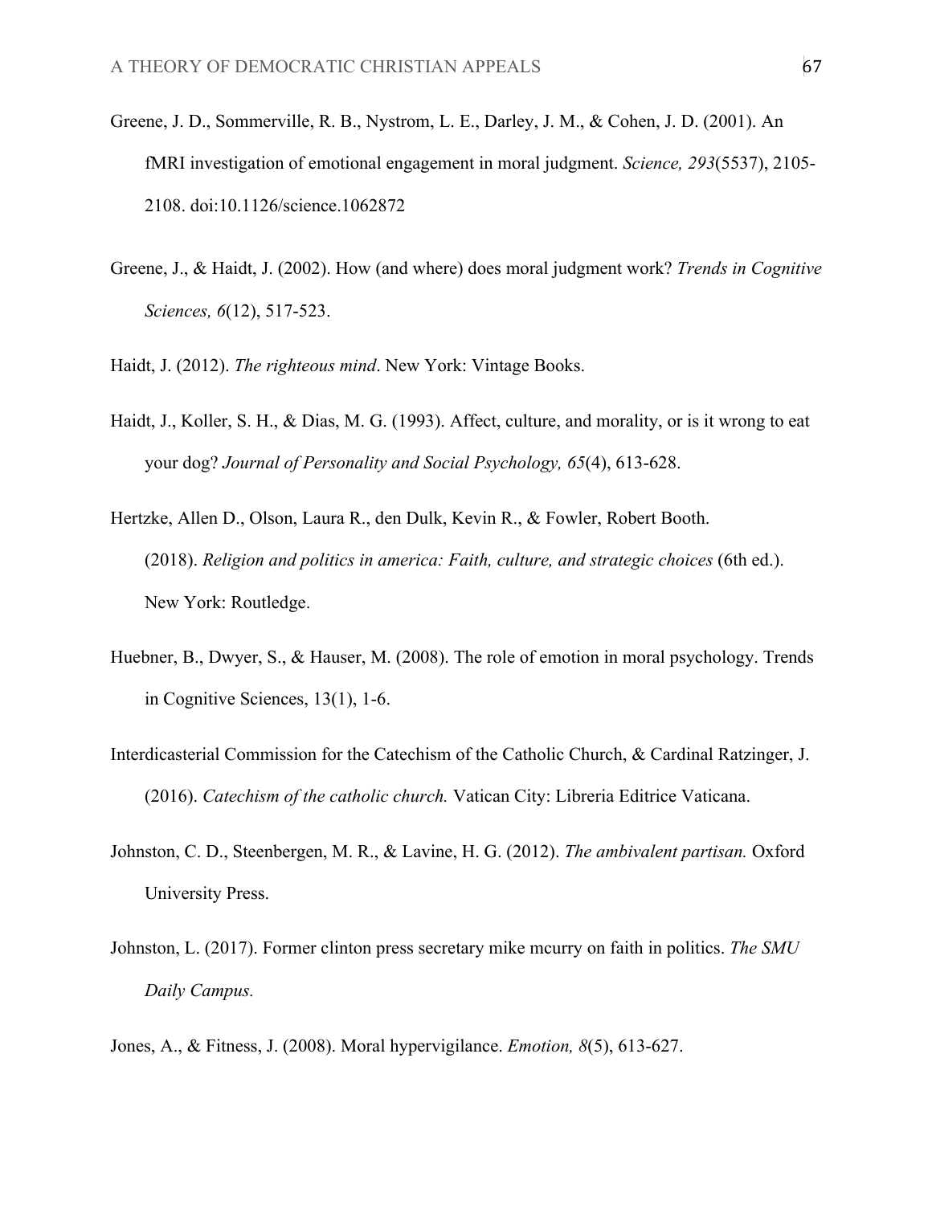Greene, J. D., Sommerville, R. B., Nystrom, L. E., Darley, J. M., & Cohen, J. D. (2001). An fMRI investigation of emotional engagement in moral judgment. *Science, 293*(5537), 2105-2108. doi:10.1126/science.1062872

Greene, J., & Haidt, J. (2002). How (and where) does moral judgment work? *Trends in Cognitive Sciences, 6*(12), 517-523.

Haidt, J. (2012). *The righteous mind*. New York: Vintage Books.

Haidt, J., Koller, S. H., & Dias, M. G. (1993). Affect, culture, and morality, or is it wrong to eat your dog? *Journal of Personality and Social Psychology, 65*(4), 613-628.

Hertzke, Allen D., Olson, Laura R., den Dulk, Kevin R., & Fowler, Robert Booth. (2018). *Religion and politics in america: Faith, culture, and strategic choices* (6th ed.). New York: Routledge.

Huebner, B., Dwyer, S., & Hauser, M. (2008). The role of emotion in moral psychology. Trends in Cognitive Sciences, 13(1), 1-6.

Interdicasterial Commission for the Catechism of the Catholic Church, & Cardinal Ratzinger, J. (2016). *Catechism of the catholic church.* Vatican City: Libreria Editrice Vaticana.

Johnston, C. D., Steenbergen, M. R., & Lavine, H. G. (2012). *The ambivalent partisan.* Oxford University Press.

Johnston, L. (2017). Former clinton press secretary mike mcurry on faith in politics. *The SMU Daily Campus.*

Jones, A., & Fitness, J. (2008). Moral hypervigilance. *Emotion, 8*(5), 613-627.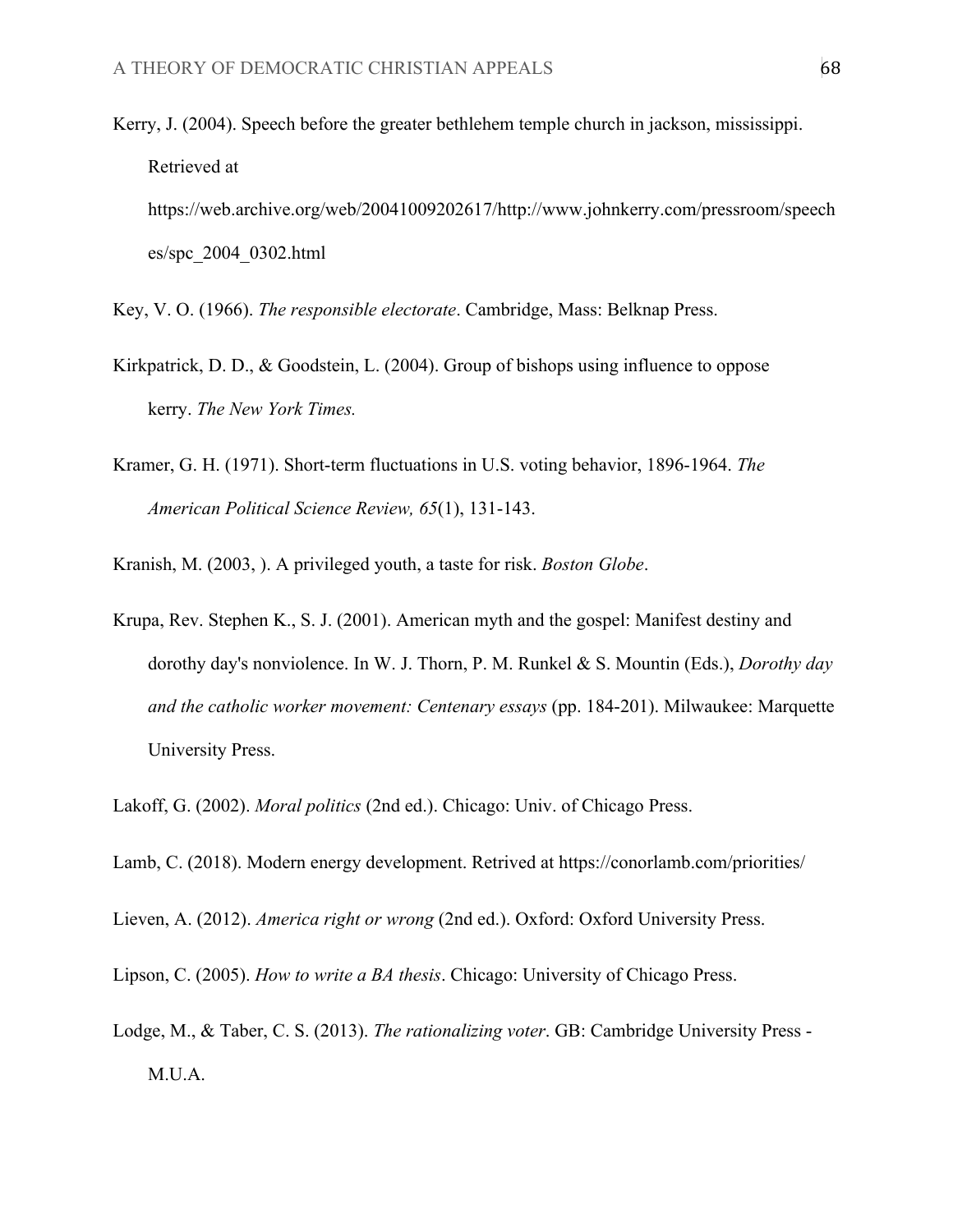Kerry, J. (2004). Speech before the greater bethlehem temple church in jackson, mississippi. Retrieved at https://web.archive.org/web/20041009202617/http://www.johnkerry.com/pressroom/speeches/spc_2004_0302.html

Key, V. O. (1966). *The responsible electorate*. Cambridge, Mass: Belknap Press.

Kirkpatrick, D. D., & Goodstein, L. (2004). Group of bishops using influence to oppose kerry. *The New York Times.*

Kramer, G. H. (1971). Short-term fluctuations in U.S. voting behavior, 1896-1964. *The American Political Science Review, 65*(1), 131-143.

Kranish, M. (2003, ). A privileged youth, a taste for risk. *Boston Globe*.

Krupa, Rev. Stephen K., S. J. (2001). American myth and the gospel: Manifest destiny and dorothy day's nonviolence. In W. J. Thorn, P. M. Runkel & S. Mountin (Eds.), *Dorothy day and the catholic worker movement: Centenary essays* (pp. 184-201). Milwaukee: Marquette University Press.

Lakoff, G. (2002). *Moral politics* (2nd ed.). Chicago: Univ. of Chicago Press.

Lamb, C. (2018). Modern energy development. Retrived at https://conorlamb.com/priorities/

Lieven, A. (2012). *America right or wrong* (2nd ed.). Oxford: Oxford University Press.

Lipson, C. (2005). *How to write a BA thesis*. Chicago: University of Chicago Press.

Lodge, M., & Taber, C. S. (2013). *The rationalizing voter*. GB: Cambridge University Press - M.U.A.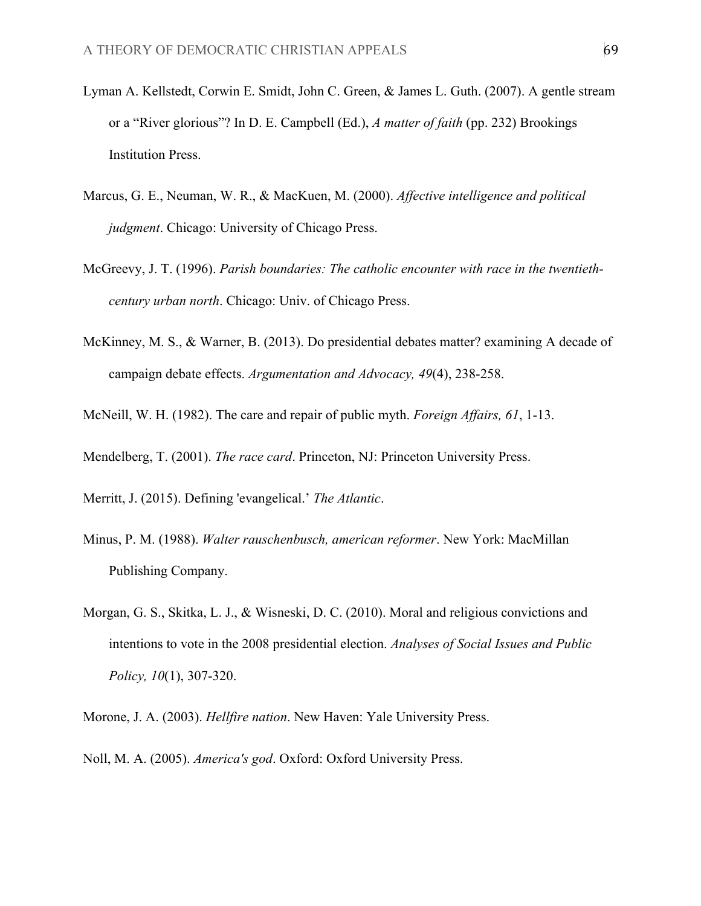Lyman A. Kellstedt, Corwin E. Smidt, John C. Green, & James L. Guth. (2007). A gentle stream or a “River glorious”? In D. E. Campbell (Ed.), *A matter of faith* (pp. 232) Brookings Institution Press.

Marcus, G. E., Neuman, W. R., & MacKuen, M. (2000). *Affective intelligence and political judgment*. Chicago: University of Chicago Press.

McGreevy, J. T. (1996). *Parish boundaries: The catholic encounter with race in the twentieth-century urban north*. Chicago: Univ. of Chicago Press.

McKinney, M. S., & Warner, B. (2013). Do presidential debates matter? examining A decade of campaign debate effects. *Argumentation and Advocacy, 49*(4), 238-258.

McNeill, W. H. (1982). The care and repair of public myth. *Foreign Affairs, 61*, 1-13.

Mendelberg, T. (2001). *The race card*. Princeton, NJ: Princeton University Press.

Merritt, J. (2015). Defining 'evangelical.' *The Atlantic*.

Minus, P. M. (1988). *Walter rauschenbusch, american reformer*. New York: MacMillan Publishing Company.

Morgan, G. S., Skitka, L. J., & Wisneski, D. C. (2010). Moral and religious convictions and intentions to vote in the 2008 presidential election. *Analyses of Social Issues and Public Policy, 10*(1), 307-320.

Morone, J. A. (2003). *Hellfire nation*. New Haven: Yale University Press.

Noll, M. A. (2005). *America's god*. Oxford: Oxford University Press.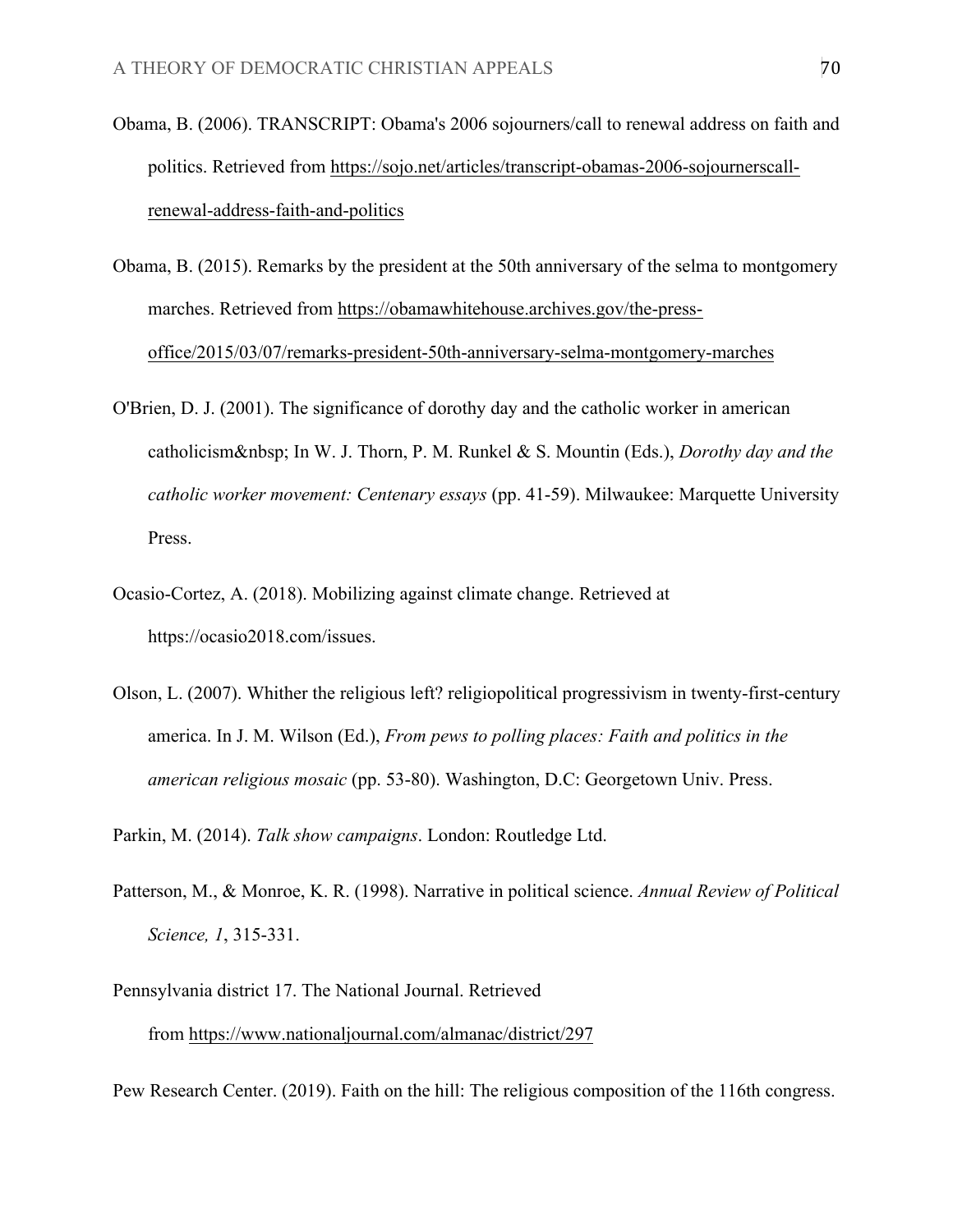Obama, B. (2006). TRANSCRIPT: Obama's 2006 sojourners/call to renewal address on faith and politics. Retrieved from https://sojo.net/articles/transcript-obamas-2006-sojournerscall-renewal-address-faith-and-politics

Obama, B. (2015). Remarks by the president at the 50th anniversary of the selma to montgomery marches. Retrieved from https://obamawhitehouse.archives.gov/the-press-office/2015/03/07/remarks-president-50th-anniversary-selma-montgomery-marches

O'Brien, D. J. (2001). The significance of dorothy day and the catholic worker in american catholicism&nbsp; In W. J. Thorn, P. M. Runkel & S. Mountin (Eds.), *Dorothy day and the catholic worker movement: Centenary essays* (pp. 41-59). Milwaukee: Marquette University Press.

Ocasio-Cortez, A. (2018). Mobilizing against climate change. Retrieved at https://ocasio2018.com/issues.

Olson, L. (2007). Whither the religious left? religiopolitical progressivism in twenty-first-century america. In J. M. Wilson (Ed.), *From pews to polling places: Faith and politics in the american religious mosaic* (pp. 53-80). Washington, D.C: Georgetown Univ. Press.

Parkin, M. (2014). *Talk show campaigns*. London: Routledge Ltd.

Patterson, M., & Monroe, K. R. (1998). Narrative in political science. *Annual Review of Political Science, 1*, 315-331.

Pennsylvania district 17. The National Journal. Retrieved from https://www.nationaljournal.com/almanac/district/297

Pew Research Center. (2019). Faith on the hill: The religious composition of the 116th congress.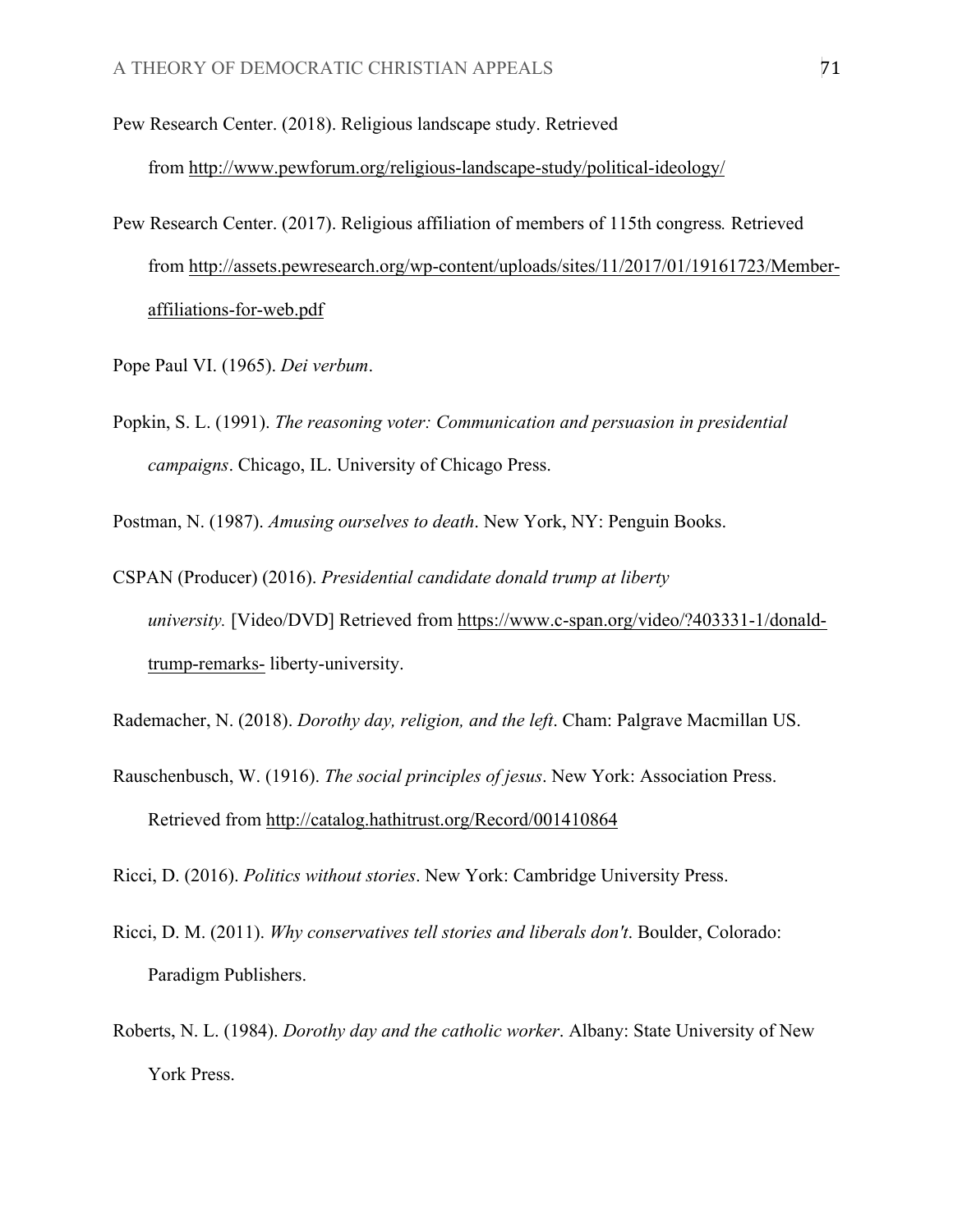Pew Research Center. (2018). Religious landscape study. Retrieved from http://www.pewforum.org/religious-landscape-study/political-ideology/

Pew Research Center. (2017). Religious affiliation of members of 115th congress*.* Retrieved from http://assets.pewresearch.org/wp-content/uploads/sites/11/2017/01/19161723/Member-affiliations-for-web.pdf

Pope Paul VI. (1965). *Dei verbum*.

Popkin, S. L. (1991). *The reasoning voter: Communication and persuasion in presidential campaigns*. Chicago, IL. University of Chicago Press.

Postman, N. (1987). *Amusing ourselves to death*. New York, NY: Penguin Books.

CSPAN (Producer) (2016). *Presidential candidate donald trump at liberty university.* [Video/DVD] Retrieved from https://www.c-span.org/video/?403331-1/donald-trump-remarks- liberty-university.

Rademacher, N. (2018). *Dorothy day, religion, and the left*. Cham: Palgrave Macmillan US.

Rauschenbusch, W. (1916). *The social principles of jesus*. New York: Association Press. Retrieved from http://catalog.hathitrust.org/Record/001410864

Ricci, D. (2016). *Politics without stories*. New York: Cambridge University Press.

Ricci, D. M. (2011). *Why conservatives tell stories and liberals don't*. Boulder, Colorado: Paradigm Publishers.

Roberts, N. L. (1984). *Dorothy day and the catholic worker*. Albany: State University of New York Press.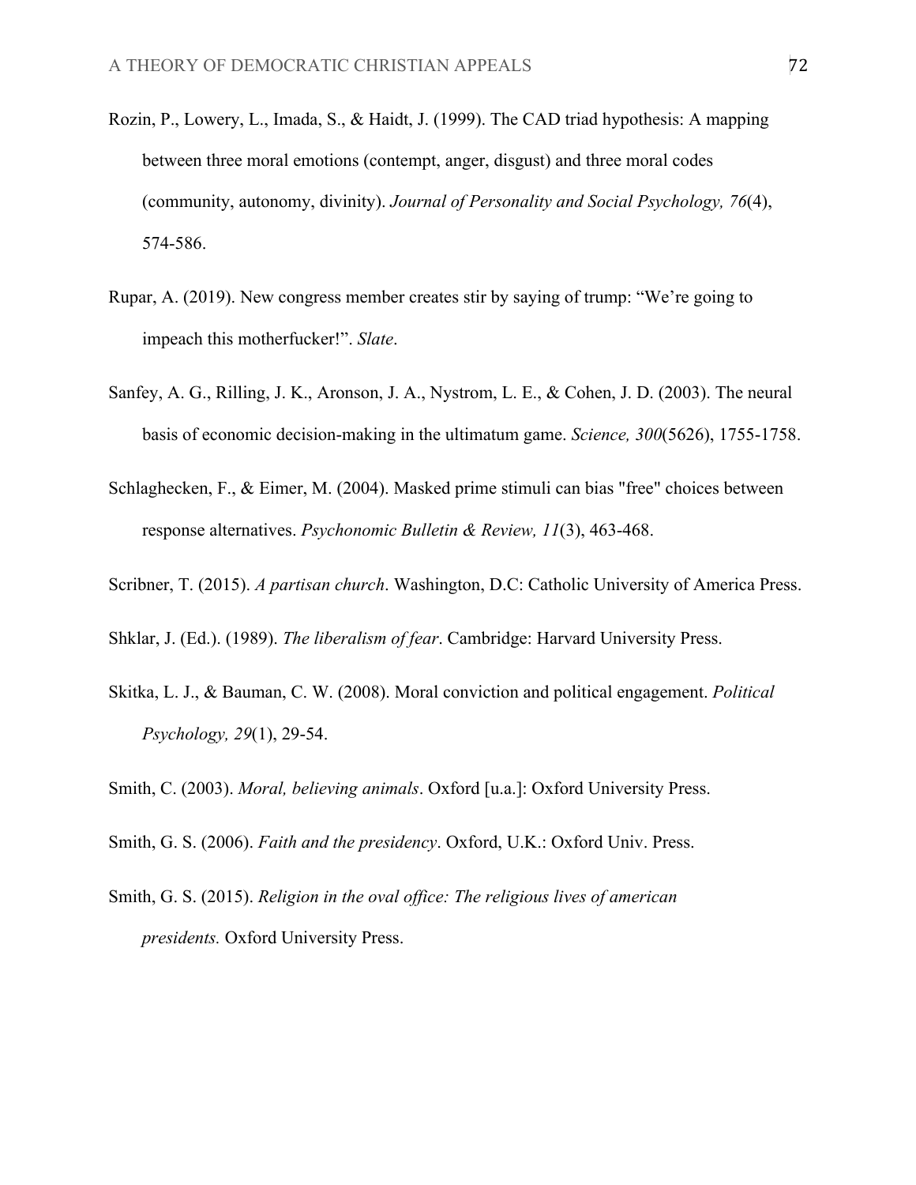Rozin, P., Lowery, L., Imada, S., & Haidt, J. (1999). The CAD triad hypothesis: A mapping between three moral emotions (contempt, anger, disgust) and three moral codes (community, autonomy, divinity). *Journal of Personality and Social Psychology, 76*(4), 574-586.

Rupar, A. (2019). New congress member creates stir by saying of trump: "We're going to impeach this motherfucker!". *Slate*.

Sanfey, A. G., Rilling, J. K., Aronson, J. A., Nystrom, L. E., & Cohen, J. D. (2003). The neural basis of economic decision-making in the ultimatum game. *Science, 300*(5626), 1755-1758.

Schlaghecken, F., & Eimer, M. (2004). Masked prime stimuli can bias "free" choices between response alternatives. *Psychonomic Bulletin & Review, 11*(3), 463-468.

Scribner, T. (2015). *A partisan church*. Washington, D.C: Catholic University of America Press.

Shklar, J. (Ed.). (1989). *The liberalism of fear*. Cambridge: Harvard University Press.

Skitka, L. J., & Bauman, C. W. (2008). Moral conviction and political engagement. *Political Psychology, 29*(1), 29-54.

Smith, C. (2003). *Moral, believing animals*. Oxford [u.a.]: Oxford University Press.

Smith, G. S. (2006). *Faith and the presidency*. Oxford, U.K.: Oxford Univ. Press.

Smith, G. S. (2015). *Religion in the oval office: The religious lives of american presidents.* Oxford University Press.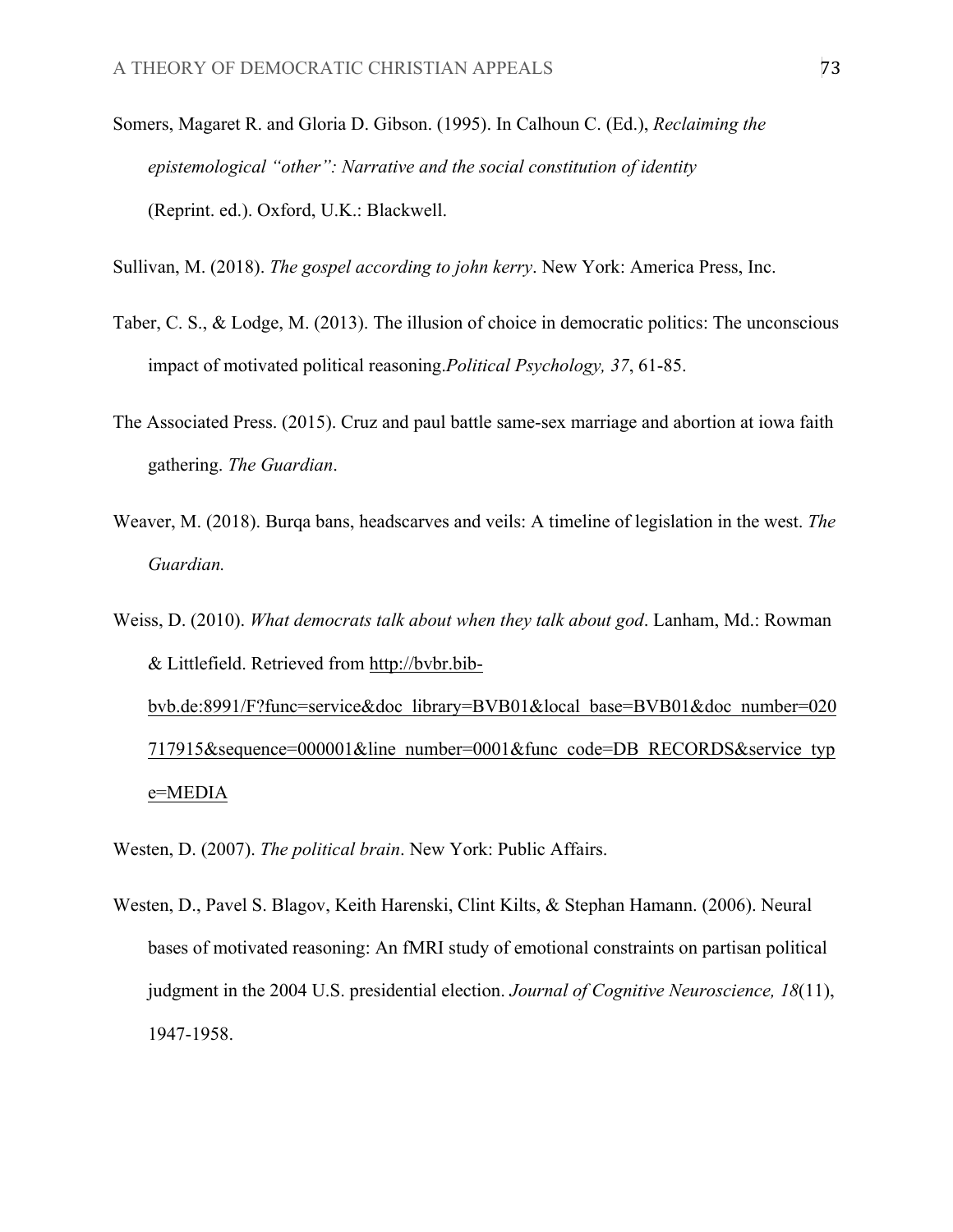Somers, Magaret R. and Gloria D. Gibson. (1995). In Calhoun C. (Ed.), *Reclaiming the epistemological "other": Narrative and the social constitution of identity* (Reprint. ed.). Oxford, U.K.: Blackwell.

Sullivan, M. (2018). *The gospel according to john kerry*. New York: America Press, Inc.

Taber, C. S., & Lodge, M. (2013). The illusion of choice in democratic politics: The unconscious impact of motivated political reasoning.*Political Psychology, 37*, 61-85.

The Associated Press. (2015). Cruz and paul battle same-sex marriage and abortion at iowa faith gathering. *The Guardian*.

Weaver, M. (2018). Burqa bans, headscarves and veils: A timeline of legislation in the west. *The Guardian.*

Weiss, D. (2010). *What democrats talk about when they talk about god*. Lanham, Md.: Rowman & Littlefield. Retrieved from http://bvbr.bib-bvb.de:8991/F?func=service&doc_library=BVB01&local_base=BVB01&doc_number=020717915&sequence=000001&line_number=0001&func_code=DB_RECORDS&service_type=MEDIA

Westen, D. (2007). *The political brain*. New York: Public Affairs.

Westen, D., Pavel S. Blagov, Keith Harenski, Clint Kilts, & Stephan Hamann. (2006). Neural bases of motivated reasoning: An fMRI study of emotional constraints on partisan political judgment in the 2004 U.S. presidential election. *Journal of Cognitive Neuroscience, 18*(11), 1947-1958.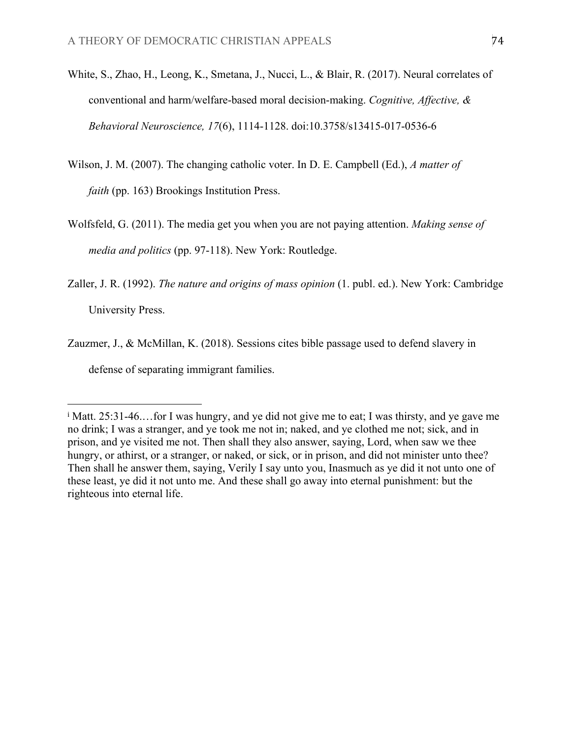White, S., Zhao, H., Leong, K., Smetana, J., Nucci, L., & Blair, R. (2017). Neural correlates of conventional and harm/welfare-based moral decision-making. *Cognitive, Affective, & Behavioral Neuroscience, 17*(6), 1114-1128. doi:10.3758/s13415-017-0536-6

Wilson, J. M. (2007). The changing catholic voter. In D. E. Campbell (Ed.), *A matter of faith* (pp. 163) Brookings Institution Press.

Wolfsfeld, G. (2011). The media get you when you are not paying attention. *Making sense of media and politics* (pp. 97-118). New York: Routledge.

Zaller, J. R. (1992). *The nature and origins of mass opinion* (1. publ. ed.). New York: Cambridge University Press.

Zauzmer, J., & McMillan, K. (2018). Sessions cites bible passage used to defend slavery in defense of separating immigrant families.

---

[i] Matt. 25:31-46.…for I was hungry, and ye did not give me to eat; I was thirsty, and ye gave me no drink; I was a stranger, and ye took me not in; naked, and ye clothed me not; sick, and in prison, and ye visited me not. Then shall they also answer, saying, Lord, when saw we thee hungry, or athirst, or a stranger, or naked, or sick, or in prison, and did not minister unto thee? Then shall he answer them, saying, Verily I say unto you, Inasmuch as ye did it not unto one of these least, ye did it not unto me. And these shall go away into eternal punishment: but the righteous into eternal life.